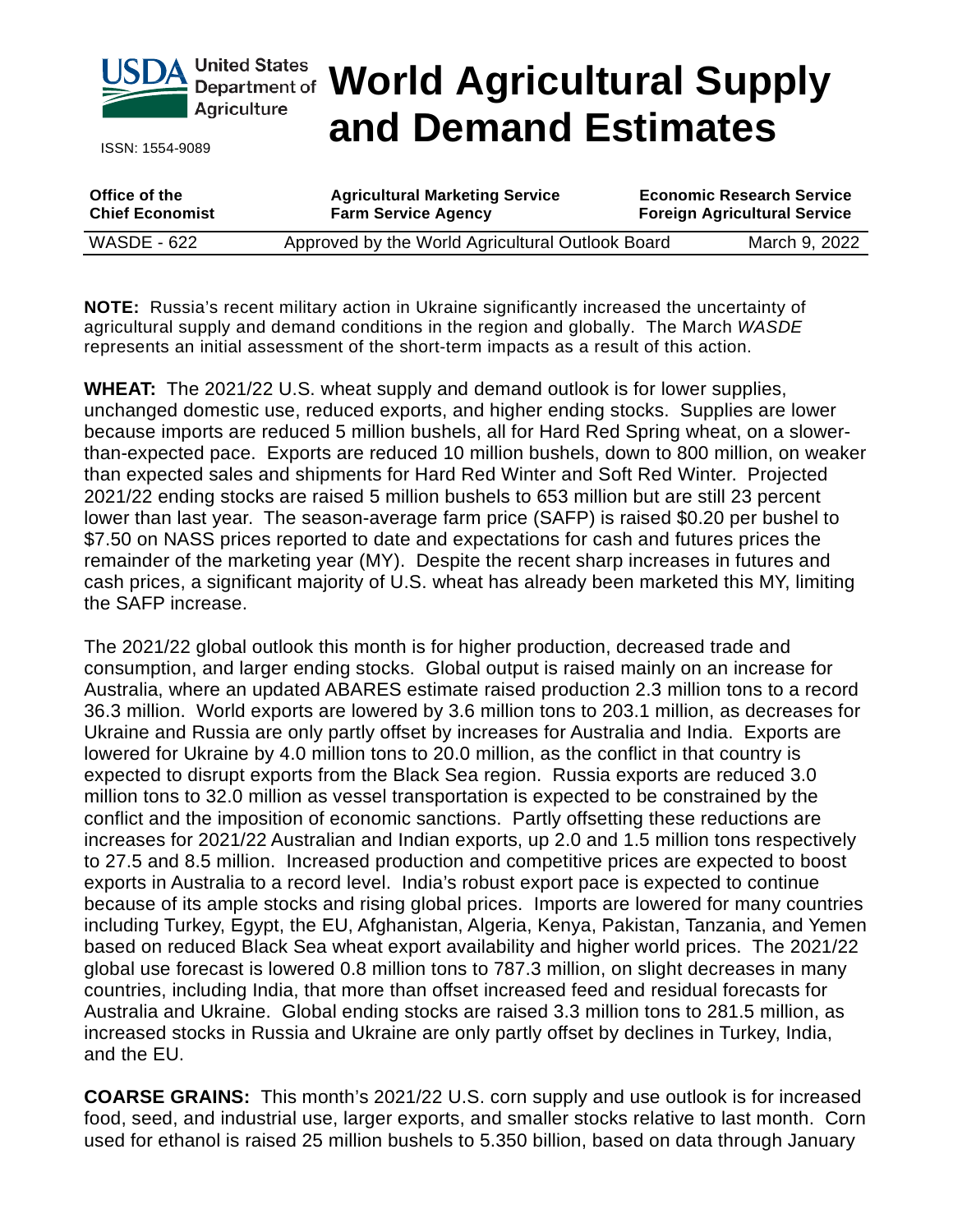# World Agricultural Supply and Demand Estimates

ISSN: 1554-9089

| **Office of the Chief Economist** | **Agricultural Marketing Service Farm Service Agency** | **Economic Research Service Foreign Agricultural Service** |
|---|---|---|
| WASDE - 622 | Approved by the World Agricultural Outlook Board | March 9, 2022 |

**NOTE:** Russia's recent military action in Ukraine significantly increased the uncertainty of agricultural supply and demand conditions in the region and globally. The March *WASDE* represents an initial assessment of the short-term impacts as a result of this action.

**WHEAT:** The 2021/22 U.S. wheat supply and demand outlook is for lower supplies, unchanged domestic use, reduced exports, and higher ending stocks. Supplies are lower because imports are reduced 5 million bushels, all for Hard Red Spring wheat, on a slower-than-expected pace. Exports are reduced 10 million bushels, down to 800 million, on weaker than expected sales and shipments for Hard Red Winter and Soft Red Winter. Projected 2021/22 ending stocks are raised 5 million bushels to 653 million but are still 23 percent lower than last year. The season-average farm price (SAFP) is raised $0.20 per bushel to $7.50 on NASS prices reported to date and expectations for cash and futures prices the remainder of the marketing year (MY). Despite the recent sharp increases in futures and cash prices, a significant majority of U.S. wheat has already been marketed this MY, limiting the SAFP increase.

The 2021/22 global outlook this month is for higher production, decreased trade and consumption, and larger ending stocks. Global output is raised mainly on an increase for Australia, where an updated ABARES estimate raised production 2.3 million tons to a record 36.3 million. World exports are lowered by 3.6 million tons to 203.1 million, as decreases for Ukraine and Russia are only partly offset by increases for Australia and India. Exports are lowered for Ukraine by 4.0 million tons to 20.0 million, as the conflict in that country is expected to disrupt exports from the Black Sea region. Russia exports are reduced 3.0 million tons to 32.0 million as vessel transportation is expected to be constrained by the conflict and the imposition of economic sanctions. Partly offsetting these reductions are increases for 2021/22 Australian and Indian exports, up 2.0 and 1.5 million tons respectively to 27.5 and 8.5 million. Increased production and competitive prices are expected to boost exports in Australia to a record level. India's robust export pace is expected to continue because of its ample stocks and rising global prices. Imports are lowered for many countries including Turkey, Egypt, the EU, Afghanistan, Algeria, Kenya, Pakistan, Tanzania, and Yemen based on reduced Black Sea wheat export availability and higher world prices. The 2021/22 global use forecast is lowered 0.8 million tons to 787.3 million, on slight decreases in many countries, including India, that more than offset increased feed and residual forecasts for Australia and Ukraine. Global ending stocks are raised 3.3 million tons to 281.5 million, as increased stocks in Russia and Ukraine are only partly offset by declines in Turkey, India, and the EU.

**COARSE GRAINS:** This month's 2021/22 U.S. corn supply and use outlook is for increased food, seed, and industrial use, larger exports, and smaller stocks relative to last month. Corn used for ethanol is raised 25 million bushels to 5.350 billion, based on data through January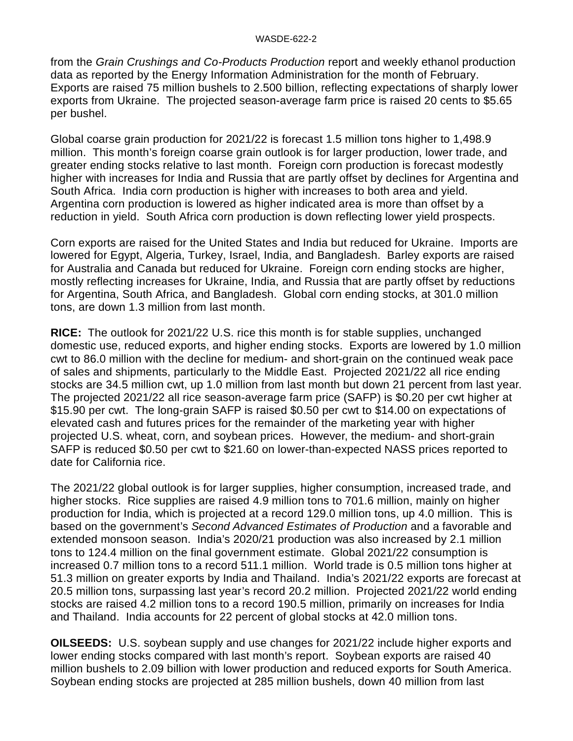from the *Grain Crushings and Co-Products Production* report and weekly ethanol production data as reported by the Energy Information Administration for the month of February. Exports are raised 75 million bushels to 2.500 billion, reflecting expectations of sharply lower exports from Ukraine. The projected season-average farm price is raised 20 cents to $5.65 per bushel.

Global coarse grain production for 2021/22 is forecast 1.5 million tons higher to 1,498.9 million. This month's foreign coarse grain outlook is for larger production, lower trade, and greater ending stocks relative to last month. Foreign corn production is forecast modestly higher with increases for India and Russia that are partly offset by declines for Argentina and South Africa. India corn production is higher with increases to both area and yield. Argentina corn production is lowered as higher indicated area is more than offset by a reduction in yield. South Africa corn production is down reflecting lower yield prospects.

Corn exports are raised for the United States and India but reduced for Ukraine. Imports are lowered for Egypt, Algeria, Turkey, Israel, India, and Bangladesh. Barley exports are raised for Australia and Canada but reduced for Ukraine. Foreign corn ending stocks are higher, mostly reflecting increases for Ukraine, India, and Russia that are partly offset by reductions for Argentina, South Africa, and Bangladesh. Global corn ending stocks, at 301.0 million tons, are down 1.3 million from last month.

**RICE:** The outlook for 2021/22 U.S. rice this month is for stable supplies, unchanged domestic use, reduced exports, and higher ending stocks. Exports are lowered by 1.0 million cwt to 86.0 million with the decline for medium- and short-grain on the continued weak pace of sales and shipments, particularly to the Middle East. Projected 2021/22 all rice ending stocks are 34.5 million cwt, up 1.0 million from last month but down 21 percent from last year. The projected 2021/22 all rice season-average farm price (SAFP) is $0.20 per cwt higher at $15.90 per cwt. The long-grain SAFP is raised $0.50 per cwt to $14.00 on expectations of elevated cash and futures prices for the remainder of the marketing year with higher projected U.S. wheat, corn, and soybean prices. However, the medium- and short-grain SAFP is reduced $0.50 per cwt to $21.60 on lower-than-expected NASS prices reported to date for California rice.

The 2021/22 global outlook is for larger supplies, higher consumption, increased trade, and higher stocks. Rice supplies are raised 4.9 million tons to 701.6 million, mainly on higher production for India, which is projected at a record 129.0 million tons, up 4.0 million. This is based on the government's *Second Advanced Estimates of Production* and a favorable and extended monsoon season. India's 2020/21 production was also increased by 2.1 million tons to 124.4 million on the final government estimate. Global 2021/22 consumption is increased 0.7 million tons to a record 511.1 million. World trade is 0.5 million tons higher at 51.3 million on greater exports by India and Thailand. India's 2021/22 exports are forecast at 20.5 million tons, surpassing last year's record 20.2 million. Projected 2021/22 world ending stocks are raised 4.2 million tons to a record 190.5 million, primarily on increases for India and Thailand. India accounts for 22 percent of global stocks at 42.0 million tons.

**OILSEEDS:** U.S. soybean supply and use changes for 2021/22 include higher exports and lower ending stocks compared with last month's report. Soybean exports are raised 40 million bushels to 2.09 billion with lower production and reduced exports for South America. Soybean ending stocks are projected at 285 million bushels, down 40 million from last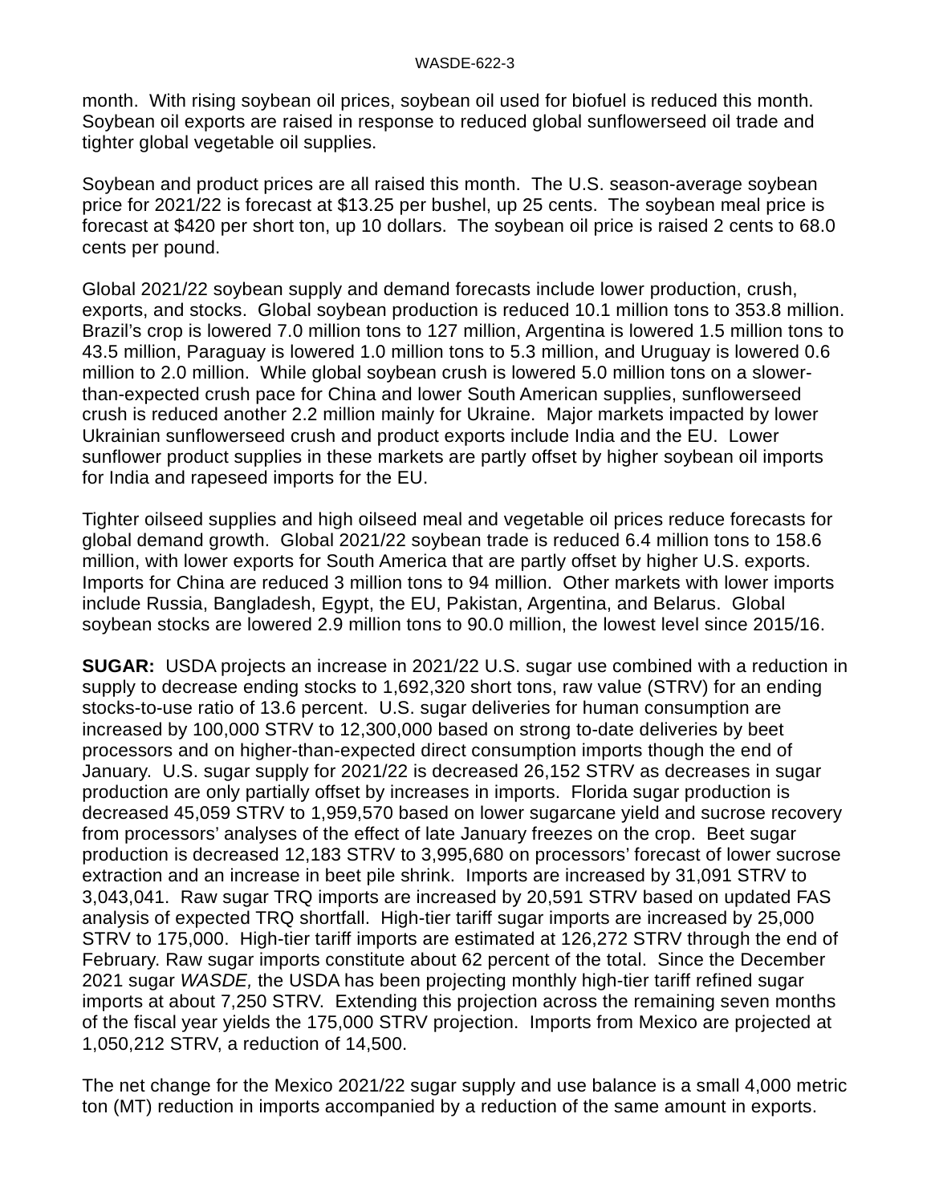month. With rising soybean oil prices, soybean oil used for biofuel is reduced this month. Soybean oil exports are raised in response to reduced global sunflowerseed oil trade and tighter global vegetable oil supplies.

Soybean and product prices are all raised this month. The U.S. season-average soybean price for 2021/22 is forecast at $13.25 per bushel, up 25 cents. The soybean meal price is forecast at $420 per short ton, up 10 dollars. The soybean oil price is raised 2 cents to 68.0 cents per pound.

Global 2021/22 soybean supply and demand forecasts include lower production, crush, exports, and stocks. Global soybean production is reduced 10.1 million tons to 353.8 million. Brazil's crop is lowered 7.0 million tons to 127 million, Argentina is lowered 1.5 million tons to 43.5 million, Paraguay is lowered 1.0 million tons to 5.3 million, and Uruguay is lowered 0.6 million to 2.0 million. While global soybean crush is lowered 5.0 million tons on a slower-than-expected crush pace for China and lower South American supplies, sunflowerseed crush is reduced another 2.2 million mainly for Ukraine. Major markets impacted by lower Ukrainian sunflowerseed crush and product exports include India and the EU. Lower sunflower product supplies in these markets are partly offset by higher soybean oil imports for India and rapeseed imports for the EU.

Tighter oilseed supplies and high oilseed meal and vegetable oil prices reduce forecasts for global demand growth. Global 2021/22 soybean trade is reduced 6.4 million tons to 158.6 million, with lower exports for South America that are partly offset by higher U.S. exports. Imports for China are reduced 3 million tons to 94 million. Other markets with lower imports include Russia, Bangladesh, Egypt, the EU, Pakistan, Argentina, and Belarus. Global soybean stocks are lowered 2.9 million tons to 90.0 million, the lowest level since 2015/16.

**SUGAR:** USDA projects an increase in 2021/22 U.S. sugar use combined with a reduction in supply to decrease ending stocks to 1,692,320 short tons, raw value (STRV) for an ending stocks-to-use ratio of 13.6 percent. U.S. sugar deliveries for human consumption are increased by 100,000 STRV to 12,300,000 based on strong to-date deliveries by beet processors and on higher-than-expected direct consumption imports though the end of January. U.S. sugar supply for 2021/22 is decreased 26,152 STRV as decreases in sugar production are only partially offset by increases in imports. Florida sugar production is decreased 45,059 STRV to 1,959,570 based on lower sugarcane yield and sucrose recovery from processors' analyses of the effect of late January freezes on the crop. Beet sugar production is decreased 12,183 STRV to 3,995,680 on processors' forecast of lower sucrose extraction and an increase in beet pile shrink. Imports are increased by 31,091 STRV to 3,043,041. Raw sugar TRQ imports are increased by 20,591 STRV based on updated FAS analysis of expected TRQ shortfall. High-tier tariff sugar imports are increased by 25,000 STRV to 175,000. High-tier tariff imports are estimated at 126,272 STRV through the end of February. Raw sugar imports constitute about 62 percent of the total. Since the December 2021 sugar *WASDE,* the USDA has been projecting monthly high-tier tariff refined sugar imports at about 7,250 STRV. Extending this projection across the remaining seven months of the fiscal year yields the 175,000 STRV projection. Imports from Mexico are projected at 1,050,212 STRV, a reduction of 14,500.

The net change for the Mexico 2021/22 sugar supply and use balance is a small 4,000 metric ton (MT) reduction in imports accompanied by a reduction of the same amount in exports.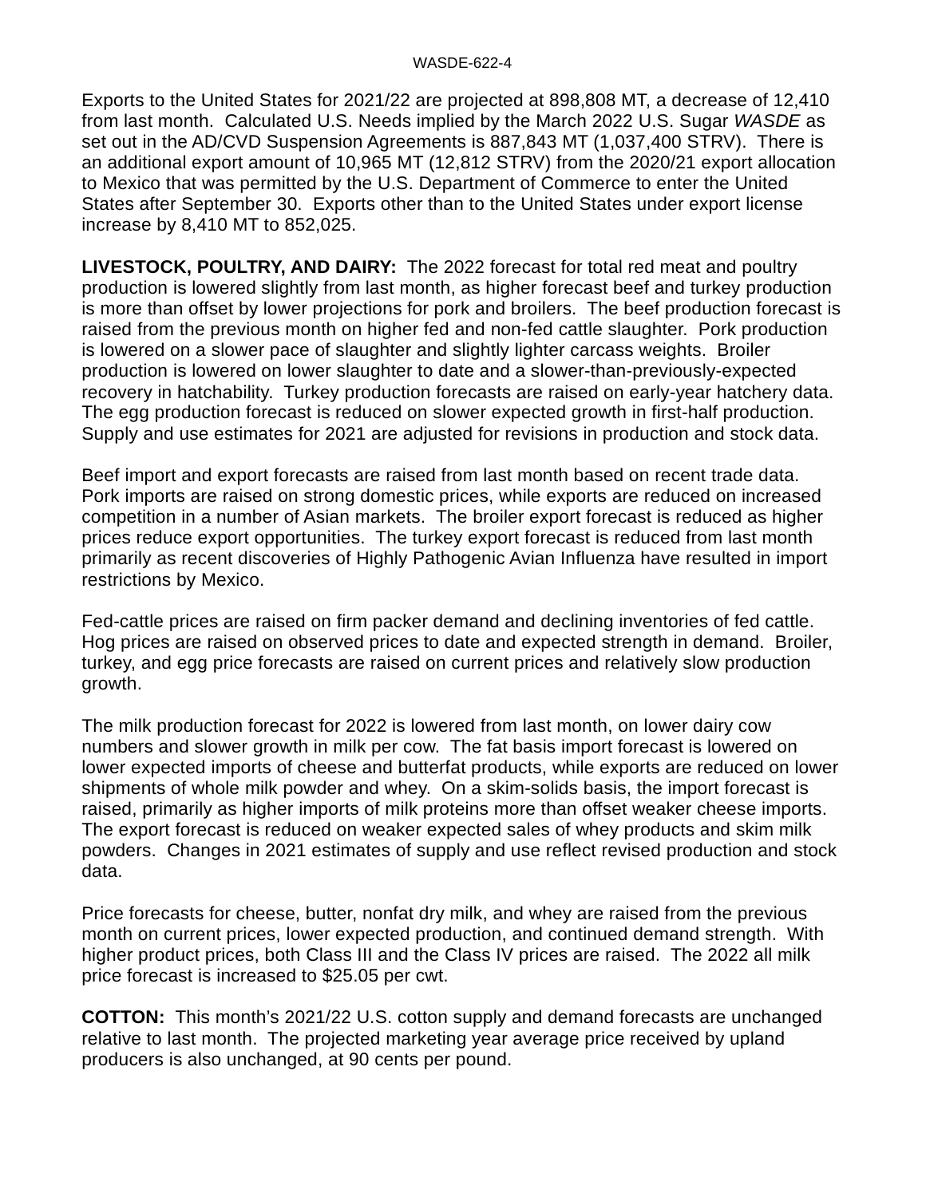Exports to the United States for 2021/22 are projected at 898,808 MT, a decrease of 12,410 from last month. Calculated U.S. Needs implied by the March 2022 U.S. Sugar *WASDE* as set out in the AD/CVD Suspension Agreements is 887,843 MT (1,037,400 STRV). There is an additional export amount of 10,965 MT (12,812 STRV) from the 2020/21 export allocation to Mexico that was permitted by the U.S. Department of Commerce to enter the United States after September 30. Exports other than to the United States under export license increase by 8,410 MT to 852,025.

**LIVESTOCK, POULTRY, AND DAIRY:** The 2022 forecast for total red meat and poultry production is lowered slightly from last month, as higher forecast beef and turkey production is more than offset by lower projections for pork and broilers. The beef production forecast is raised from the previous month on higher fed and non-fed cattle slaughter. Pork production is lowered on a slower pace of slaughter and slightly lighter carcass weights. Broiler production is lowered on lower slaughter to date and a slower-than-previously-expected recovery in hatchability. Turkey production forecasts are raised on early-year hatchery data. The egg production forecast is reduced on slower expected growth in first-half production. Supply and use estimates for 2021 are adjusted for revisions in production and stock data.

Beef import and export forecasts are raised from last month based on recent trade data. Pork imports are raised on strong domestic prices, while exports are reduced on increased competition in a number of Asian markets. The broiler export forecast is reduced as higher prices reduce export opportunities. The turkey export forecast is reduced from last month primarily as recent discoveries of Highly Pathogenic Avian Influenza have resulted in import restrictions by Mexico.

Fed-cattle prices are raised on firm packer demand and declining inventories of fed cattle. Hog prices are raised on observed prices to date and expected strength in demand. Broiler, turkey, and egg price forecasts are raised on current prices and relatively slow production growth.

The milk production forecast for 2022 is lowered from last month, on lower dairy cow numbers and slower growth in milk per cow. The fat basis import forecast is lowered on lower expected imports of cheese and butterfat products, while exports are reduced on lower shipments of whole milk powder and whey. On a skim-solids basis, the import forecast is raised, primarily as higher imports of milk proteins more than offset weaker cheese imports. The export forecast is reduced on weaker expected sales of whey products and skim milk powders. Changes in 2021 estimates of supply and use reflect revised production and stock data.

Price forecasts for cheese, butter, nonfat dry milk, and whey are raised from the previous month on current prices, lower expected production, and continued demand strength. With higher product prices, both Class III and the Class IV prices are raised. The 2022 all milk price forecast is increased to $25.05 per cwt.

**COTTON:** This month's 2021/22 U.S. cotton supply and demand forecasts are unchanged relative to last month. The projected marketing year average price received by upland producers is also unchanged, at 90 cents per pound.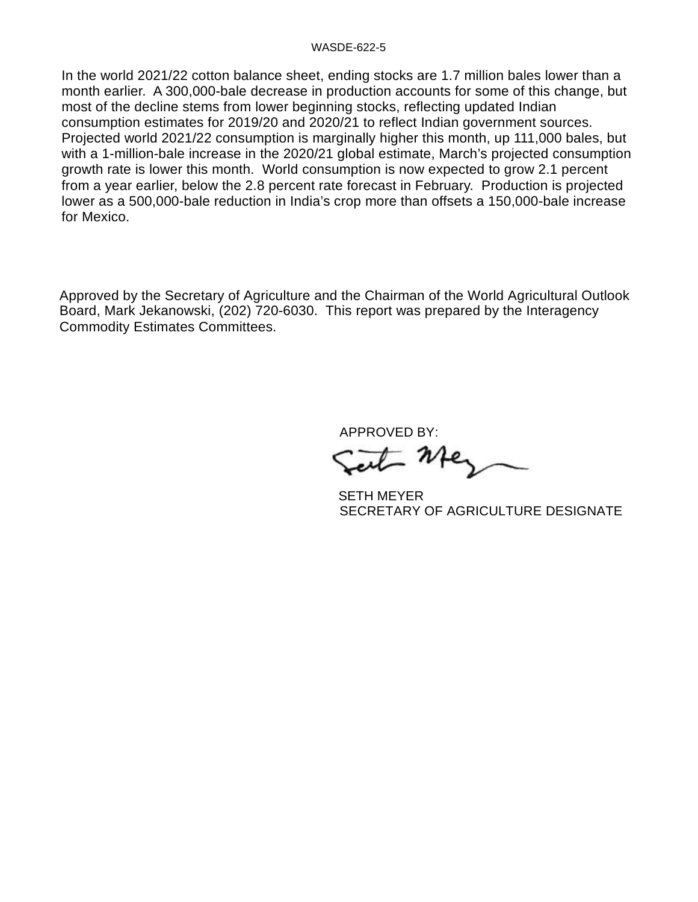In the world 2021/22 cotton balance sheet, ending stocks are 1.7 million bales lower than a month earlier. A 300,000-bale decrease in production accounts for some of this change, but most of the decline stems from lower beginning stocks, reflecting updated Indian consumption estimates for 2019/20 and 2020/21 to reflect Indian government sources. Projected world 2021/22 consumption is marginally higher this month, up 111,000 bales, but with a 1-million-bale increase in the 2020/21 global estimate, March's projected consumption growth rate is lower this month. World consumption is now expected to grow 2.1 percent from a year earlier, below the 2.8 percent rate forecast in February. Production is projected lower as a 500,000-bale reduction in India's crop more than offsets a 150,000-bale increase for Mexico.

Approved by the Secretary of Agriculture and the Chairman of the World Agricultural Outlook Board, Mark Jekanowski, (202) 720-6030. This report was prepared by the Interagency Commodity Estimates Committees.

APPROVED BY:

SETH MEYER
SECRETARY OF AGRICULTURE DESIGNATE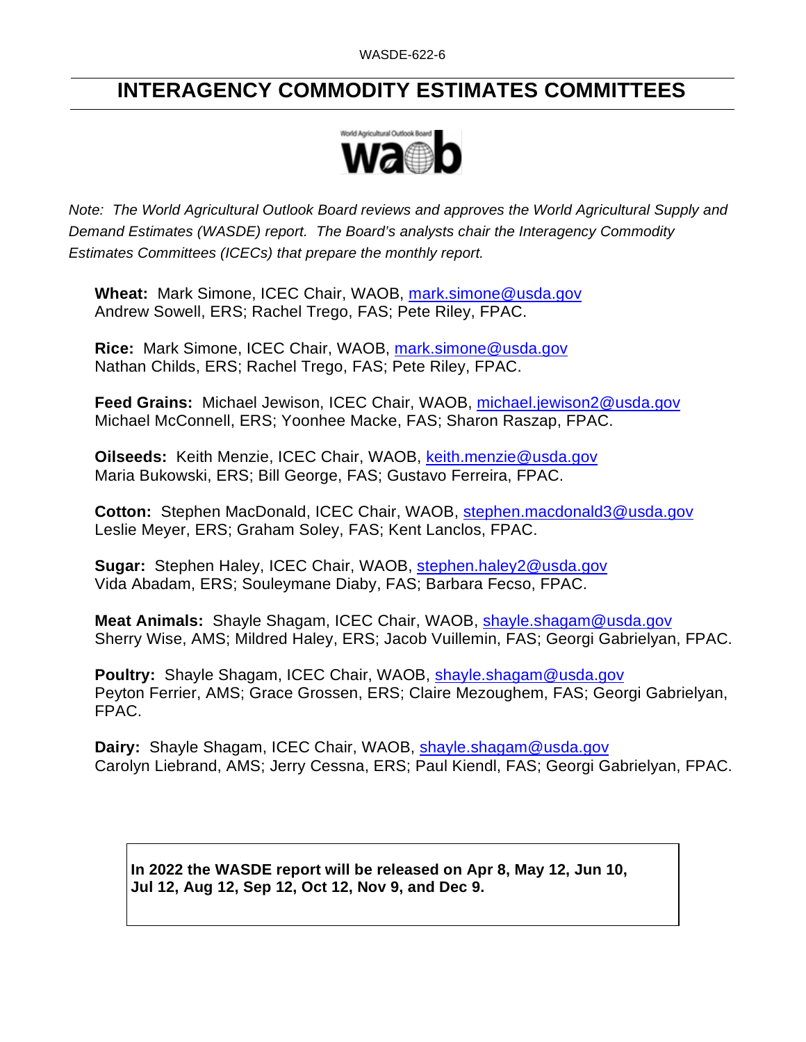# INTERAGENCY COMMODITY ESTIMATES COMMITTEES

*Note: The World Agricultural Outlook Board reviews and approves the World Agricultural Supply and Demand Estimates (WASDE) report. The Board's analysts chair the Interagency Commodity Estimates Committees (ICECs) that prepare the monthly report.*

**Wheat:** Mark Simone, ICEC Chair, WAOB, mark.simone@usda.gov
Andrew Sowell, ERS; Rachel Trego, FAS; Pete Riley, FPAC.

**Rice:** Mark Simone, ICEC Chair, WAOB, mark.simone@usda.gov
Nathan Childs, ERS; Rachel Trego, FAS; Pete Riley, FPAC.

**Feed Grains:** Michael Jewison, ICEC Chair, WAOB, michael.jewison2@usda.gov
Michael McConnell, ERS; Yoonhee Macke, FAS; Sharon Raszap, FPAC.

**Oilseeds:** Keith Menzie, ICEC Chair, WAOB, keith.menzie@usda.gov
Maria Bukowski, ERS; Bill George, FAS; Gustavo Ferreira, FPAC.

**Cotton:** Stephen MacDonald, ICEC Chair, WAOB, stephen.macdonald3@usda.gov
Leslie Meyer, ERS; Graham Soley, FAS; Kent Lanclos, FPAC.

**Sugar:** Stephen Haley, ICEC Chair, WAOB, stephen.haley2@usda.gov
Vida Abadam, ERS; Souleymane Diaby, FAS; Barbara Fecso, FPAC.

**Meat Animals:** Shayle Shagam, ICEC Chair, WAOB, shayle.shagam@usda.gov
Sherry Wise, AMS; Mildred Haley, ERS; Jacob Vuillemin, FAS; Georgi Gabrielyan, FPAC.

**Poultry:** Shayle Shagam, ICEC Chair, WAOB, shayle.shagam@usda.gov
Peyton Ferrier, AMS; Grace Grossen, ERS; Claire Mezoughem, FAS; Georgi Gabrielyan, FPAC.

**Dairy:** Shayle Shagam, ICEC Chair, WAOB, shayle.shagam@usda.gov
Carolyn Liebrand, AMS; Jerry Cessna, ERS; Paul Kiendl, FAS; Georgi Gabrielyan, FPAC.

**In 2022 the WASDE report will be released on Apr 8, May 12, Jun 10, Jul 12, Aug 12, Sep 12, Oct 12, Nov 9, and Dec 9.**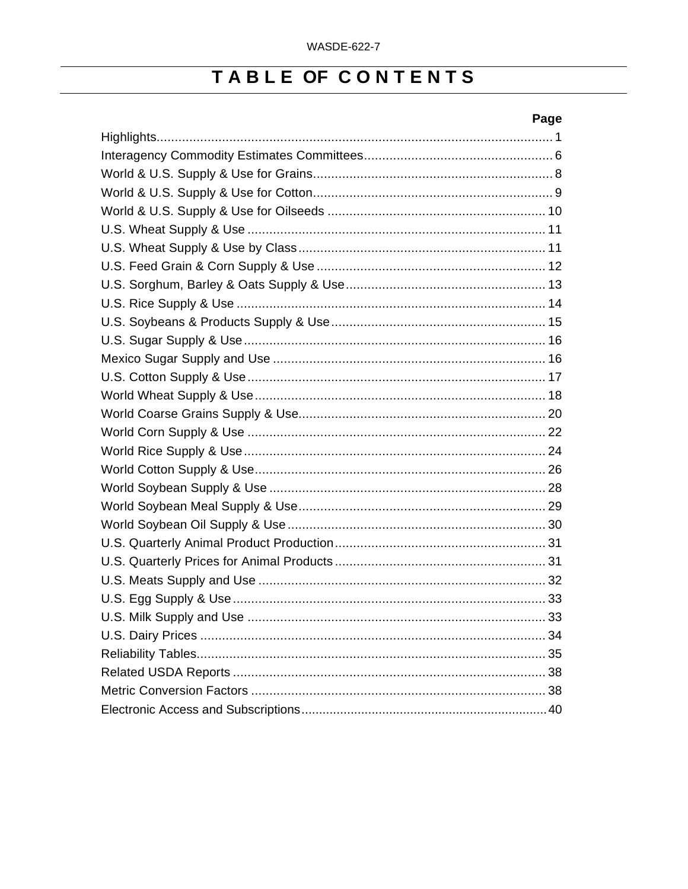# TABLE OF CONTENTS

| | Page |
|---|---|
| Highlights | 1 |
| Interagency Commodity Estimates Committees | 6 |
| World & U.S. Supply & Use for Grains | 8 |
| World & U.S. Supply & Use for Cotton | 9 |
| World & U.S. Supply & Use for Oilseeds | 10 |
| U.S. Wheat Supply & Use | 11 |
| U.S. Wheat Supply & Use by Class | 11 |
| U.S. Feed Grain & Corn Supply & Use | 12 |
| U.S. Sorghum, Barley & Oats Supply & Use | 13 |
| U.S. Rice Supply & Use | 14 |
| U.S. Soybeans & Products Supply & Use | 15 |
| U.S. Sugar Supply & Use | 16 |
| Mexico Sugar Supply and Use | 16 |
| U.S. Cotton Supply & Use | 17 |
| World Wheat Supply & Use | 18 |
| World Coarse Grains Supply & Use | 20 |
| World Corn Supply & Use | 22 |
| World Rice Supply & Use | 24 |
| World Cotton Supply & Use | 26 |
| World Soybean Supply & Use | 28 |
| World Soybean Meal Supply & Use | 29 |
| World Soybean Oil Supply & Use | 30 |
| U.S. Quarterly Animal Product Production | 31 |
| U.S. Quarterly Prices for Animal Products | 31 |
| U.S. Meats Supply and Use | 32 |
| U.S. Egg Supply & Use | 33 |
| U.S. Milk Supply and Use | 33 |
| U.S. Dairy Prices | 34 |
| Reliability Tables | 35 |
| Related USDA Reports | 38 |
| Metric Conversion Factors | 38 |
| Electronic Access and Subscriptions | 40 |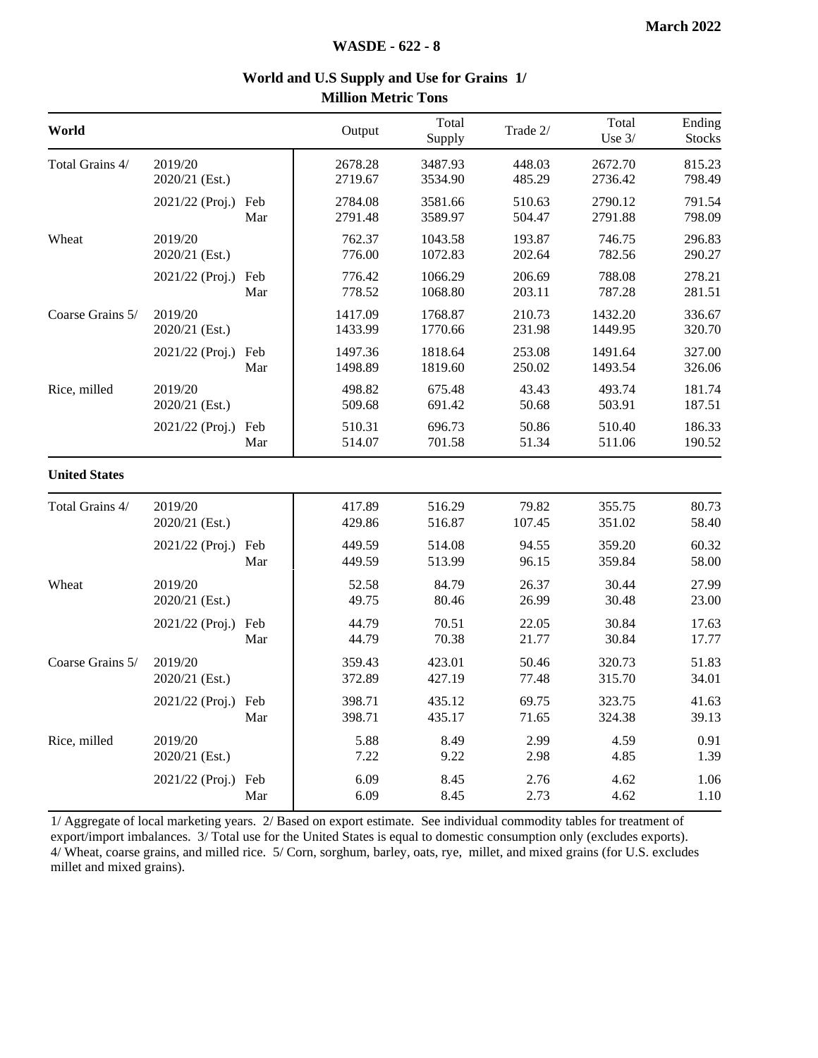# World and U.S Supply and Use for Grains 1/

## Million Metric Tons

| World | | | Output | Total Supply | Trade 2/ | Total Use 3/ | Ending Stocks |
|---|---|---|---|---|---|---|---|
| Total Grains 4/ | 2019/20 | | 2678.28 | 3487.93 | 448.03 | 2672.70 | 815.23 |
| | 2020/21 (Est.) | | 2719.67 | 3534.90 | 485.29 | 2736.42 | 798.49 |
| | 2021/22 (Proj.) | Feb | 2784.08 | 3581.66 | 510.63 | 2790.12 | 791.54 |
| | | Mar | 2791.48 | 3589.97 | 504.47 | 2791.88 | 798.09 |
| Wheat | 2019/20 | | 762.37 | 1043.58 | 193.87 | 746.75 | 296.83 |
| | 2020/21 (Est.) | | 776.00 | 1072.83 | 202.64 | 782.56 | 290.27 |
| | 2021/22 (Proj.) | Feb | 776.42 | 1066.29 | 206.69 | 788.08 | 278.21 |
| | | Mar | 778.52 | 1068.80 | 203.11 | 787.28 | 281.51 |
| Coarse Grains 5/ | 2019/20 | | 1417.09 | 1768.87 | 210.73 | 1432.20 | 336.67 |
| | 2020/21 (Est.) | | 1433.99 | 1770.66 | 231.98 | 1449.95 | 320.70 |
| | 2021/22 (Proj.) | Feb | 1497.36 | 1818.64 | 253.08 | 1491.64 | 327.00 |
| | | Mar | 1498.89 | 1819.60 | 250.02 | 1493.54 | 326.06 |
| Rice, milled | 2019/20 | | 498.82 | 675.48 | 43.43 | 493.74 | 181.74 |
| | 2020/21 (Est.) | | 509.68 | 691.42 | 50.68 | 503.91 | 187.51 |
| | 2021/22 (Proj.) | Feb | 510.31 | 696.73 | 50.86 | 510.40 | 186.33 |
| | | Mar | 514.07 | 701.58 | 51.34 | 511.06 | 190.52 |
| **United States** | | | | | | | |
| Total Grains 4/ | 2019/20 | | 417.89 | 516.29 | 79.82 | 355.75 | 80.73 |
| | 2020/21 (Est.) | | 429.86 | 516.87 | 107.45 | 351.02 | 58.40 |
| | 2021/22 (Proj.) | Feb | 449.59 | 514.08 | 94.55 | 359.20 | 60.32 |
| | | Mar | 449.59 | 513.99 | 96.15 | 359.84 | 58.00 |
| Wheat | 2019/20 | | 52.58 | 84.79 | 26.37 | 30.44 | 27.99 |
| | 2020/21 (Est.) | | 49.75 | 80.46 | 26.99 | 30.48 | 23.00 |
| | 2021/22 (Proj.) | Feb | 44.79 | 70.51 | 22.05 | 30.84 | 17.63 |
| | | Mar | 44.79 | 70.38 | 21.77 | 30.84 | 17.77 |
| Coarse Grains 5/ | 2019/20 | | 359.43 | 423.01 | 50.46 | 320.73 | 51.83 |
| | 2020/21 (Est.) | | 372.89 | 427.19 | 77.48 | 315.70 | 34.01 |
| | 2021/22 (Proj.) | Feb | 398.71 | 435.12 | 69.75 | 323.75 | 41.63 |
| | | Mar | 398.71 | 435.17 | 71.65 | 324.38 | 39.13 |
| Rice, milled | 2019/20 | | 5.88 | 8.49 | 2.99 | 4.59 | 0.91 |
| | 2020/21 (Est.) | | 7.22 | 9.22 | 2.98 | 4.85 | 1.39 |
| | 2021/22 (Proj.) | Feb | 6.09 | 8.45 | 2.76 | 4.62 | 1.06 |
| | | Mar | 6.09 | 8.45 | 2.73 | 4.62 | 1.10 |

1/ Aggregate of local marketing years. 2/ Based on export estimate. See individual commodity tables for treatment of export/import imbalances. 3/ Total use for the United States is equal to domestic consumption only (excludes exports). 4/ Wheat, coarse grains, and milled rice. 5/ Corn, sorghum, barley, oats, rye, millet, and mixed grains (for U.S. excludes millet and mixed grains).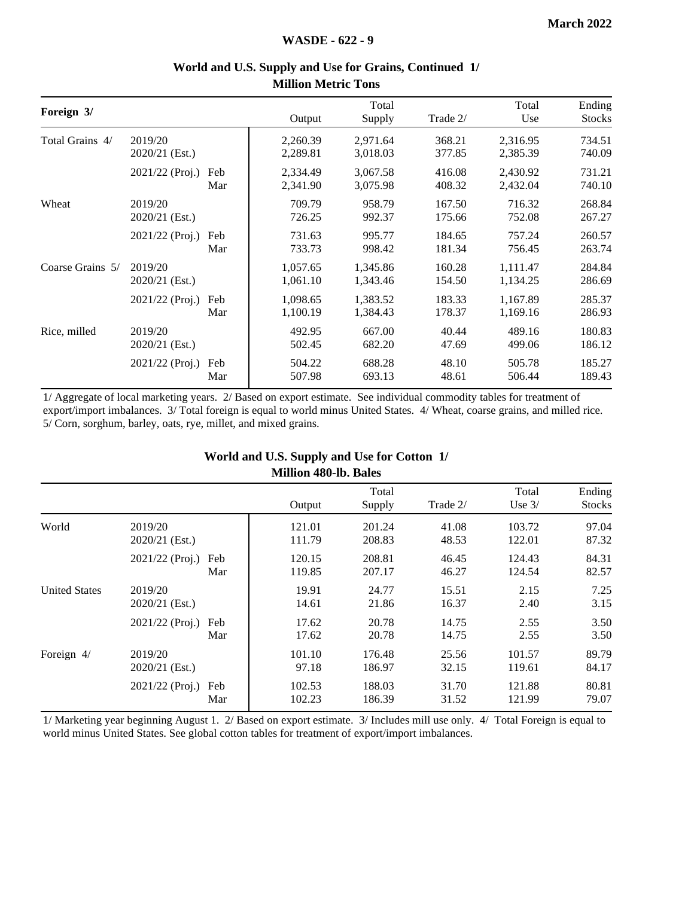## World and U.S. Supply and Use for Grains, Continued 1/

**Million Metric Tons**

| Foreign 3/ | | | Output | Total Supply | Trade 2/ | Total Use | Ending Stocks |
|---|---|---|---|---|---|---|---|
| Total Grains 4/ | 2019/20 | | 2,260.39 | 2,971.64 | 368.21 | 2,316.95 | 734.51 |
| | 2020/21 (Est.) | | 2,289.81 | 3,018.03 | 377.85 | 2,385.39 | 740.09 |
| | 2021/22 (Proj.) | Feb | 2,334.49 | 3,067.58 | 416.08 | 2,430.92 | 731.21 |
| | | Mar | 2,341.90 | 3,075.98 | 408.32 | 2,432.04 | 740.10 |
| Wheat | 2019/20 | | 709.79 | 958.79 | 167.50 | 716.32 | 268.84 |
| | 2020/21 (Est.) | | 726.25 | 992.37 | 175.66 | 752.08 | 267.27 |
| | 2021/22 (Proj.) | Feb | 731.63 | 995.77 | 184.65 | 757.24 | 260.57 |
| | | Mar | 733.73 | 998.42 | 181.34 | 756.45 | 263.74 |
| Coarse Grains 5/ | 2019/20 | | 1,057.65 | 1,345.86 | 160.28 | 1,111.47 | 284.84 |
| | 2020/21 (Est.) | | 1,061.10 | 1,343.46 | 154.50 | 1,134.25 | 286.69 |
| | 2021/22 (Proj.) | Feb | 1,098.65 | 1,383.52 | 183.33 | 1,167.89 | 285.37 |
| | | Mar | 1,100.19 | 1,384.43 | 178.37 | 1,169.16 | 286.93 |
| Rice, milled | 2019/20 | | 492.95 | 667.00 | 40.44 | 489.16 | 180.83 |
| | 2020/21 (Est.) | | 502.45 | 682.20 | 47.69 | 499.06 | 186.12 |
| | 2021/22 (Proj.) | Feb | 504.22 | 688.28 | 48.10 | 505.78 | 185.27 |
| | | Mar | 507.98 | 693.13 | 48.61 | 506.44 | 189.43 |

1/ Aggregate of local marketing years. 2/ Based on export estimate. See individual commodity tables for treatment of export/import imbalances. 3/ Total foreign is equal to world minus United States. 4/ Wheat, coarse grains, and milled rice. 5/ Corn, sorghum, barley, oats, rye, millet, and mixed grains.

## World and U.S. Supply and Use for Cotton 1/

**Million 480-lb. Bales**

| | | | Output | Total Supply | Trade 2/ | Total Use 3/ | Ending Stocks |
|---|---|---|---|---|---|---|---|
| World | 2019/20 | | 121.01 | 201.24 | 41.08 | 103.72 | 97.04 |
| | 2020/21 (Est.) | | 111.79 | 208.83 | 48.53 | 122.01 | 87.32 |
| | 2021/22 (Proj.) | Feb | 120.15 | 208.81 | 46.45 | 124.43 | 84.31 |
| | | Mar | 119.85 | 207.17 | 46.27 | 124.54 | 82.57 |
| United States | 2019/20 | | 19.91 | 24.77 | 15.51 | 2.15 | 7.25 |
| | 2020/21 (Est.) | | 14.61 | 21.86 | 16.37 | 2.40 | 3.15 |
| | 2021/22 (Proj.) | Feb | 17.62 | 20.78 | 14.75 | 2.55 | 3.50 |
| | | Mar | 17.62 | 20.78 | 14.75 | 2.55 | 3.50 |
| Foreign 4/ | 2019/20 | | 101.10 | 176.48 | 25.56 | 101.57 | 89.79 |
| | 2020/21 (Est.) | | 97.18 | 186.97 | 32.15 | 119.61 | 84.17 |
| | 2021/22 (Proj.) | Feb | 102.53 | 188.03 | 31.70 | 121.88 | 80.81 |
| | | Mar | 102.23 | 186.39 | 31.52 | 121.99 | 79.07 |

1/ Marketing year beginning August 1. 2/ Based on export estimate. 3/ Includes mill use only. 4/ Total Foreign is equal to world minus United States. See global cotton tables for treatment of export/import imbalances.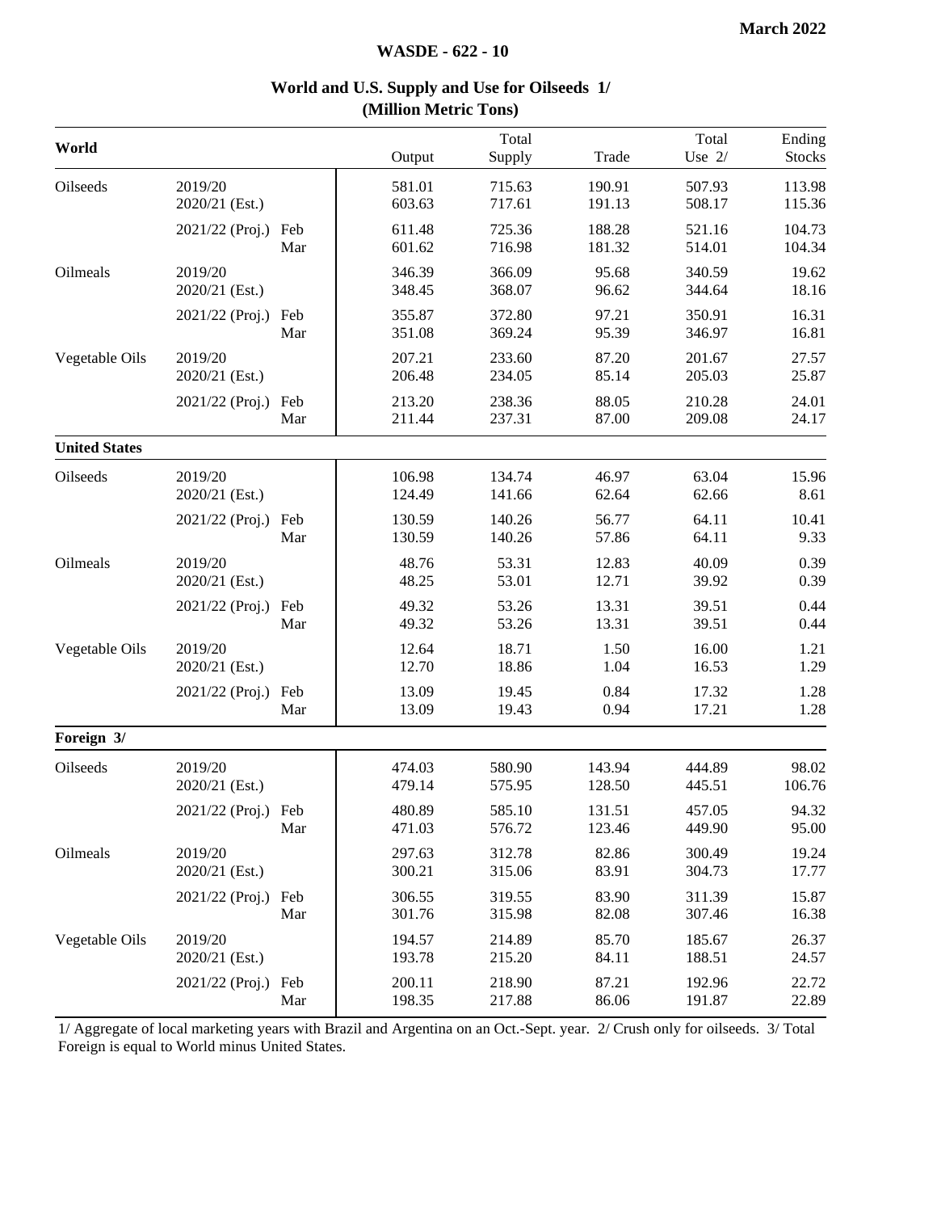**March 2022**

**WASDE - 622 - 10**

## World and U.S. Supply and Use for Oilseeds 1/
### (Million Metric Tons)

| World | | | Output | Total Supply | Trade | Total Use 2/ | Ending Stocks |
|---|---|---|---|---|---|---|---|
| Oilseeds | 2019/20 | | 581.01 | 715.63 | 190.91 | 507.93 | 113.98 |
| | 2020/21 (Est.) | | 603.63 | 717.61 | 191.13 | 508.17 | 115.36 |
| | 2021/22 (Proj.) | Feb | 611.48 | 725.36 | 188.28 | 521.16 | 104.73 |
| | | Mar | 601.62 | 716.98 | 181.32 | 514.01 | 104.34 |
| Oilmeals | 2019/20 | | 346.39 | 366.09 | 95.68 | 340.59 | 19.62 |
| | 2020/21 (Est.) | | 348.45 | 368.07 | 96.62 | 344.64 | 18.16 |
| | 2021/22 (Proj.) | Feb | 355.87 | 372.80 | 97.21 | 350.91 | 16.31 |
| | | Mar | 351.08 | 369.24 | 95.39 | 346.97 | 16.81 |
| Vegetable Oils | 2019/20 | | 207.21 | 233.60 | 87.20 | 201.67 | 27.57 |
| | 2020/21 (Est.) | | 206.48 | 234.05 | 85.14 | 205.03 | 25.87 |
| | 2021/22 (Proj.) | Feb | 213.20 | 238.36 | 88.05 | 210.28 | 24.01 |
| | | Mar | 211.44 | 237.31 | 87.00 | 209.08 | 24.17 |
| **United States** | | | | | | | |
| Oilseeds | 2019/20 | | 106.98 | 134.74 | 46.97 | 63.04 | 15.96 |
| | 2020/21 (Est.) | | 124.49 | 141.66 | 62.64 | 62.66 | 8.61 |
| | 2021/22 (Proj.) | Feb | 130.59 | 140.26 | 56.77 | 64.11 | 10.41 |
| | | Mar | 130.59 | 140.26 | 57.86 | 64.11 | 9.33 |
| Oilmeals | 2019/20 | | 48.76 | 53.31 | 12.83 | 40.09 | 0.39 |
| | 2020/21 (Est.) | | 48.25 | 53.01 | 12.71 | 39.92 | 0.39 |
| | 2021/22 (Proj.) | Feb | 49.32 | 53.26 | 13.31 | 39.51 | 0.44 |
| | | Mar | 49.32 | 53.26 | 13.31 | 39.51 | 0.44 |
| Vegetable Oils | 2019/20 | | 12.64 | 18.71 | 1.50 | 16.00 | 1.21 |
| | 2020/21 (Est.) | | 12.70 | 18.86 | 1.04 | 16.53 | 1.29 |
| | 2021/22 (Proj.) | Feb | 13.09 | 19.45 | 0.84 | 17.32 | 1.28 |
| | | Mar | 13.09 | 19.43 | 0.94 | 17.21 | 1.28 |
| **Foreign 3/** | | | | | | | |
| Oilseeds | 2019/20 | | 474.03 | 580.90 | 143.94 | 444.89 | 98.02 |
| | 2020/21 (Est.) | | 479.14 | 575.95 | 128.50 | 445.51 | 106.76 |
| | 2021/22 (Proj.) | Feb | 480.89 | 585.10 | 131.51 | 457.05 | 94.32 |
| | | Mar | 471.03 | 576.72 | 123.46 | 449.90 | 95.00 |
| Oilmeals | 2019/20 | | 297.63 | 312.78 | 82.86 | 300.49 | 19.24 |
| | 2020/21 (Est.) | | 300.21 | 315.06 | 83.91 | 304.73 | 17.77 |
| | 2021/22 (Proj.) | Feb | 306.55 | 319.55 | 83.90 | 311.39 | 15.87 |
| | | Mar | 301.76 | 315.98 | 82.08 | 307.46 | 16.38 |
| Vegetable Oils | 2019/20 | | 194.57 | 214.89 | 85.70 | 185.67 | 26.37 |
| | 2020/21 (Est.) | | 193.78 | 215.20 | 84.11 | 188.51 | 24.57 |
| | 2021/22 (Proj.) | Feb | 200.11 | 218.90 | 87.21 | 192.96 | 22.72 |
| | | Mar | 198.35 | 217.88 | 86.06 | 191.87 | 22.89 |

1/ Aggregate of local marketing years with Brazil and Argentina on an Oct.-Sept. year. 2/ Crush only for oilseeds. 3/ Total Foreign is equal to World minus United States.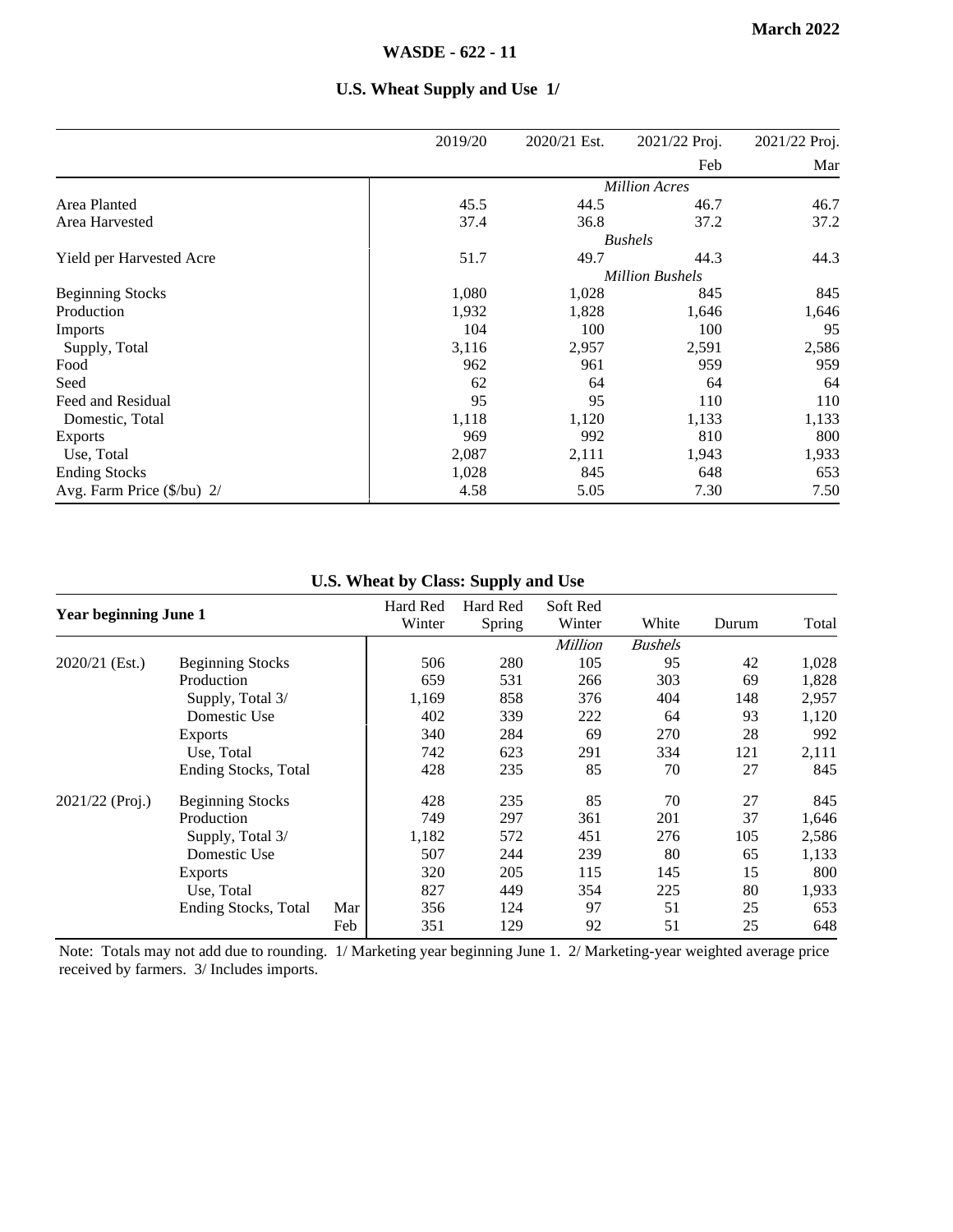# U.S. Wheat Supply and Use 1/

| | 2019/20 | 2020/21 Est. | 2021/22 Proj. | 2021/22 Proj. |
|---|---|---|---|---|
| | | | Feb | Mar |
| | *Million Acres* | | | |
| Area Planted | 45.5 | 44.5 | 46.7 | 46.7 |
| Area Harvested | 37.4 | 36.8 | 37.2 | 37.2 |
| | *Bushels* | | | |
| Yield per Harvested Acre | 51.7 | 49.7 | 44.3 | 44.3 |
| | *Million Bushels* | | | |
| Beginning Stocks | 1,080 | 1,028 | 845 | 845 |
| Production | 1,932 | 1,828 | 1,646 | 1,646 |
| Imports | 104 | 100 | 100 | 95 |
| Supply, Total | 3,116 | 2,957 | 2,591 | 2,586 |
| Food | 962 | 961 | 959 | 959 |
| Seed | 62 | 64 | 64 | 64 |
| Feed and Residual | 95 | 95 | 110 | 110 |
| Domestic, Total | 1,118 | 1,120 | 1,133 | 1,133 |
| Exports | 969 | 992 | 810 | 800 |
| Use, Total | 2,087 | 2,111 | 1,943 | 1,933 |
| Ending Stocks | 1,028 | 845 | 648 | 653 |
| Avg. Farm Price ($/bu) 2/ | 4.58 | 5.05 | 7.30 | 7.50 |

# U.S. Wheat by Class: Supply and Use

| Year beginning June 1 | | | Hard Red Winter | Hard Red Spring | Soft Red Winter | White | Durum | Total |
|---|---|---|---|---|---|---|---|---|
| | | | | | *Million* | *Bushels* | | |
| 2020/21 (Est.) | Beginning Stocks | | 506 | 280 | 105 | 95 | 42 | 1,028 |
| | Production | | 659 | 531 | 266 | 303 | 69 | 1,828 |
| | Supply, Total 3/ | | 1,169 | 858 | 376 | 404 | 148 | 2,957 |
| | Domestic Use | | 402 | 339 | 222 | 64 | 93 | 1,120 |
| | Exports | | 340 | 284 | 69 | 270 | 28 | 992 |
| | Use, Total | | 742 | 623 | 291 | 334 | 121 | 2,111 |
| | Ending Stocks, Total | | 428 | 235 | 85 | 70 | 27 | 845 |
| 2021/22 (Proj.) | Beginning Stocks | | 428 | 235 | 85 | 70 | 27 | 845 |
| | Production | | 749 | 297 | 361 | 201 | 37 | 1,646 |
| | Supply, Total 3/ | | 1,182 | 572 | 451 | 276 | 105 | 2,586 |
| | Domestic Use | | 507 | 244 | 239 | 80 | 65 | 1,133 |
| | Exports | | 320 | 205 | 115 | 145 | 15 | 800 |
| | Use, Total | | 827 | 449 | 354 | 225 | 80 | 1,933 |
| | Ending Stocks, Total | Mar | 356 | 124 | 97 | 51 | 25 | 653 |
| | | Feb | 351 | 129 | 92 | 51 | 25 | 648 |

Note: Totals may not add due to rounding. 1/ Marketing year beginning June 1. 2/ Marketing-year weighted average price received by farmers. 3/ Includes imports.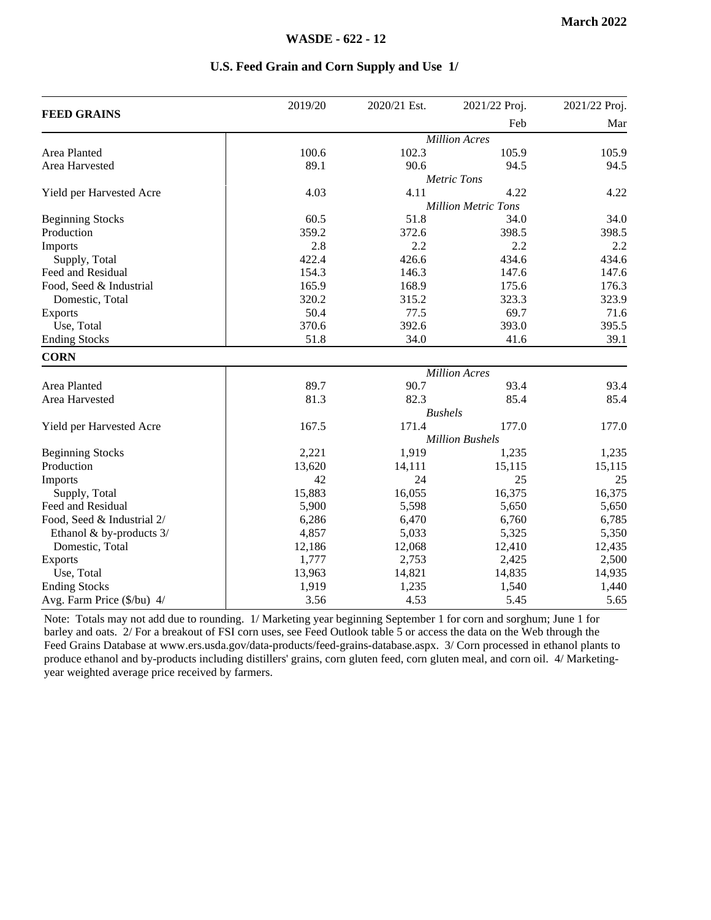## U.S. Feed Grain and Corn Supply and Use 1/

| FEED GRAINS | 2019/20 | 2020/21 Est. | 2021/22 Proj. Feb | 2021/22 Proj. Mar |
|---|---|---|---|---|
| | *Million Acres* | | | |
| Area Planted | 100.6 | 102.3 | 105.9 | 105.9 |
| Area Harvested | 89.1 | 90.6 | 94.5 | 94.5 |
| | *Metric Tons* | | | |
| Yield per Harvested Acre | 4.03 | 4.11 | 4.22 | 4.22 |
| | *Million Metric Tons* | | | |
| Beginning Stocks | 60.5 | 51.8 | 34.0 | 34.0 |
| Production | 359.2 | 372.6 | 398.5 | 398.5 |
| Imports | 2.8 | 2.2 | 2.2 | 2.2 |
| Supply, Total | 422.4 | 426.6 | 434.6 | 434.6 |
| Feed and Residual | 154.3 | 146.3 | 147.6 | 147.6 |
| Food, Seed & Industrial | 165.9 | 168.9 | 175.6 | 176.3 |
| Domestic, Total | 320.2 | 315.2 | 323.3 | 323.9 |
| Exports | 50.4 | 77.5 | 69.7 | 71.6 |
| Use, Total | 370.6 | 392.6 | 393.0 | 395.5 |
| Ending Stocks | 51.8 | 34.0 | 41.6 | 39.1 |
| **CORN** | | | | |
| | *Million Acres* | | | |
| Area Planted | 89.7 | 90.7 | 93.4 | 93.4 |
| Area Harvested | 81.3 | 82.3 | 85.4 | 85.4 |
| | *Bushels* | | | |
| Yield per Harvested Acre | 167.5 | 171.4 | 177.0 | 177.0 |
| | *Million Bushels* | | | |
| Beginning Stocks | 2,221 | 1,919 | 1,235 | 1,235 |
| Production | 13,620 | 14,111 | 15,115 | 15,115 |
| Imports | 42 | 24 | 25 | 25 |
| Supply, Total | 15,883 | 16,055 | 16,375 | 16,375 |
| Feed and Residual | 5,900 | 5,598 | 5,650 | 5,650 |
| Food, Seed & Industrial 2/ | 6,286 | 6,470 | 6,760 | 6,785 |
| Ethanol & by-products 3/ | 4,857 | 5,033 | 5,325 | 5,350 |
| Domestic, Total | 12,186 | 12,068 | 12,410 | 12,435 |
| Exports | 1,777 | 2,753 | 2,425 | 2,500 |
| Use, Total | 13,963 | 14,821 | 14,835 | 14,935 |
| Ending Stocks | 1,919 | 1,235 | 1,540 | 1,440 |
| Avg. Farm Price ($/bu) 4/ | 3.56 | 4.53 | 5.45 | 5.65 |

Note: Totals may not add due to rounding. 1/ Marketing year beginning September 1 for corn and sorghum; June 1 for barley and oats. 2/ For a breakout of FSI corn uses, see Feed Outlook table 5 or access the data on the Web through the Feed Grains Database at www.ers.usda.gov/data-products/feed-grains-database.aspx. 3/ Corn processed in ethanol plants to produce ethanol and by-products including distillers' grains, corn gluten feed, corn gluten meal, and corn oil. 4/ Marketing-year weighted average price received by farmers.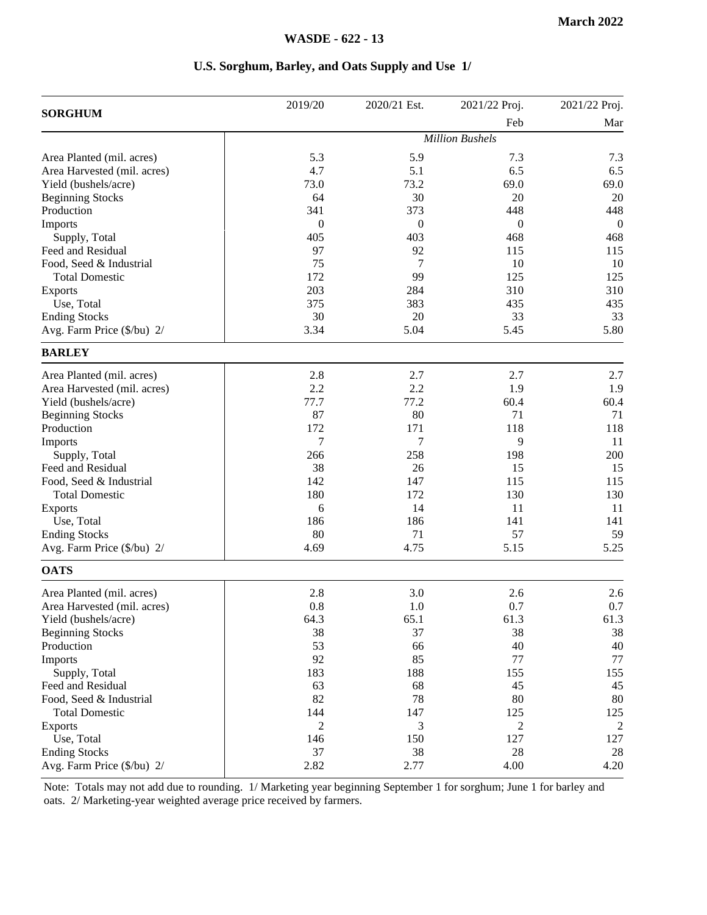## U.S. Sorghum, Barley, and Oats Supply and Use 1/

| SORGHUM | 2019/20 | 2020/21 Est. | 2021/22 Proj. | 2021/22 Proj. |
|---|---|---|---|---|
| | | | Feb | Mar |
| | *Million Bushels* | | | |
| Area Planted (mil. acres) | 5.3 | 5.9 | 7.3 | 7.3 |
| Area Harvested (mil. acres) | 4.7 | 5.1 | 6.5 | 6.5 |
| Yield (bushels/acre) | 73.0 | 73.2 | 69.0 | 69.0 |
| Beginning Stocks | 64 | 30 | 20 | 20 |
| Production | 341 | 373 | 448 | 448 |
| Imports | 0 | 0 | 0 | 0 |
| Supply, Total | 405 | 403 | 468 | 468 |
| Feed and Residual | 97 | 92 | 115 | 115 |
| Food, Seed & Industrial | 75 | 7 | 10 | 10 |
| Total Domestic | 172 | 99 | 125 | 125 |
| Exports | 203 | 284 | 310 | 310 |
| Use, Total | 375 | 383 | 435 | 435 |
| Ending Stocks | 30 | 20 | 33 | 33 |
| Avg. Farm Price ($/bu) 2/ | 3.34 | 5.04 | 5.45 | 5.80 |
| **BARLEY** | | | | |
| Area Planted (mil. acres) | 2.8 | 2.7 | 2.7 | 2.7 |
| Area Harvested (mil. acres) | 2.2 | 2.2 | 1.9 | 1.9 |
| Yield (bushels/acre) | 77.7 | 77.2 | 60.4 | 60.4 |
| Beginning Stocks | 87 | 80 | 71 | 71 |
| Production | 172 | 171 | 118 | 118 |
| Imports | 7 | 7 | 9 | 11 |
| Supply, Total | 266 | 258 | 198 | 200 |
| Feed and Residual | 38 | 26 | 15 | 15 |
| Food, Seed & Industrial | 142 | 147 | 115 | 115 |
| Total Domestic | 180 | 172 | 130 | 130 |
| Exports | 6 | 14 | 11 | 11 |
| Use, Total | 186 | 186 | 141 | 141 |
| Ending Stocks | 80 | 71 | 57 | 59 |
| Avg. Farm Price ($/bu) 2/ | 4.69 | 4.75 | 5.15 | 5.25 |
| **OATS** | | | | |
| Area Planted (mil. acres) | 2.8 | 3.0 | 2.6 | 2.6 |
| Area Harvested (mil. acres) | 0.8 | 1.0 | 0.7 | 0.7 |
| Yield (bushels/acre) | 64.3 | 65.1 | 61.3 | 61.3 |
| Beginning Stocks | 38 | 37 | 38 | 38 |
| Production | 53 | 66 | 40 | 40 |
| Imports | 92 | 85 | 77 | 77 |
| Supply, Total | 183 | 188 | 155 | 155 |
| Feed and Residual | 63 | 68 | 45 | 45 |
| Food, Seed & Industrial | 82 | 78 | 80 | 80 |
| Total Domestic | 144 | 147 | 125 | 125 |
| Exports | 2 | 3 | 2 | 2 |
| Use, Total | 146 | 150 | 127 | 127 |
| Ending Stocks | 37 | 38 | 28 | 28 |
| Avg. Farm Price ($/bu) 2/ | 2.82 | 2.77 | 4.00 | 4.20 |

Note: Totals may not add due to rounding. 1/ Marketing year beginning September 1 for sorghum; June 1 for barley and oats. 2/ Marketing-year weighted average price received by farmers.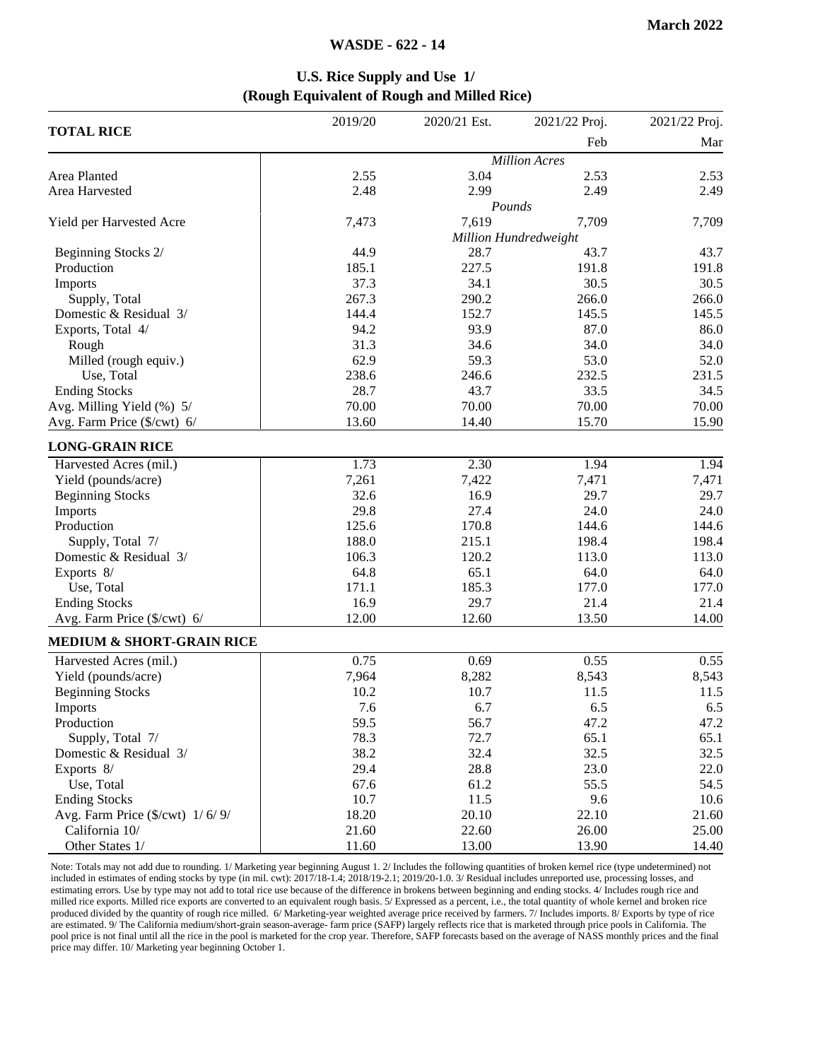## U.S. Rice Supply and Use 1/
## (Rough Equivalent of Rough and Milled Rice)

| TOTAL RICE | 2019/20 | 2020/21 Est. | 2021/22 Proj. Feb | 2021/22 Proj. Mar |
|---|---|---|---|---|
| | *Million Acres* | | | |
| Area Planted | 2.55 | 3.04 | 2.53 | 2.53 |
| Area Harvested | 2.48 | 2.99 | 2.49 | 2.49 |
| | *Pounds* | | | |
| Yield per Harvested Acre | 7,473 | 7,619 | 7,709 | 7,709 |
| | *Million Hundredweight* | | | |
| Beginning Stocks 2/ | 44.9 | 28.7 | 43.7 | 43.7 |
| Production | 185.1 | 227.5 | 191.8 | 191.8 |
| Imports | 37.3 | 34.1 | 30.5 | 30.5 |
| Supply, Total | 267.3 | 290.2 | 266.0 | 266.0 |
| Domestic & Residual 3/ | 144.4 | 152.7 | 145.5 | 145.5 |
| Exports, Total 4/ | 94.2 | 93.9 | 87.0 | 86.0 |
| Rough | 31.3 | 34.6 | 34.0 | 34.0 |
| Milled (rough equiv.) | 62.9 | 59.3 | 53.0 | 52.0 |
| Use, Total | 238.6 | 246.6 | 232.5 | 231.5 |
| Ending Stocks | 28.7 | 43.7 | 33.5 | 34.5 |
| Avg. Milling Yield (%) 5/ | 70.00 | 70.00 | 70.00 | 70.00 |
| Avg. Farm Price ($/cwt) 6/ | 13.60 | 14.40 | 15.70 | 15.90 |
| **LONG-GRAIN RICE** | | | | |
| Harvested Acres (mil.) | 1.73 | 2.30 | 1.94 | 1.94 |
| Yield (pounds/acre) | 7,261 | 7,422 | 7,471 | 7,471 |
| Beginning Stocks | 32.6 | 16.9 | 29.7 | 29.7 |
| Imports | 29.8 | 27.4 | 24.0 | 24.0 |
| Production | 125.6 | 170.8 | 144.6 | 144.6 |
| Supply, Total 7/ | 188.0 | 215.1 | 198.4 | 198.4 |
| Domestic & Residual 3/ | 106.3 | 120.2 | 113.0 | 113.0 |
| Exports 8/ | 64.8 | 65.1 | 64.0 | 64.0 |
| Use, Total | 171.1 | 185.3 | 177.0 | 177.0 |
| Ending Stocks | 16.9 | 29.7 | 21.4 | 21.4 |
| Avg. Farm Price ($/cwt) 6/ | 12.00 | 12.60 | 13.50 | 14.00 |
| **MEDIUM & SHORT-GRAIN RICE** | | | | |
| Harvested Acres (mil.) | 0.75 | 0.69 | 0.55 | 0.55 |
| Yield (pounds/acre) | 7,964 | 8,282 | 8,543 | 8,543 |
| Beginning Stocks | 10.2 | 10.7 | 11.5 | 11.5 |
| Imports | 7.6 | 6.7 | 6.5 | 6.5 |
| Production | 59.5 | 56.7 | 47.2 | 47.2 |
| Supply, Total 7/ | 78.3 | 72.7 | 65.1 | 65.1 |
| Domestic & Residual 3/ | 38.2 | 32.4 | 32.5 | 32.5 |
| Exports 8/ | 29.4 | 28.8 | 23.0 | 22.0 |
| Use, Total | 67.6 | 61.2 | 55.5 | 54.5 |
| Ending Stocks | 10.7 | 11.5 | 9.6 | 10.6 |
| Avg. Farm Price ($/cwt) 1/ 6/ 9/ | 18.20 | 20.10 | 22.10 | 21.60 |
| California 10/ | 21.60 | 22.60 | 26.00 | 25.00 |
| Other States 1/ | 11.60 | 13.00 | 13.90 | 14.40 |

Note: Totals may not add due to rounding. 1/ Marketing year beginning August 1. 2/ Includes the following quantities of broken kernel rice (type undetermined) not included in estimates of ending stocks by type (in mil. cwt): 2017/18-1.4; 2018/19-2.1; 2019/20-1.0. 3/ Residual includes unreported use, processing losses, and estimating errors. Use by type may not add to total rice use because of the difference in brokens between beginning and ending stocks. 4/ Includes rough rice and milled rice exports. Milled rice exports are converted to an equivalent rough basis. 5/ Expressed as a percent, i.e., the total quantity of whole kernel and broken rice produced divided by the quantity of rough rice milled. 6/ Marketing-year weighted average price received by farmers. 7/ Includes imports. 8/ Exports by type of rice are estimated. 9/ The California medium/short-grain season-average- farm price (SAFP) largely reflects rice that is marketed through price pools in California. The pool price is not final until all the rice in the pool is marketed for the crop year. Therefore, SAFP forecasts based on the average of NASS monthly prices and the final price may differ. 10/ Marketing year beginning October 1.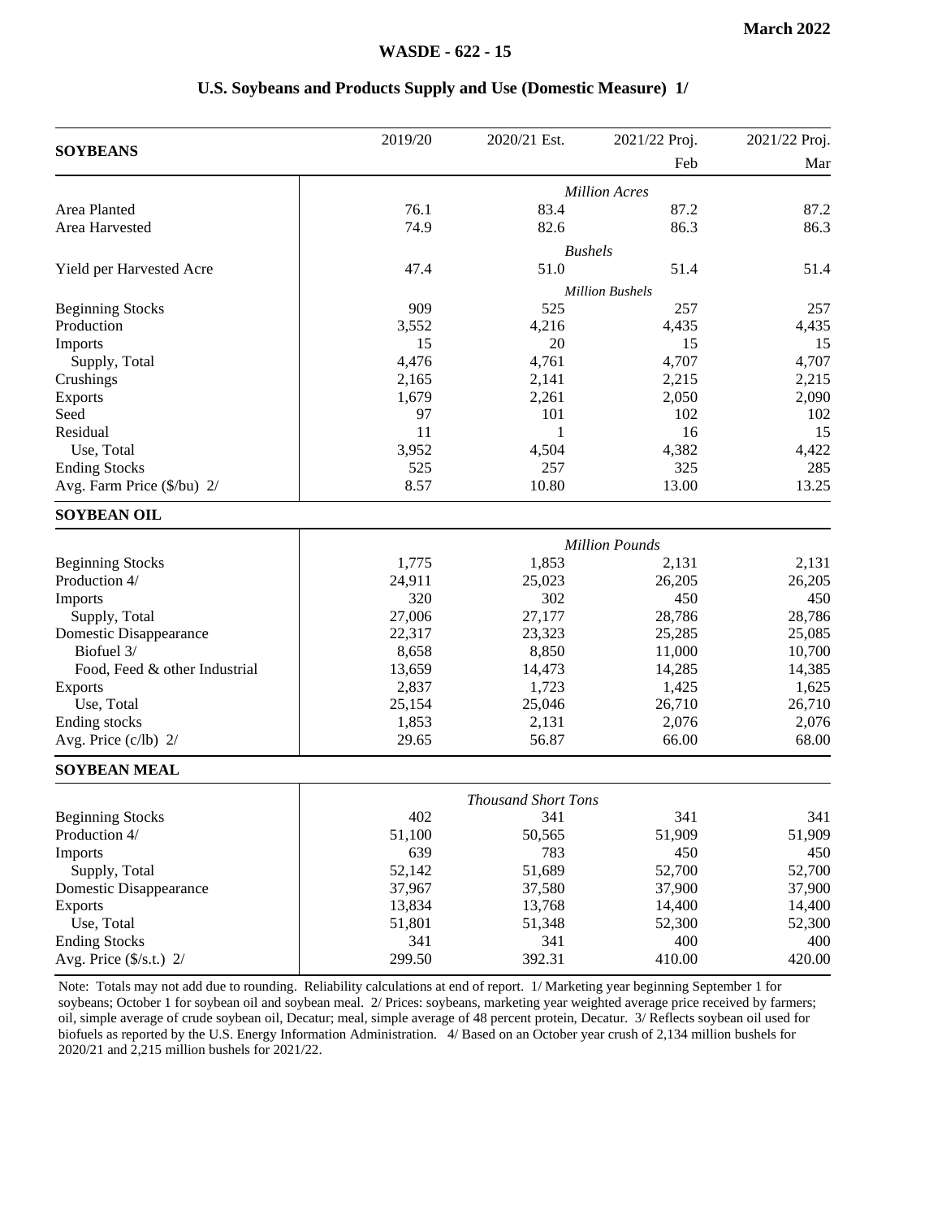## U.S. Soybeans and Products Supply and Use (Domestic Measure) 1/

| SOYBEANS | 2019/20 | 2020/21 Est. | 2021/22 Proj. Feb | 2021/22 Proj. Mar |
|---|---|---|---|---|
| | | *Million Acres* | | |
| Area Planted | 76.1 | 83.4 | 87.2 | 87.2 |
| Area Harvested | 74.9 | 82.6 | 86.3 | 86.3 |
| | | *Bushels* | | |
| Yield per Harvested Acre | 47.4 | 51.0 | 51.4 | 51.4 |
| | | *Million Bushels* | | |
| Beginning Stocks | 909 | 525 | 257 | 257 |
| Production | 3,552 | 4,216 | 4,435 | 4,435 |
| Imports | 15 | 20 | 15 | 15 |
| Supply, Total | 4,476 | 4,761 | 4,707 | 4,707 |
| Crushings | 2,165 | 2,141 | 2,215 | 2,215 |
| Exports | 1,679 | 2,261 | 2,050 | 2,090 |
| Seed | 97 | 101 | 102 | 102 |
| Residual | 11 | 1 | 16 | 15 |
| Use, Total | 3,952 | 4,504 | 4,382 | 4,422 |
| Ending Stocks | 525 | 257 | 325 | 285 |
| Avg. Farm Price ($/bu) 2/ | 8.57 | 10.80 | 13.00 | 13.25 |
| **SOYBEAN OIL** | | | | |
| | | *Million Pounds* | | |
| Beginning Stocks | 1,775 | 1,853 | 2,131 | 2,131 |
| Production 4/ | 24,911 | 25,023 | 26,205 | 26,205 |
| Imports | 320 | 302 | 450 | 450 |
| Supply, Total | 27,006 | 27,177 | 28,786 | 28,786 |
| Domestic Disappearance | 22,317 | 23,323 | 25,285 | 25,085 |
| Biofuel 3/ | 8,658 | 8,850 | 11,000 | 10,700 |
| Food, Feed & other Industrial | 13,659 | 14,473 | 14,285 | 14,385 |
| Exports | 2,837 | 1,723 | 1,425 | 1,625 |
| Use, Total | 25,154 | 25,046 | 26,710 | 26,710 |
| Ending stocks | 1,853 | 2,131 | 2,076 | 2,076 |
| Avg. Price (c/lb) 2/ | 29.65 | 56.87 | 66.00 | 68.00 |
| **SOYBEAN MEAL** | | | | |
| | | *Thousand Short Tons* | | |
| Beginning Stocks | 402 | 341 | 341 | 341 |
| Production 4/ | 51,100 | 50,565 | 51,909 | 51,909 |
| Imports | 639 | 783 | 450 | 450 |
| Supply, Total | 52,142 | 51,689 | 52,700 | 52,700 |
| Domestic Disappearance | 37,967 | 37,580 | 37,900 | 37,900 |
| Exports | 13,834 | 13,768 | 14,400 | 14,400 |
| Use, Total | 51,801 | 51,348 | 52,300 | 52,300 |
| Ending Stocks | 341 | 341 | 400 | 400 |
| Avg. Price ($/s.t.) 2/ | 299.50 | 392.31 | 410.00 | 420.00 |

Note: Totals may not add due to rounding. Reliability calculations at end of report. 1/ Marketing year beginning September 1 for soybeans; October 1 for soybean oil and soybean meal. 2/ Prices: soybeans, marketing year weighted average price received by farmers; oil, simple average of crude soybean oil, Decatur; meal, simple average of 48 percent protein, Decatur. 3/ Reflects soybean oil used for biofuels as reported by the U.S. Energy Information Administration. 4/ Based on an October year crush of 2,134 million bushels for 2020/21 and 2,215 million bushels for 2021/22.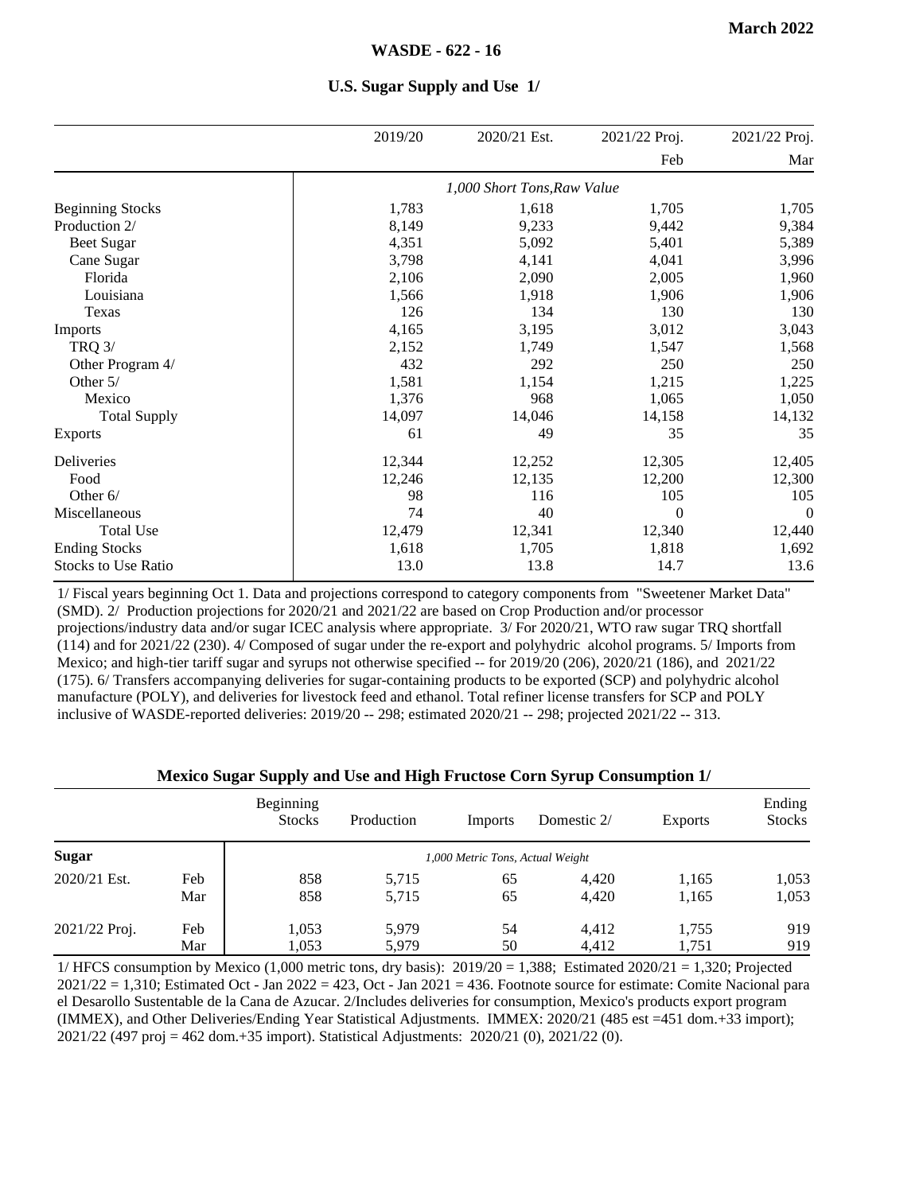## U.S. Sugar Supply and Use 1/

| | 2019/20 | 2020/21 Est. | 2021/22 Proj. | 2021/22 Proj. |
|---|---|---|---|---|
| | | | Feb | Mar |
| | *1,000 Short Tons,Raw Value* | | | |
| Beginning Stocks | 1,783 | 1,618 | 1,705 | 1,705 |
| Production 2/ | 8,149 | 9,233 | 9,442 | 9,384 |
| Beet Sugar | 4,351 | 5,092 | 5,401 | 5,389 |
| Cane Sugar | 3,798 | 4,141 | 4,041 | 3,996 |
| Florida | 2,106 | 2,090 | 2,005 | 1,960 |
| Louisiana | 1,566 | 1,918 | 1,906 | 1,906 |
| Texas | 126 | 134 | 130 | 130 |
| Imports | 4,165 | 3,195 | 3,012 | 3,043 |
| TRQ 3/ | 2,152 | 1,749 | 1,547 | 1,568 |
| Other Program 4/ | 432 | 292 | 250 | 250 |
| Other 5/ | 1,581 | 1,154 | 1,215 | 1,225 |
| Mexico | 1,376 | 968 | 1,065 | 1,050 |
| Total Supply | 14,097 | 14,046 | 14,158 | 14,132 |
| Exports | 61 | 49 | 35 | 35 |
| Deliveries | 12,344 | 12,252 | 12,305 | 12,405 |
| Food | 12,246 | 12,135 | 12,200 | 12,300 |
| Other 6/ | 98 | 116 | 105 | 105 |
| Miscellaneous | 74 | 40 | 0 | 0 |
| Total Use | 12,479 | 12,341 | 12,340 | 12,440 |
| Ending Stocks | 1,618 | 1,705 | 1,818 | 1,692 |
| Stocks to Use Ratio | 13.0 | 13.8 | 14.7 | 13.6 |

1/ Fiscal years beginning Oct 1. Data and projections correspond to category components from "Sweetener Market Data" (SMD). 2/ Production projections for 2020/21 and 2021/22 are based on Crop Production and/or processor projections/industry data and/or sugar ICEC analysis where appropriate. 3/ For 2020/21, WTO raw sugar TRQ shortfall (114) and for 2021/22 (230). 4/ Composed of sugar under the re-export and polyhydric alcohol programs. 5/ Imports from Mexico; and high-tier tariff sugar and syrups not otherwise specified -- for 2019/20 (206), 2020/21 (186), and 2021/22 (175). 6/ Transfers accompanying deliveries for sugar-containing products to be exported (SCP) and polyhydric alcohol manufacture (POLY), and deliveries for livestock feed and ethanol. Total refiner license transfers for SCP and POLY inclusive of WASDE-reported deliveries: 2019/20 -- 298; estimated 2020/21 -- 298; projected 2021/22 -- 313.

## Mexico Sugar Supply and Use and High Fructose Corn Syrup Consumption 1/

| | | Beginning Stocks | Production | Imports | Domestic 2/ | Exports | Ending Stocks |
|---|---|---|---|---|---|---|---|
| **Sugar** | | *1,000 Metric Tons, Actual Weight* | | | | | |
| 2020/21 Est. | Feb | 858 | 5,715 | 65 | 4,420 | 1,165 | 1,053 |
| | Mar | 858 | 5,715 | 65 | 4,420 | 1,165 | 1,053 |
| 2021/22 Proj. | Feb | 1,053 | 5,979 | 54 | 4,412 | 1,755 | 919 |
| | Mar | 1,053 | 5,979 | 50 | 4,412 | 1,751 | 919 |

1/ HFCS consumption by Mexico (1,000 metric tons, dry basis): 2019/20 = 1,388; Estimated 2020/21 = 1,320; Projected 2021/22 = 1,310; Estimated Oct - Jan 2022 = 423, Oct - Jan 2021 = 436. Footnote source for estimate: Comite Nacional para el Desarollo Sustentable de la Cana de Azucar. 2/Includes deliveries for consumption, Mexico's products export program (IMMEX), and Other Deliveries/Ending Year Statistical Adjustments. IMMEX: 2020/21 (485 est =451 dom.+33 import); 2021/22 (497 proj = 462 dom.+35 import). Statistical Adjustments: 2020/21 (0), 2021/22 (0).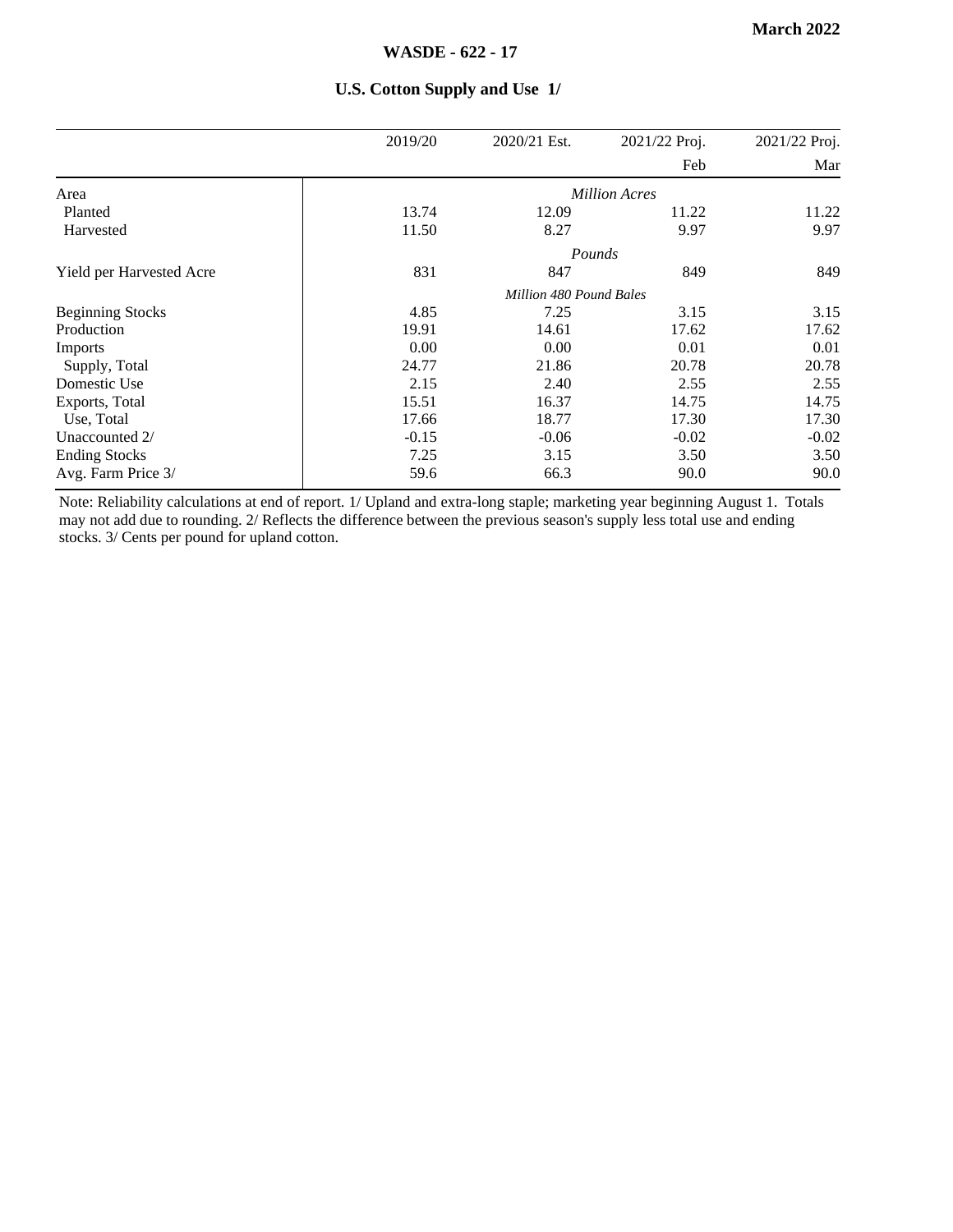## U.S. Cotton Supply and Use 1/

| | 2019/20 | 2020/21 Est. | 2021/22 Proj. Feb | 2021/22 Proj. Mar |
|---|---|---|---|---|
| | | *Million Acres* | | |
| Area | | | | |
| Planted | 13.74 | 12.09 | 11.22 | 11.22 |
| Harvested | 11.50 | 8.27 | 9.97 | 9.97 |
| | | *Pounds* | | |
| Yield per Harvested Acre | 831 | 847 | 849 | 849 |
| | | *Million 480 Pound Bales* | | |
| Beginning Stocks | 4.85 | 7.25 | 3.15 | 3.15 |
| Production | 19.91 | 14.61 | 17.62 | 17.62 |
| Imports | 0.00 | 0.00 | 0.01 | 0.01 |
| Supply, Total | 24.77 | 21.86 | 20.78 | 20.78 |
| Domestic Use | 2.15 | 2.40 | 2.55 | 2.55 |
| Exports, Total | 15.51 | 16.37 | 14.75 | 14.75 |
| Use, Total | 17.66 | 18.77 | 17.30 | 17.30 |
| Unaccounted 2/ | -0.15 | -0.06 | -0.02 | -0.02 |
| Ending Stocks | 7.25 | 3.15 | 3.50 | 3.50 |
| Avg. Farm Price 3/ | 59.6 | 66.3 | 90.0 | 90.0 |

Note: Reliability calculations at end of report. 1/ Upland and extra-long staple; marketing year beginning August 1. Totals may not add due to rounding. 2/ Reflects the difference between the previous season's supply less total use and ending stocks. 3/ Cents per pound for upland cotton.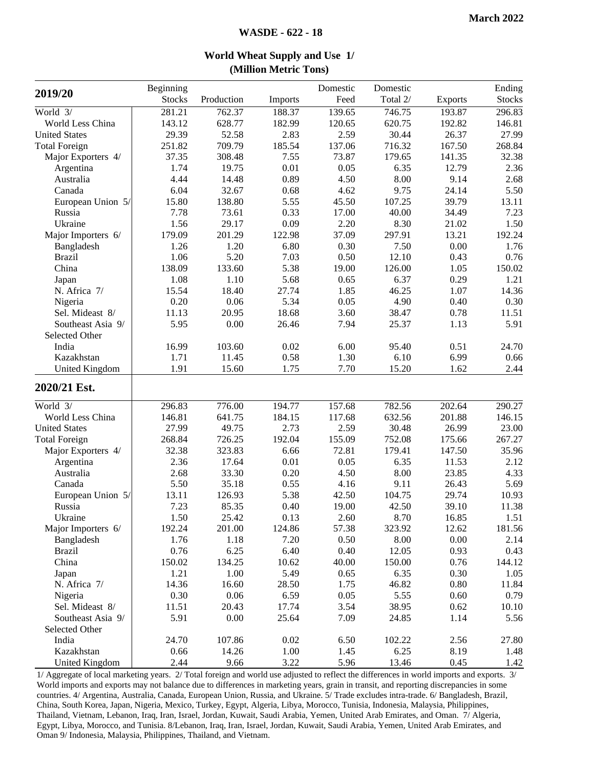# World Wheat Supply and Use 1/
## (Million Metric Tons)

| 2019/20 | Beginning Stocks | Production | Imports | Domestic Feed | Domestic Total 2/ | Exports | Ending Stocks |
|---|---|---|---|---|---|---|---|
| World 3/ | 281.21 | 762.37 | 188.37 | 139.65 | 746.75 | 193.87 | 296.83 |
| World Less China | 143.12 | 628.77 | 182.99 | 120.65 | 620.75 | 192.82 | 146.81 |
| United States | 29.39 | 52.58 | 2.83 | 2.59 | 30.44 | 26.37 | 27.99 |
| Total Foreign | 251.82 | 709.79 | 185.54 | 137.06 | 716.32 | 167.50 | 268.84 |
| Major Exporters 4/ | 37.35 | 308.48 | 7.55 | 73.87 | 179.65 | 141.35 | 32.38 |
| Argentina | 1.74 | 19.75 | 0.01 | 0.05 | 6.35 | 12.79 | 2.36 |
| Australia | 4.44 | 14.48 | 0.89 | 4.50 | 8.00 | 9.14 | 2.68 |
| Canada | 6.04 | 32.67 | 0.68 | 4.62 | 9.75 | 24.14 | 5.50 |
| European Union 5/ | 15.80 | 138.80 | 5.55 | 45.50 | 107.25 | 39.79 | 13.11 |
| Russia | 7.78 | 73.61 | 0.33 | 17.00 | 40.00 | 34.49 | 7.23 |
| Ukraine | 1.56 | 29.17 | 0.09 | 2.20 | 8.30 | 21.02 | 1.50 |
| Major Importers 6/ | 179.09 | 201.29 | 122.98 | 37.09 | 297.91 | 13.21 | 192.24 |
| Bangladesh | 1.26 | 1.20 | 6.80 | 0.30 | 7.50 | 0.00 | 1.76 |
| Brazil | 1.06 | 5.20 | 7.03 | 0.50 | 12.10 | 0.43 | 0.76 |
| China | 138.09 | 133.60 | 5.38 | 19.00 | 126.00 | 1.05 | 150.02 |
| Japan | 1.08 | 1.10 | 5.68 | 0.65 | 6.37 | 0.29 | 1.21 |
| N. Africa 7/ | 15.54 | 18.40 | 27.74 | 1.85 | 46.25 | 1.07 | 14.36 |
| Nigeria | 0.20 | 0.06 | 5.34 | 0.05 | 4.90 | 0.40 | 0.30 |
| Sel. Mideast 8/ | 11.13 | 20.95 | 18.68 | 3.60 | 38.47 | 0.78 | 11.51 |
| Southeast Asia 9/ | 5.95 | 0.00 | 26.46 | 7.94 | 25.37 | 1.13 | 5.91 |
| Selected Other | | | | | | | |
| India | 16.99 | 103.60 | 0.02 | 6.00 | 95.40 | 0.51 | 24.70 |
| Kazakhstan | 1.71 | 11.45 | 0.58 | 1.30 | 6.10 | 6.99 | 0.66 |
| United Kingdom | 1.91 | 15.60 | 1.75 | 7.70 | 15.20 | 1.62 | 2.44 |
| **2020/21 Est.** | | | | | | | |
| World 3/ | 296.83 | 776.00 | 194.77 | 157.68 | 782.56 | 202.64 | 290.27 |
| World Less China | 146.81 | 641.75 | 184.15 | 117.68 | 632.56 | 201.88 | 146.15 |
| United States | 27.99 | 49.75 | 2.73 | 2.59 | 30.48 | 26.99 | 23.00 |
| Total Foreign | 268.84 | 726.25 | 192.04 | 155.09 | 752.08 | 175.66 | 267.27 |
| Major Exporters 4/ | 32.38 | 323.83 | 6.66 | 72.81 | 179.41 | 147.50 | 35.96 |
| Argentina | 2.36 | 17.64 | 0.01 | 0.05 | 6.35 | 11.53 | 2.12 |
| Australia | 2.68 | 33.30 | 0.20 | 4.50 | 8.00 | 23.85 | 4.33 |
| Canada | 5.50 | 35.18 | 0.55 | 4.16 | 9.11 | 26.43 | 5.69 |
| European Union 5/ | 13.11 | 126.93 | 5.38 | 42.50 | 104.75 | 29.74 | 10.93 |
| Russia | 7.23 | 85.35 | 0.40 | 19.00 | 42.50 | 39.10 | 11.38 |
| Ukraine | 1.50 | 25.42 | 0.13 | 2.60 | 8.70 | 16.85 | 1.51 |
| Major Importers 6/ | 192.24 | 201.00 | 124.86 | 57.38 | 323.92 | 12.62 | 181.56 |
| Bangladesh | 1.76 | 1.18 | 7.20 | 0.50 | 8.00 | 0.00 | 2.14 |
| Brazil | 0.76 | 6.25 | 6.40 | 0.40 | 12.05 | 0.93 | 0.43 |
| China | 150.02 | 134.25 | 10.62 | 40.00 | 150.00 | 0.76 | 144.12 |
| Japan | 1.21 | 1.00 | 5.49 | 0.65 | 6.35 | 0.30 | 1.05 |
| N. Africa 7/ | 14.36 | 16.60 | 28.50 | 1.75 | 46.82 | 0.80 | 11.84 |
| Nigeria | 0.30 | 0.06 | 6.59 | 0.05 | 5.55 | 0.60 | 0.79 |
| Sel. Mideast 8/ | 11.51 | 20.43 | 17.74 | 3.54 | 38.95 | 0.62 | 10.10 |
| Southeast Asia 9/ | 5.91 | 0.00 | 25.64 | 7.09 | 24.85 | 1.14 | 5.56 |
| Selected Other | | | | | | | |
| India | 24.70 | 107.86 | 0.02 | 6.50 | 102.22 | 2.56 | 27.80 |
| Kazakhstan | 0.66 | 14.26 | 1.00 | 1.45 | 6.25 | 8.19 | 1.48 |
| United Kingdom | 2.44 | 9.66 | 3.22 | 5.96 | 13.46 | 0.45 | 1.42 |

1/ Aggregate of local marketing years. 2/ Total foreign and world use adjusted to reflect the differences in world imports and exports. 3/ World imports and exports may not balance due to differences in marketing years, grain in transit, and reporting discrepancies in some countries. 4/ Argentina, Australia, Canada, European Union, Russia, and Ukraine. 5/ Trade excludes intra-trade. 6/ Bangladesh, Brazil, China, South Korea, Japan, Nigeria, Mexico, Turkey, Egypt, Algeria, Libya, Morocco, Tunisia, Indonesia, Malaysia, Philippines, Thailand, Vietnam, Lebanon, Iraq, Iran, Israel, Jordan, Kuwait, Saudi Arabia, Yemen, United Arab Emirates, and Oman. 7/ Algeria, Egypt, Libya, Morocco, and Tunisia. 8/Lebanon, Iraq, Iran, Israel, Jordan, Kuwait, Saudi Arabia, Yemen, United Arab Emirates, and Oman 9/ Indonesia, Malaysia, Philippines, Thailand, and Vietnam.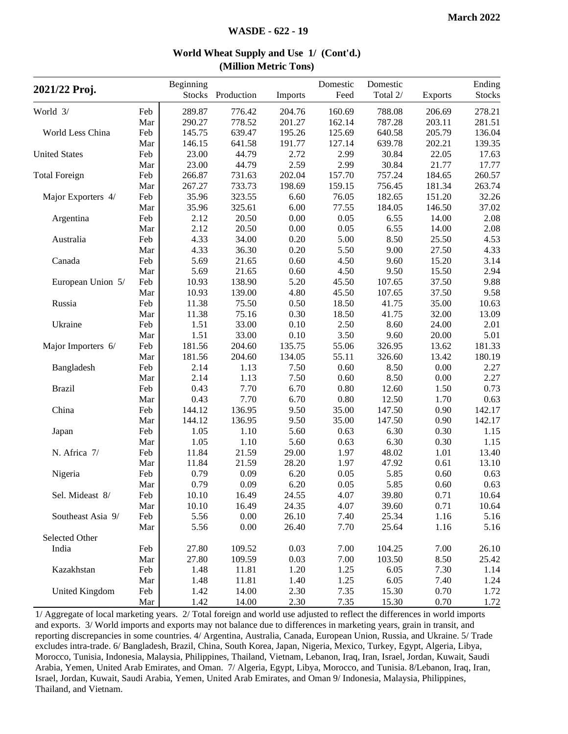## World Wheat Supply and Use 1/ (Cont'd.)
### (Million Metric Tons)

| 2021/22 Proj. | | Beginning Stocks | Production | Imports | Domestic Feed | Domestic Total 2/ | Exports | Ending Stocks |
|---|---|---|---|---|---|---|---|---|
| World 3/ | Feb | 289.87 | 776.42 | 204.76 | 160.69 | 788.08 | 206.69 | 278.21 |
| | Mar | 290.27 | 778.52 | 201.27 | 162.14 | 787.28 | 203.11 | 281.51 |
| World Less China | Feb | 145.75 | 639.47 | 195.26 | 125.69 | 640.58 | 205.79 | 136.04 |
| | Mar | 146.15 | 641.58 | 191.77 | 127.14 | 639.78 | 202.21 | 139.35 |
| United States | Feb | 23.00 | 44.79 | 2.72 | 2.99 | 30.84 | 22.05 | 17.63 |
| | Mar | 23.00 | 44.79 | 2.59 | 2.99 | 30.84 | 21.77 | 17.77 |
| Total Foreign | Feb | 266.87 | 731.63 | 202.04 | 157.70 | 757.24 | 184.65 | 260.57 |
| | Mar | 267.27 | 733.73 | 198.69 | 159.15 | 756.45 | 181.34 | 263.74 |
| Major Exporters 4/ | Feb | 35.96 | 323.55 | 6.60 | 76.05 | 182.65 | 151.20 | 32.26 |
| | Mar | 35.96 | 325.61 | 6.00 | 77.55 | 184.05 | 146.50 | 37.02 |
| Argentina | Feb | 2.12 | 20.50 | 0.00 | 0.05 | 6.55 | 14.00 | 2.08 |
| | Mar | 2.12 | 20.50 | 0.00 | 0.05 | 6.55 | 14.00 | 2.08 |
| Australia | Feb | 4.33 | 34.00 | 0.20 | 5.00 | 8.50 | 25.50 | 4.53 |
| | Mar | 4.33 | 36.30 | 0.20 | 5.50 | 9.00 | 27.50 | 4.33 |
| Canada | Feb | 5.69 | 21.65 | 0.60 | 4.50 | 9.60 | 15.20 | 3.14 |
| | Mar | 5.69 | 21.65 | 0.60 | 4.50 | 9.50 | 15.50 | 2.94 |
| European Union 5/ | Feb | 10.93 | 138.90 | 5.20 | 45.50 | 107.65 | 37.50 | 9.88 |
| | Mar | 10.93 | 139.00 | 4.80 | 45.50 | 107.65 | 37.50 | 9.58 |
| Russia | Feb | 11.38 | 75.50 | 0.50 | 18.50 | 41.75 | 35.00 | 10.63 |
| | Mar | 11.38 | 75.16 | 0.30 | 18.50 | 41.75 | 32.00 | 13.09 |
| Ukraine | Feb | 1.51 | 33.00 | 0.10 | 2.50 | 8.60 | 24.00 | 2.01 |
| | Mar | 1.51 | 33.00 | 0.10 | 3.50 | 9.60 | 20.00 | 5.01 |
| Major Importers 6/ | Feb | 181.56 | 204.60 | 135.75 | 55.06 | 326.95 | 13.62 | 181.33 |
| | Mar | 181.56 | 204.60 | 134.05 | 55.11 | 326.60 | 13.42 | 180.19 |
| Bangladesh | Feb | 2.14 | 1.13 | 7.50 | 0.60 | 8.50 | 0.00 | 2.27 |
| | Mar | 2.14 | 1.13 | 7.50 | 0.60 | 8.50 | 0.00 | 2.27 |
| Brazil | Feb | 0.43 | 7.70 | 6.70 | 0.80 | 12.60 | 1.50 | 0.73 |
| | Mar | 0.43 | 7.70 | 6.70 | 0.80 | 12.50 | 1.70 | 0.63 |
| China | Feb | 144.12 | 136.95 | 9.50 | 35.00 | 147.50 | 0.90 | 142.17 |
| | Mar | 144.12 | 136.95 | 9.50 | 35.00 | 147.50 | 0.90 | 142.17 |
| Japan | Feb | 1.05 | 1.10 | 5.60 | 0.63 | 6.30 | 0.30 | 1.15 |
| | Mar | 1.05 | 1.10 | 5.60 | 0.63 | 6.30 | 0.30 | 1.15 |
| N. Africa 7/ | Feb | 11.84 | 21.59 | 29.00 | 1.97 | 48.02 | 1.01 | 13.40 |
| | Mar | 11.84 | 21.59 | 28.20 | 1.97 | 47.92 | 0.61 | 13.10 |
| Nigeria | Feb | 0.79 | 0.09 | 6.20 | 0.05 | 5.85 | 0.60 | 0.63 |
| | Mar | 0.79 | 0.09 | 6.20 | 0.05 | 5.85 | 0.60 | 0.63 |
| Sel. Mideast 8/ | Feb | 10.10 | 16.49 | 24.55 | 4.07 | 39.80 | 0.71 | 10.64 |
| | Mar | 10.10 | 16.49 | 24.35 | 4.07 | 39.60 | 0.71 | 10.64 |
| Southeast Asia 9/ | Feb | 5.56 | 0.00 | 26.10 | 7.40 | 25.34 | 1.16 | 5.16 |
| | Mar | 5.56 | 0.00 | 26.40 | 7.70 | 25.64 | 1.16 | 5.16 |
| Selected Other | | | | | | | | |
| India | Feb | 27.80 | 109.52 | 0.03 | 7.00 | 104.25 | 7.00 | 26.10 |
| | Mar | 27.80 | 109.59 | 0.03 | 7.00 | 103.50 | 8.50 | 25.42 |
| Kazakhstan | Feb | 1.48 | 11.81 | 1.20 | 1.25 | 6.05 | 7.30 | 1.14 |
| | Mar | 1.48 | 11.81 | 1.40 | 1.25 | 6.05 | 7.40 | 1.24 |
| United Kingdom | Feb | 1.42 | 14.00 | 2.30 | 7.35 | 15.30 | 0.70 | 1.72 |
| | Mar | 1.42 | 14.00 | 2.30 | 7.35 | 15.30 | 0.70 | 1.72 |

1/ Aggregate of local marketing years. 2/ Total foreign and world use adjusted to reflect the differences in world imports and exports. 3/ World imports and exports may not balance due to differences in marketing years, grain in transit, and reporting discrepancies in some countries. 4/ Argentina, Australia, Canada, European Union, Russia, and Ukraine. 5/ Trade excludes intra-trade. 6/ Bangladesh, Brazil, China, South Korea, Japan, Nigeria, Mexico, Turkey, Egypt, Algeria, Libya, Morocco, Tunisia, Indonesia, Malaysia, Philippines, Thailand, Vietnam, Lebanon, Iraq, Iran, Israel, Jordan, Kuwait, Saudi Arabia, Yemen, United Arab Emirates, and Oman. 7/ Algeria, Egypt, Libya, Morocco, and Tunisia. 8/Lebanon, Iraq, Iran, Israel, Jordan, Kuwait, Saudi Arabia, Yemen, United Arab Emirates, and Oman 9/ Indonesia, Malaysia, Philippines, Thailand, and Vietnam.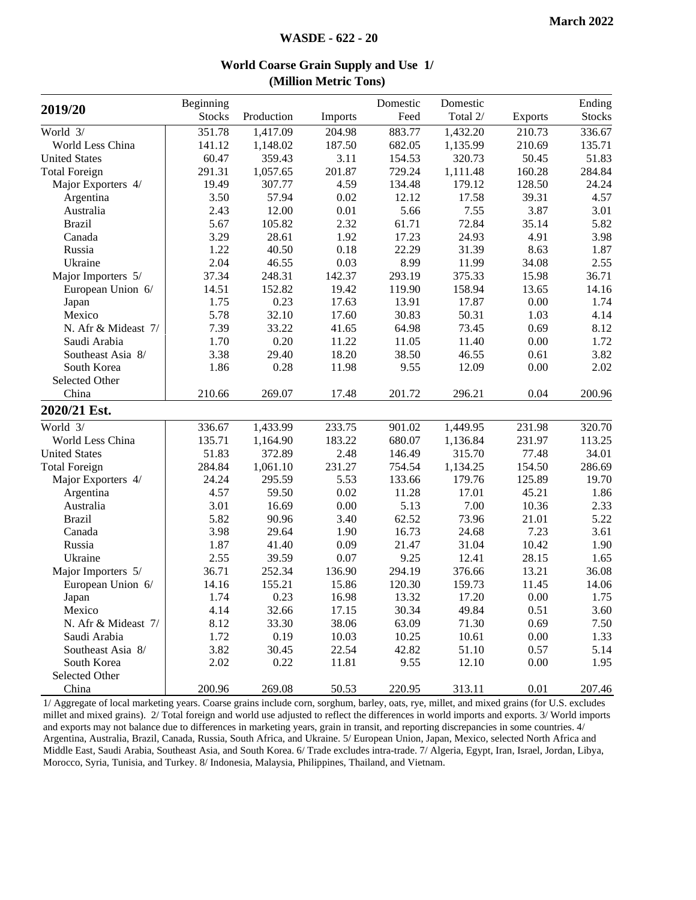March 2022

WASDE - 622 - 20

## World Coarse Grain Supply and Use 1/
### (Million Metric Tons)

| 2019/20 | Beginning Stocks | Production | Imports | Domestic Feed | Domestic Total 2/ | Exports | Ending Stocks |
|---|---|---|---|---|---|---|---|
| World 3/ | 351.78 | 1,417.09 | 204.98 | 883.77 | 1,432.20 | 210.73 | 336.67 |
| World Less China | 141.12 | 1,148.02 | 187.50 | 682.05 | 1,135.99 | 210.69 | 135.71 |
| United States | 60.47 | 359.43 | 3.11 | 154.53 | 320.73 | 50.45 | 51.83 |
| Total Foreign | 291.31 | 1,057.65 | 201.87 | 729.24 | 1,111.48 | 160.28 | 284.84 |
| Major Exporters 4/ | 19.49 | 307.77 | 4.59 | 134.48 | 179.12 | 128.50 | 24.24 |
| Argentina | 3.50 | 57.94 | 0.02 | 12.12 | 17.58 | 39.31 | 4.57 |
| Australia | 2.43 | 12.00 | 0.01 | 5.66 | 7.55 | 3.87 | 3.01 |
| Brazil | 5.67 | 105.82 | 2.32 | 61.71 | 72.84 | 35.14 | 5.82 |
| Canada | 3.29 | 28.61 | 1.92 | 17.23 | 24.93 | 4.91 | 3.98 |
| Russia | 1.22 | 40.50 | 0.18 | 22.29 | 31.39 | 8.63 | 1.87 |
| Ukraine | 2.04 | 46.55 | 0.03 | 8.99 | 11.99 | 34.08 | 2.55 |
| Major Importers 5/ | 37.34 | 248.31 | 142.37 | 293.19 | 375.33 | 15.98 | 36.71 |
| European Union 6/ | 14.51 | 152.82 | 19.42 | 119.90 | 158.94 | 13.65 | 14.16 |
| Japan | 1.75 | 0.23 | 17.63 | 13.91 | 17.87 | 0.00 | 1.74 |
| Mexico | 5.78 | 32.10 | 17.60 | 30.83 | 50.31 | 1.03 | 4.14 |
| N. Afr & Mideast 7/ | 7.39 | 33.22 | 41.65 | 64.98 | 73.45 | 0.69 | 8.12 |
| Saudi Arabia | 1.70 | 0.20 | 11.22 | 11.05 | 11.40 | 0.00 | 1.72 |
| Southeast Asia 8/ | 3.38 | 29.40 | 18.20 | 38.50 | 46.55 | 0.61 | 3.82 |
| South Korea | 1.86 | 0.28 | 11.98 | 9.55 | 12.09 | 0.00 | 2.02 |
| Selected Other | | | | | | | |
| China | 210.66 | 269.07 | 17.48 | 201.72 | 296.21 | 0.04 | 200.96 |
| **2020/21 Est.** | | | | | | | |
| World 3/ | 336.67 | 1,433.99 | 233.75 | 901.02 | 1,449.95 | 231.98 | 320.70 |
| World Less China | 135.71 | 1,164.90 | 183.22 | 680.07 | 1,136.84 | 231.97 | 113.25 |
| United States | 51.83 | 372.89 | 2.48 | 146.49 | 315.70 | 77.48 | 34.01 |
| Total Foreign | 284.84 | 1,061.10 | 231.27 | 754.54 | 1,134.25 | 154.50 | 286.69 |
| Major Exporters 4/ | 24.24 | 295.59 | 5.53 | 133.66 | 179.76 | 125.89 | 19.70 |
| Argentina | 4.57 | 59.50 | 0.02 | 11.28 | 17.01 | 45.21 | 1.86 |
| Australia | 3.01 | 16.69 | 0.00 | 5.13 | 7.00 | 10.36 | 2.33 |
| Brazil | 5.82 | 90.96 | 3.40 | 62.52 | 73.96 | 21.01 | 5.22 |
| Canada | 3.98 | 29.64 | 1.90 | 16.73 | 24.68 | 7.23 | 3.61 |
| Russia | 1.87 | 41.40 | 0.09 | 21.47 | 31.04 | 10.42 | 1.90 |
| Ukraine | 2.55 | 39.59 | 0.07 | 9.25 | 12.41 | 28.15 | 1.65 |
| Major Importers 5/ | 36.71 | 252.34 | 136.90 | 294.19 | 376.66 | 13.21 | 36.08 |
| European Union 6/ | 14.16 | 155.21 | 15.86 | 120.30 | 159.73 | 11.45 | 14.06 |
| Japan | 1.74 | 0.23 | 16.98 | 13.32 | 17.20 | 0.00 | 1.75 |
| Mexico | 4.14 | 32.66 | 17.15 | 30.34 | 49.84 | 0.51 | 3.60 |
| N. Afr & Mideast 7/ | 8.12 | 33.30 | 38.06 | 63.09 | 71.30 | 0.69 | 7.50 |
| Saudi Arabia | 1.72 | 0.19 | 10.03 | 10.25 | 10.61 | 0.00 | 1.33 |
| Southeast Asia 8/ | 3.82 | 30.45 | 22.54 | 42.82 | 51.10 | 0.57 | 5.14 |
| South Korea | 2.02 | 0.22 | 11.81 | 9.55 | 12.10 | 0.00 | 1.95 |
| Selected Other | | | | | | | |
| China | 200.96 | 269.08 | 50.53 | 220.95 | 313.11 | 0.01 | 207.46 |

1/ Aggregate of local marketing years. Coarse grains include corn, sorghum, barley, oats, rye, millet, and mixed grains (for U.S. excludes millet and mixed grains). 2/ Total foreign and world use adjusted to reflect the differences in world imports and exports. 3/ World imports and exports may not balance due to differences in marketing years, grain in transit, and reporting discrepancies in some countries. 4/ Argentina, Australia, Brazil, Canada, Russia, South Africa, and Ukraine. 5/ European Union, Japan, Mexico, selected North Africa and Middle East, Saudi Arabia, Southeast Asia, and South Korea. 6/ Trade excludes intra-trade. 7/ Algeria, Egypt, Iran, Israel, Jordan, Libya, Morocco, Syria, Tunisia, and Turkey. 8/ Indonesia, Malaysia, Philippines, Thailand, and Vietnam.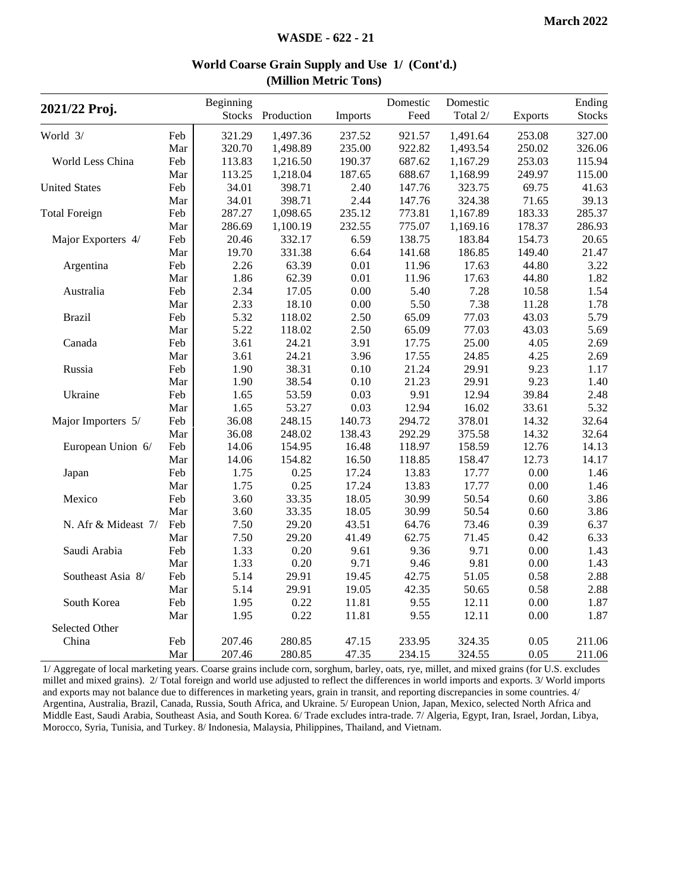**World Coarse Grain Supply and Use 1/ (Cont'd.)**
**(Million Metric Tons)**

| 2021/22 Proj. | | Beginning Stocks | Production | Imports | Domestic Feed | Domestic Total 2/ | Exports | Ending Stocks |
|---|---|---|---|---|---|---|---|---|
| World 3/ | Feb | 321.29 | 1,497.36 | 237.52 | 921.57 | 1,491.64 | 253.08 | 327.00 |
| | Mar | 320.70 | 1,498.89 | 235.00 | 922.82 | 1,493.54 | 250.02 | 326.06 |
| World Less China | Feb | 113.83 | 1,216.50 | 190.37 | 687.62 | 1,167.29 | 253.03 | 115.94 |
| | Mar | 113.25 | 1,218.04 | 187.65 | 688.67 | 1,168.99 | 249.97 | 115.00 |
| United States | Feb | 34.01 | 398.71 | 2.40 | 147.76 | 323.75 | 69.75 | 41.63 |
| | Mar | 34.01 | 398.71 | 2.44 | 147.76 | 324.38 | 71.65 | 39.13 |
| Total Foreign | Feb | 287.27 | 1,098.65 | 235.12 | 773.81 | 1,167.89 | 183.33 | 285.37 |
| | Mar | 286.69 | 1,100.19 | 232.55 | 775.07 | 1,169.16 | 178.37 | 286.93 |
| Major Exporters 4/ | Feb | 20.46 | 332.17 | 6.59 | 138.75 | 183.84 | 154.73 | 20.65 |
| | Mar | 19.70 | 331.38 | 6.64 | 141.68 | 186.85 | 149.40 | 21.47 |
| Argentina | Feb | 2.26 | 63.39 | 0.01 | 11.96 | 17.63 | 44.80 | 3.22 |
| | Mar | 1.86 | 62.39 | 0.01 | 11.96 | 17.63 | 44.80 | 1.82 |
| Australia | Feb | 2.34 | 17.05 | 0.00 | 5.40 | 7.28 | 10.58 | 1.54 |
| | Mar | 2.33 | 18.10 | 0.00 | 5.50 | 7.38 | 11.28 | 1.78 |
| Brazil | Feb | 5.32 | 118.02 | 2.50 | 65.09 | 77.03 | 43.03 | 5.79 |
| | Mar | 5.22 | 118.02 | 2.50 | 65.09 | 77.03 | 43.03 | 5.69 |
| Canada | Feb | 3.61 | 24.21 | 3.91 | 17.75 | 25.00 | 4.05 | 2.69 |
| | Mar | 3.61 | 24.21 | 3.96 | 17.55 | 24.85 | 4.25 | 2.69 |
| Russia | Feb | 1.90 | 38.31 | 0.10 | 21.24 | 29.91 | 9.23 | 1.17 |
| | Mar | 1.90 | 38.54 | 0.10 | 21.23 | 29.91 | 9.23 | 1.40 |
| Ukraine | Feb | 1.65 | 53.59 | 0.03 | 9.91 | 12.94 | 39.84 | 2.48 |
| | Mar | 1.65 | 53.27 | 0.03 | 12.94 | 16.02 | 33.61 | 5.32 |
| Major Importers 5/ | Feb | 36.08 | 248.15 | 140.73 | 294.72 | 378.01 | 14.32 | 32.64 |
| | Mar | 36.08 | 248.02 | 138.43 | 292.29 | 375.58 | 14.32 | 32.64 |
| European Union 6/ | Feb | 14.06 | 154.95 | 16.48 | 118.97 | 158.59 | 12.76 | 14.13 |
| | Mar | 14.06 | 154.82 | 16.50 | 118.85 | 158.47 | 12.73 | 14.17 |
| Japan | Feb | 1.75 | 0.25 | 17.24 | 13.83 | 17.77 | 0.00 | 1.46 |
| | Mar | 1.75 | 0.25 | 17.24 | 13.83 | 17.77 | 0.00 | 1.46 |
| Mexico | Feb | 3.60 | 33.35 | 18.05 | 30.99 | 50.54 | 0.60 | 3.86 |
| | Mar | 3.60 | 33.35 | 18.05 | 30.99 | 50.54 | 0.60 | 3.86 |
| N. Afr & Mideast 7/ | Feb | 7.50 | 29.20 | 43.51 | 64.76 | 73.46 | 0.39 | 6.37 |
| | Mar | 7.50 | 29.20 | 41.49 | 62.75 | 71.45 | 0.42 | 6.33 |
| Saudi Arabia | Feb | 1.33 | 0.20 | 9.61 | 9.36 | 9.71 | 0.00 | 1.43 |
| | Mar | 1.33 | 0.20 | 9.71 | 9.46 | 9.81 | 0.00 | 1.43 |
| Southeast Asia 8/ | Feb | 5.14 | 29.91 | 19.45 | 42.75 | 51.05 | 0.58 | 2.88 |
| | Mar | 5.14 | 29.91 | 19.05 | 42.35 | 50.65 | 0.58 | 2.88 |
| South Korea | Feb | 1.95 | 0.22 | 11.81 | 9.55 | 12.11 | 0.00 | 1.87 |
| | Mar | 1.95 | 0.22 | 11.81 | 9.55 | 12.11 | 0.00 | 1.87 |
| Selected Other | | | | | | | | |
| China | Feb | 207.46 | 280.85 | 47.15 | 233.95 | 324.35 | 0.05 | 211.06 |
| | Mar | 207.46 | 280.85 | 47.35 | 234.15 | 324.55 | 0.05 | 211.06 |

1/ Aggregate of local marketing years. Coarse grains include corn, sorghum, barley, oats, rye, millet, and mixed grains (for U.S. excludes millet and mixed grains). 2/ Total foreign and world use adjusted to reflect the differences in world imports and exports. 3/ World imports and exports may not balance due to differences in marketing years, grain in transit, and reporting discrepancies in some countries. 4/ Argentina, Australia, Brazil, Canada, Russia, South Africa, and Ukraine. 5/ European Union, Japan, Mexico, selected North Africa and Middle East, Saudi Arabia, Southeast Asia, and South Korea. 6/ Trade excludes intra-trade. 7/ Algeria, Egypt, Iran, Israel, Jordan, Libya, Morocco, Syria, Tunisia, and Turkey. 8/ Indonesia, Malaysia, Philippines, Thailand, and Vietnam.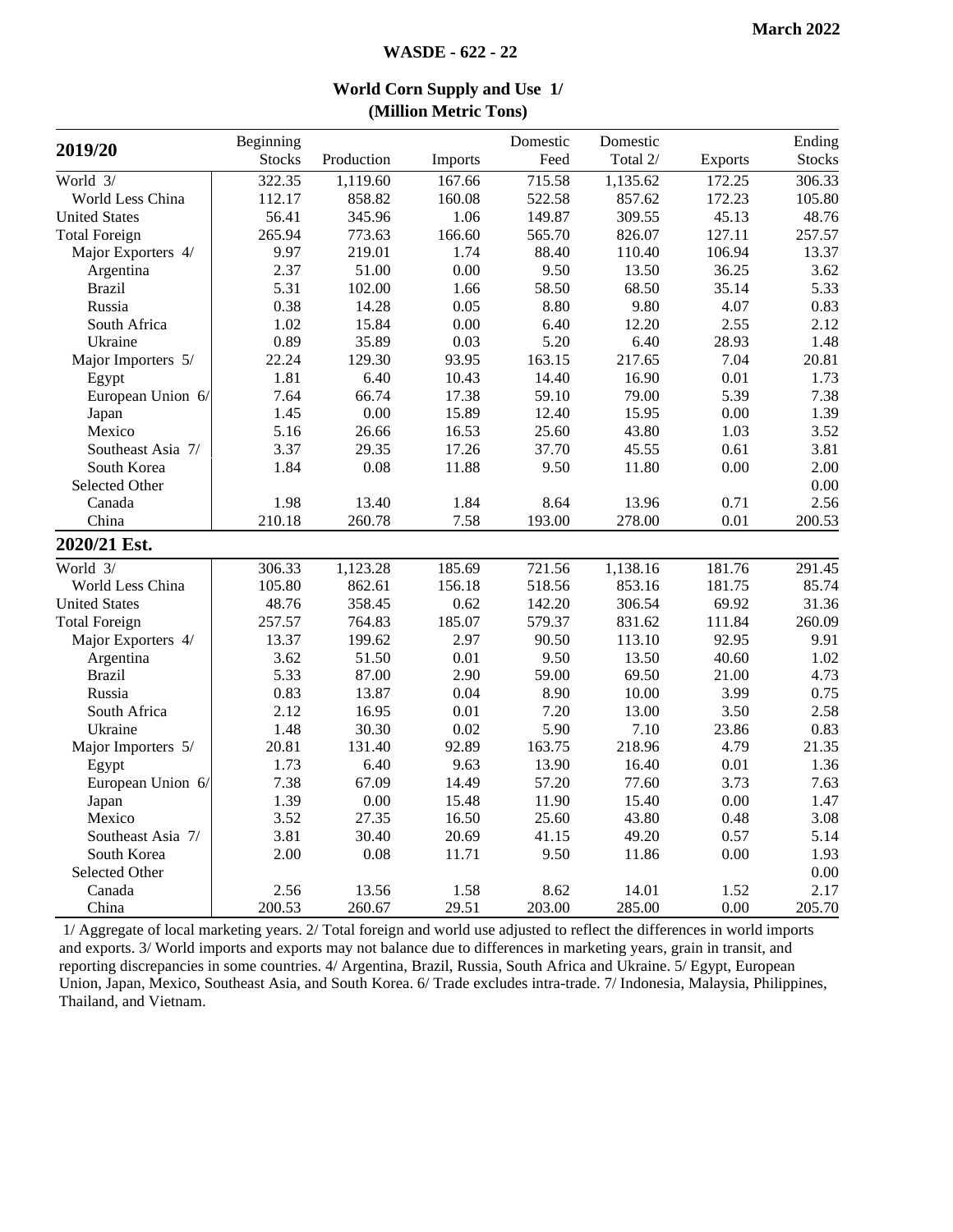March 2022

WASDE - 622 - 22

## World Corn Supply and Use 1/
### (Million Metric Tons)

| 2019/20 | Beginning Stocks | Production | Imports | Domestic Feed | Domestic Total 2/ | Exports | Ending Stocks |
|---|---|---|---|---|---|---|---|
| World 3/ | 322.35 | 1,119.60 | 167.66 | 715.58 | 1,135.62 | 172.25 | 306.33 |
| World Less China | 112.17 | 858.82 | 160.08 | 522.58 | 857.62 | 172.23 | 105.80 |
| United States | 56.41 | 345.96 | 1.06 | 149.87 | 309.55 | 45.13 | 48.76 |
| Total Foreign | 265.94 | 773.63 | 166.60 | 565.70 | 826.07 | 127.11 | 257.57 |
| Major Exporters 4/ | 9.97 | 219.01 | 1.74 | 88.40 | 110.40 | 106.94 | 13.37 |
| Argentina | 2.37 | 51.00 | 0.00 | 9.50 | 13.50 | 36.25 | 3.62 |
| Brazil | 5.31 | 102.00 | 1.66 | 58.50 | 68.50 | 35.14 | 5.33 |
| Russia | 0.38 | 14.28 | 0.05 | 8.80 | 9.80 | 4.07 | 0.83 |
| South Africa | 1.02 | 15.84 | 0.00 | 6.40 | 12.20 | 2.55 | 2.12 |
| Ukraine | 0.89 | 35.89 | 0.03 | 5.20 | 6.40 | 28.93 | 1.48 |
| Major Importers 5/ | 22.24 | 129.30 | 93.95 | 163.15 | 217.65 | 7.04 | 20.81 |
| Egypt | 1.81 | 6.40 | 10.43 | 14.40 | 16.90 | 0.01 | 1.73 |
| European Union 6/ | 7.64 | 66.74 | 17.38 | 59.10 | 79.00 | 5.39 | 7.38 |
| Japan | 1.45 | 0.00 | 15.89 | 12.40 | 15.95 | 0.00 | 1.39 |
| Mexico | 5.16 | 26.66 | 16.53 | 25.60 | 43.80 | 1.03 | 3.52 |
| Southeast Asia 7/ | 3.37 | 29.35 | 17.26 | 37.70 | 45.55 | 0.61 | 3.81 |
| South Korea | 1.84 | 0.08 | 11.88 | 9.50 | 11.80 | 0.00 | 2.00 |
| Selected Other | | | | | | | 0.00 |
| Canada | 1.98 | 13.40 | 1.84 | 8.64 | 13.96 | 0.71 | 2.56 |
| China | 210.18 | 260.78 | 7.58 | 193.00 | 278.00 | 0.01 | 200.53 |
| **2020/21 Est.** | | | | | | | |
| World 3/ | 306.33 | 1,123.28 | 185.69 | 721.56 | 1,138.16 | 181.76 | 291.45 |
| World Less China | 105.80 | 862.61 | 156.18 | 518.56 | 853.16 | 181.75 | 85.74 |
| United States | 48.76 | 358.45 | 0.62 | 142.20 | 306.54 | 69.92 | 31.36 |
| Total Foreign | 257.57 | 764.83 | 185.07 | 579.37 | 831.62 | 111.84 | 260.09 |
| Major Exporters 4/ | 13.37 | 199.62 | 2.97 | 90.50 | 113.10 | 92.95 | 9.91 |
| Argentina | 3.62 | 51.50 | 0.01 | 9.50 | 13.50 | 40.60 | 1.02 |
| Brazil | 5.33 | 87.00 | 2.90 | 59.00 | 69.50 | 21.00 | 4.73 |
| Russia | 0.83 | 13.87 | 0.04 | 8.90 | 10.00 | 3.99 | 0.75 |
| South Africa | 2.12 | 16.95 | 0.01 | 7.20 | 13.00 | 3.50 | 2.58 |
| Ukraine | 1.48 | 30.30 | 0.02 | 5.90 | 7.10 | 23.86 | 0.83 |
| Major Importers 5/ | 20.81 | 131.40 | 92.89 | 163.75 | 218.96 | 4.79 | 21.35 |
| Egypt | 1.73 | 6.40 | 9.63 | 13.90 | 16.40 | 0.01 | 1.36 |
| European Union 6/ | 7.38 | 67.09 | 14.49 | 57.20 | 77.60 | 3.73 | 7.63 |
| Japan | 1.39 | 0.00 | 15.48 | 11.90 | 15.40 | 0.00 | 1.47 |
| Mexico | 3.52 | 27.35 | 16.50 | 25.60 | 43.80 | 0.48 | 3.08 |
| Southeast Asia 7/ | 3.81 | 30.40 | 20.69 | 41.15 | 49.20 | 0.57 | 5.14 |
| South Korea | 2.00 | 0.08 | 11.71 | 9.50 | 11.86 | 0.00 | 1.93 |
| Selected Other | | | | | | | 0.00 |
| Canada | 2.56 | 13.56 | 1.58 | 8.62 | 14.01 | 1.52 | 2.17 |
| China | 200.53 | 260.67 | 29.51 | 203.00 | 285.00 | 0.00 | 205.70 |

1/ Aggregate of local marketing years. 2/ Total foreign and world use adjusted to reflect the differences in world imports and exports. 3/ World imports and exports may not balance due to differences in marketing years, grain in transit, and reporting discrepancies in some countries. 4/ Argentina, Brazil, Russia, South Africa and Ukraine. 5/ Egypt, European Union, Japan, Mexico, Southeast Asia, and South Korea. 6/ Trade excludes intra-trade. 7/ Indonesia, Malaysia, Philippines, Thailand, and Vietnam.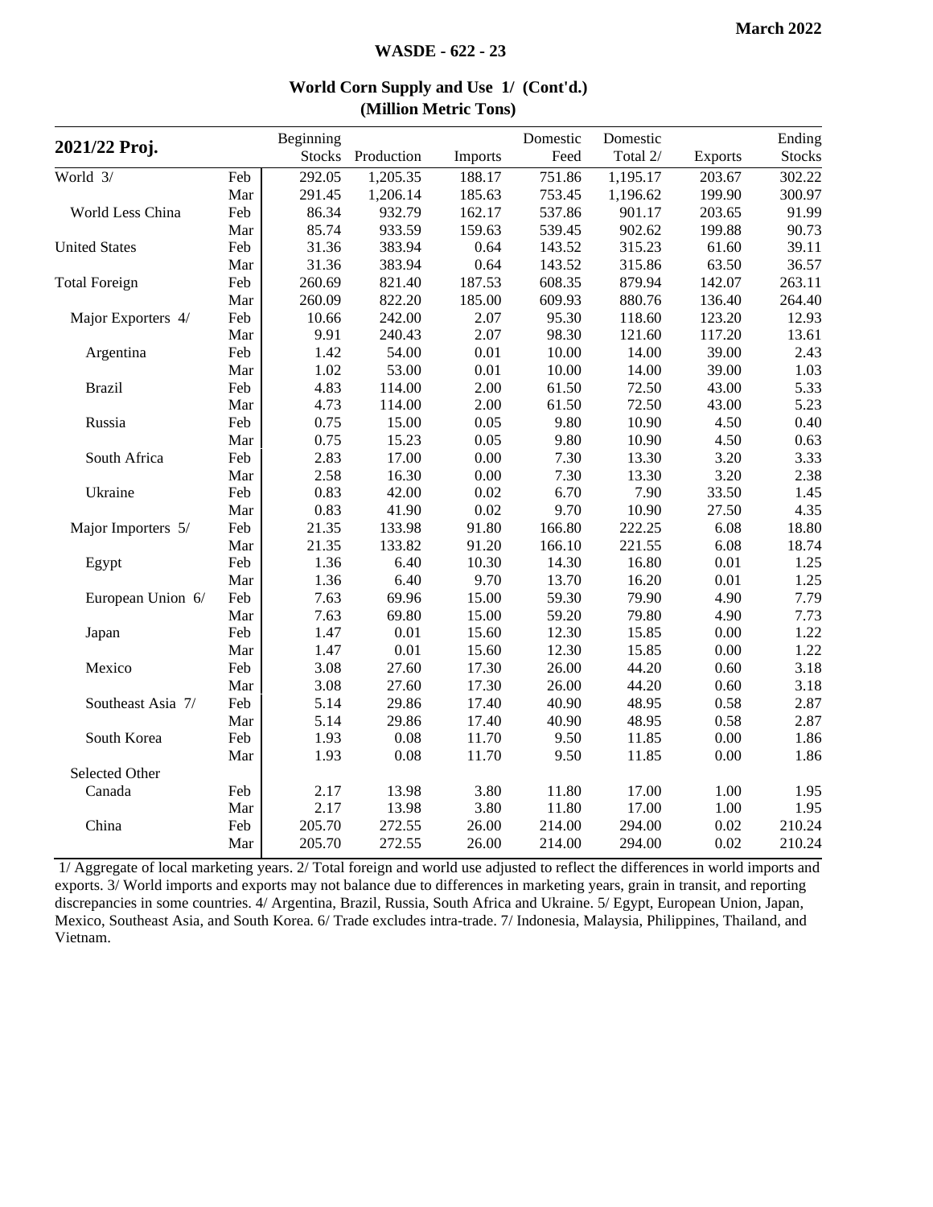# World Corn Supply and Use 1/ (Cont'd.)
## (Million Metric Tons)

| 2021/22 Proj. | | Beginning Stocks | Production | Imports | Domestic Feed | Domestic Total 2/ | Exports | Ending Stocks |
|---|---|---|---|---|---|---|---|---|
| World 3/ | Feb | 292.05 | 1,205.35 | 188.17 | 751.86 | 1,195.17 | 203.67 | 302.22 |
| | Mar | 291.45 | 1,206.14 | 185.63 | 753.45 | 1,196.62 | 199.90 | 300.97 |
| World Less China | Feb | 86.34 | 932.79 | 162.17 | 537.86 | 901.17 | 203.65 | 91.99 |
| | Mar | 85.74 | 933.59 | 159.63 | 539.45 | 902.62 | 199.88 | 90.73 |
| United States | Feb | 31.36 | 383.94 | 0.64 | 143.52 | 315.23 | 61.60 | 39.11 |
| | Mar | 31.36 | 383.94 | 0.64 | 143.52 | 315.86 | 63.50 | 36.57 |
| Total Foreign | Feb | 260.69 | 821.40 | 187.53 | 608.35 | 879.94 | 142.07 | 263.11 |
| | Mar | 260.09 | 822.20 | 185.00 | 609.93 | 880.76 | 136.40 | 264.40 |
| Major Exporters 4/ | Feb | 10.66 | 242.00 | 2.07 | 95.30 | 118.60 | 123.20 | 12.93 |
| | Mar | 9.91 | 240.43 | 2.07 | 98.30 | 121.60 | 117.20 | 13.61 |
| Argentina | Feb | 1.42 | 54.00 | 0.01 | 10.00 | 14.00 | 39.00 | 2.43 |
| | Mar | 1.02 | 53.00 | 0.01 | 10.00 | 14.00 | 39.00 | 1.03 |
| Brazil | Feb | 4.83 | 114.00 | 2.00 | 61.50 | 72.50 | 43.00 | 5.33 |
| | Mar | 4.73 | 114.00 | 2.00 | 61.50 | 72.50 | 43.00 | 5.23 |
| Russia | Feb | 0.75 | 15.00 | 0.05 | 9.80 | 10.90 | 4.50 | 0.40 |
| | Mar | 0.75 | 15.23 | 0.05 | 9.80 | 10.90 | 4.50 | 0.63 |
| South Africa | Feb | 2.83 | 17.00 | 0.00 | 7.30 | 13.30 | 3.20 | 3.33 |
| | Mar | 2.58 | 16.30 | 0.00 | 7.30 | 13.30 | 3.20 | 2.38 |
| Ukraine | Feb | 0.83 | 42.00 | 0.02 | 6.70 | 7.90 | 33.50 | 1.45 |
| | Mar | 0.83 | 41.90 | 0.02 | 9.70 | 10.90 | 27.50 | 4.35 |
| Major Importers 5/ | Feb | 21.35 | 133.98 | 91.80 | 166.80 | 222.25 | 6.08 | 18.80 |
| | Mar | 21.35 | 133.82 | 91.20 | 166.10 | 221.55 | 6.08 | 18.74 |
| Egypt | Feb | 1.36 | 6.40 | 10.30 | 14.30 | 16.80 | 0.01 | 1.25 |
| | Mar | 1.36 | 6.40 | 9.70 | 13.70 | 16.20 | 0.01 | 1.25 |
| European Union 6/ | Feb | 7.63 | 69.96 | 15.00 | 59.30 | 79.90 | 4.90 | 7.79 |
| | Mar | 7.63 | 69.80 | 15.00 | 59.20 | 79.80 | 4.90 | 7.73 |
| Japan | Feb | 1.47 | 0.01 | 15.60 | 12.30 | 15.85 | 0.00 | 1.22 |
| | Mar | 1.47 | 0.01 | 15.60 | 12.30 | 15.85 | 0.00 | 1.22 |
| Mexico | Feb | 3.08 | 27.60 | 17.30 | 26.00 | 44.20 | 0.60 | 3.18 |
| | Mar | 3.08 | 27.60 | 17.30 | 26.00 | 44.20 | 0.60 | 3.18 |
| Southeast Asia 7/ | Feb | 5.14 | 29.86 | 17.40 | 40.90 | 48.95 | 0.58 | 2.87 |
| | Mar | 5.14 | 29.86 | 17.40 | 40.90 | 48.95 | 0.58 | 2.87 |
| South Korea | Feb | 1.93 | 0.08 | 11.70 | 9.50 | 11.85 | 0.00 | 1.86 |
| | Mar | 1.93 | 0.08 | 11.70 | 9.50 | 11.85 | 0.00 | 1.86 |
| Selected Other | | | | | | | | |
| Canada | Feb | 2.17 | 13.98 | 3.80 | 11.80 | 17.00 | 1.00 | 1.95 |
| | Mar | 2.17 | 13.98 | 3.80 | 11.80 | 17.00 | 1.00 | 1.95 |
| China | Feb | 205.70 | 272.55 | 26.00 | 214.00 | 294.00 | 0.02 | 210.24 |
| | Mar | 205.70 | 272.55 | 26.00 | 214.00 | 294.00 | 0.02 | 210.24 |

1/ Aggregate of local marketing years. 2/ Total foreign and world use adjusted to reflect the differences in world imports and exports. 3/ World imports and exports may not balance due to differences in marketing years, grain in transit, and reporting discrepancies in some countries. 4/ Argentina, Brazil, Russia, South Africa and Ukraine. 5/ Egypt, European Union, Japan, Mexico, Southeast Asia, and South Korea. 6/ Trade excludes intra-trade. 7/ Indonesia, Malaysia, Philippines, Thailand, and Vietnam.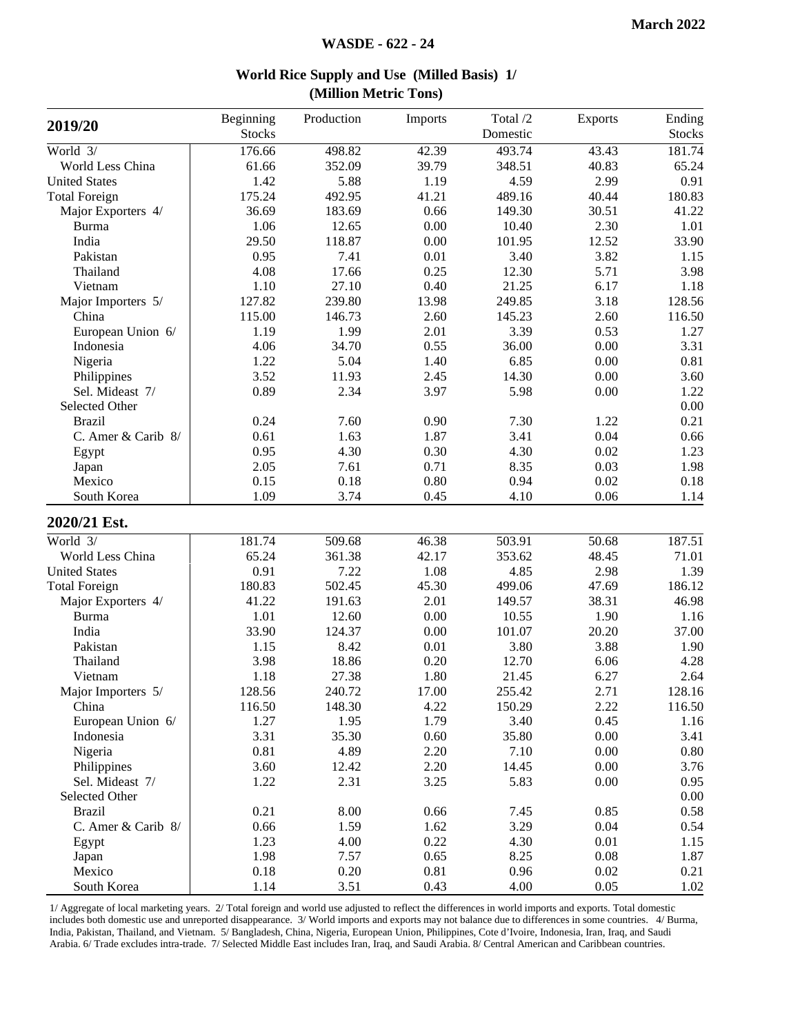## World Rice Supply and Use (Milled Basis) 1/
### (Million Metric Tons)

| 2019/20 | Beginning Stocks | Production | Imports | Total /2 Domestic | Exports | Ending Stocks |
|---|---|---|---|---|---|---|
| World 3/ | 176.66 | 498.82 | 42.39 | 493.74 | 43.43 | 181.74 |
| World Less China | 61.66 | 352.09 | 39.79 | 348.51 | 40.83 | 65.24 |
| United States | 1.42 | 5.88 | 1.19 | 4.59 | 2.99 | 0.91 |
| Total Foreign | 175.24 | 492.95 | 41.21 | 489.16 | 40.44 | 180.83 |
| Major Exporters 4/ | 36.69 | 183.69 | 0.66 | 149.30 | 30.51 | 41.22 |
| Burma | 1.06 | 12.65 | 0.00 | 10.40 | 2.30 | 1.01 |
| India | 29.50 | 118.87 | 0.00 | 101.95 | 12.52 | 33.90 |
| Pakistan | 0.95 | 7.41 | 0.01 | 3.40 | 3.82 | 1.15 |
| Thailand | 4.08 | 17.66 | 0.25 | 12.30 | 5.71 | 3.98 |
| Vietnam | 1.10 | 27.10 | 0.40 | 21.25 | 6.17 | 1.18 |
| Major Importers 5/ | 127.82 | 239.80 | 13.98 | 249.85 | 3.18 | 128.56 |
| China | 115.00 | 146.73 | 2.60 | 145.23 | 2.60 | 116.50 |
| European Union 6/ | 1.19 | 1.99 | 2.01 | 3.39 | 0.53 | 1.27 |
| Indonesia | 4.06 | 34.70 | 0.55 | 36.00 | 0.00 | 3.31 |
| Nigeria | 1.22 | 5.04 | 1.40 | 6.85 | 0.00 | 0.81 |
| Philippines | 3.52 | 11.93 | 2.45 | 14.30 | 0.00 | 3.60 |
| Sel. Mideast 7/ | 0.89 | 2.34 | 3.97 | 5.98 | 0.00 | 1.22 |
| Selected Other | | | | | | 0.00 |
| Brazil | 0.24 | 7.60 | 0.90 | 7.30 | 1.22 | 0.21 |
| C. Amer & Carib 8/ | 0.61 | 1.63 | 1.87 | 3.41 | 0.04 | 0.66 |
| Egypt | 0.95 | 4.30 | 0.30 | 4.30 | 0.02 | 1.23 |
| Japan | 2.05 | 7.61 | 0.71 | 8.35 | 0.03 | 1.98 |
| Mexico | 0.15 | 0.18 | 0.80 | 0.94 | 0.02 | 0.18 |
| South Korea | 1.09 | 3.74 | 0.45 | 4.10 | 0.06 | 1.14 |

| 2020/21 Est. | Beginning Stocks | Production | Imports | Total /2 Domestic | Exports | Ending Stocks |
|---|---|---|---|---|---|---|
| World 3/ | 181.74 | 509.68 | 46.38 | 503.91 | 50.68 | 187.51 |
| World Less China | 65.24 | 361.38 | 42.17 | 353.62 | 48.45 | 71.01 |
| United States | 0.91 | 7.22 | 1.08 | 4.85 | 2.98 | 1.39 |
| Total Foreign | 180.83 | 502.45 | 45.30 | 499.06 | 47.69 | 186.12 |
| Major Exporters 4/ | 41.22 | 191.63 | 2.01 | 149.57 | 38.31 | 46.98 |
| Burma | 1.01 | 12.60 | 0.00 | 10.55 | 1.90 | 1.16 |
| India | 33.90 | 124.37 | 0.00 | 101.07 | 20.20 | 37.00 |
| Pakistan | 1.15 | 8.42 | 0.01 | 3.80 | 3.88 | 1.90 |
| Thailand | 3.98 | 18.86 | 0.20 | 12.70 | 6.06 | 4.28 |
| Vietnam | 1.18 | 27.38 | 1.80 | 21.45 | 6.27 | 2.64 |
| Major Importers 5/ | 128.56 | 240.72 | 17.00 | 255.42 | 2.71 | 128.16 |
| China | 116.50 | 148.30 | 4.22 | 150.29 | 2.22 | 116.50 |
| European Union 6/ | 1.27 | 1.95 | 1.79 | 3.40 | 0.45 | 1.16 |
| Indonesia | 3.31 | 35.30 | 0.60 | 35.80 | 0.00 | 3.41 |
| Nigeria | 0.81 | 4.89 | 2.20 | 7.10 | 0.00 | 0.80 |
| Philippines | 3.60 | 12.42 | 2.20 | 14.45 | 0.00 | 3.76 |
| Sel. Mideast 7/ | 1.22 | 2.31 | 3.25 | 5.83 | 0.00 | 0.95 |
| Selected Other | | | | | | 0.00 |
| Brazil | 0.21 | 8.00 | 0.66 | 7.45 | 0.85 | 0.58 |
| C. Amer & Carib 8/ | 0.66 | 1.59 | 1.62 | 3.29 | 0.04 | 0.54 |
| Egypt | 1.23 | 4.00 | 0.22 | 4.30 | 0.01 | 1.15 |
| Japan | 1.98 | 7.57 | 0.65 | 8.25 | 0.08 | 1.87 |
| Mexico | 0.18 | 0.20 | 0.81 | 0.96 | 0.02 | 0.21 |
| South Korea | 1.14 | 3.51 | 0.43 | 4.00 | 0.05 | 1.02 |

1/ Aggregate of local marketing years. 2/ Total foreign and world use adjusted to reflect the differences in world imports and exports. Total domestic includes both domestic use and unreported disappearance. 3/ World imports and exports may not balance due to differences in some countries. 4/ Burma, India, Pakistan, Thailand, and Vietnam. 5/ Bangladesh, China, Nigeria, European Union, Philippines, Cote d'Ivoire, Indonesia, Iran, Iraq, and Saudi Arabia. 6/ Trade excludes intra-trade. 7/ Selected Middle East includes Iran, Iraq, and Saudi Arabia. 8/ Central American and Caribbean countries.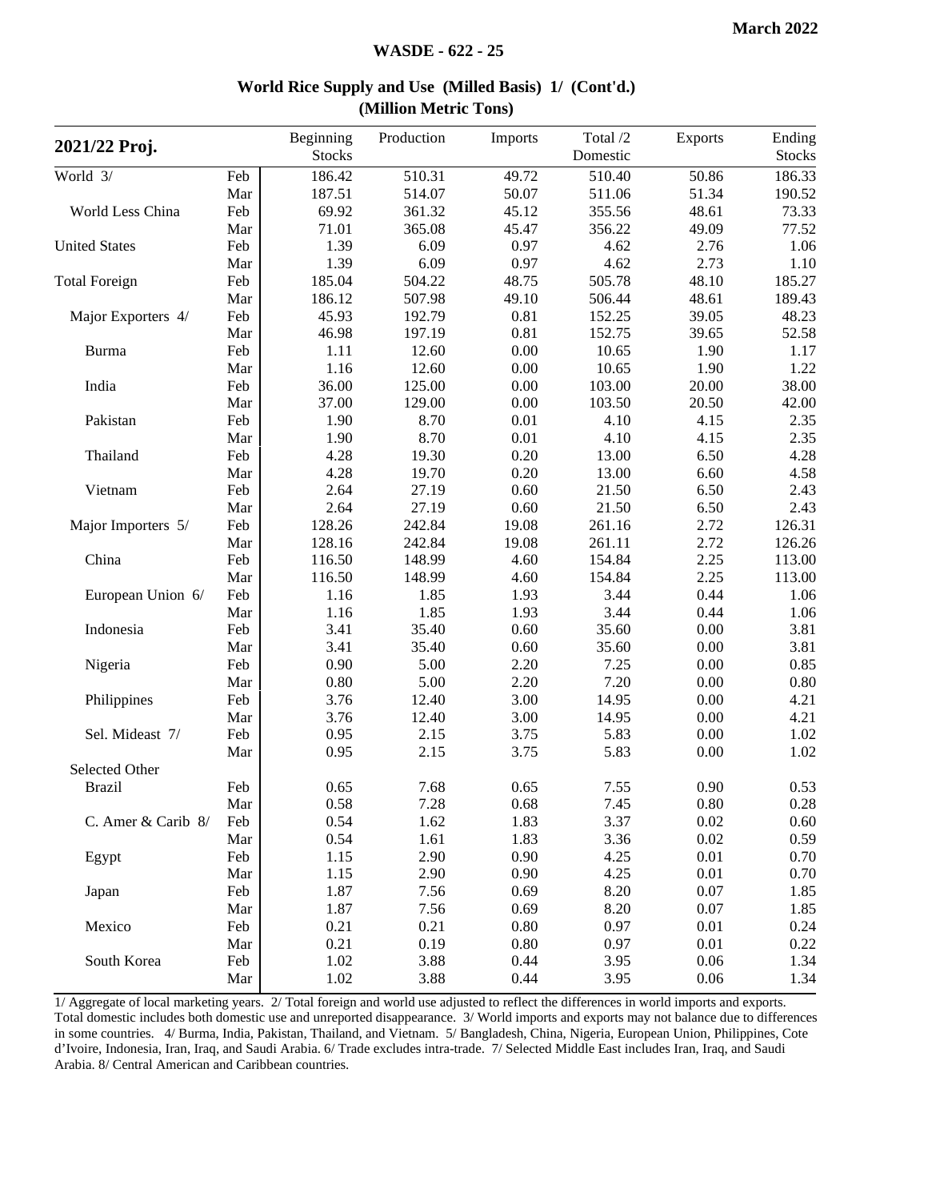## World Rice Supply and Use (Milled Basis) 1/ (Cont'd.)
### (Million Metric Tons)

| 2021/22 Proj. | | Beginning Stocks | Production | Imports | Total /2 Domestic | Exports | Ending Stocks |
|---|---|---|---|---|---|---|---|
| World 3/ | Feb | 186.42 | 510.31 | 49.72 | 510.40 | 50.86 | 186.33 |
| | Mar | 187.51 | 514.07 | 50.07 | 511.06 | 51.34 | 190.52 |
| World Less China | Feb | 69.92 | 361.32 | 45.12 | 355.56 | 48.61 | 73.33 |
| | Mar | 71.01 | 365.08 | 45.47 | 356.22 | 49.09 | 77.52 |
| United States | Feb | 1.39 | 6.09 | 0.97 | 4.62 | 2.76 | 1.06 |
| | Mar | 1.39 | 6.09 | 0.97 | 4.62 | 2.73 | 1.10 |
| Total Foreign | Feb | 185.04 | 504.22 | 48.75 | 505.78 | 48.10 | 185.27 |
| | Mar | 186.12 | 507.98 | 49.10 | 506.44 | 48.61 | 189.43 |
| Major Exporters 4/ | Feb | 45.93 | 192.79 | 0.81 | 152.25 | 39.05 | 48.23 |
| | Mar | 46.98 | 197.19 | 0.81 | 152.75 | 39.65 | 52.58 |
| Burma | Feb | 1.11 | 12.60 | 0.00 | 10.65 | 1.90 | 1.17 |
| | Mar | 1.16 | 12.60 | 0.00 | 10.65 | 1.90 | 1.22 |
| India | Feb | 36.00 | 125.00 | 0.00 | 103.00 | 20.00 | 38.00 |
| | Mar | 37.00 | 129.00 | 0.00 | 103.50 | 20.50 | 42.00 |
| Pakistan | Feb | 1.90 | 8.70 | 0.01 | 4.10 | 4.15 | 2.35 |
| | Mar | 1.90 | 8.70 | 0.01 | 4.10 | 4.15 | 2.35 |
| Thailand | Feb | 4.28 | 19.30 | 0.20 | 13.00 | 6.50 | 4.28 |
| | Mar | 4.28 | 19.70 | 0.20 | 13.00 | 6.60 | 4.58 |
| Vietnam | Feb | 2.64 | 27.19 | 0.60 | 21.50 | 6.50 | 2.43 |
| | Mar | 2.64 | 27.19 | 0.60 | 21.50 | 6.50 | 2.43 |
| Major Importers 5/ | Feb | 128.26 | 242.84 | 19.08 | 261.16 | 2.72 | 126.31 |
| | Mar | 128.16 | 242.84 | 19.08 | 261.11 | 2.72 | 126.26 |
| China | Feb | 116.50 | 148.99 | 4.60 | 154.84 | 2.25 | 113.00 |
| | Mar | 116.50 | 148.99 | 4.60 | 154.84 | 2.25 | 113.00 |
| European Union 6/ | Feb | 1.16 | 1.85 | 1.93 | 3.44 | 0.44 | 1.06 |
| | Mar | 1.16 | 1.85 | 1.93 | 3.44 | 0.44 | 1.06 |
| Indonesia | Feb | 3.41 | 35.40 | 0.60 | 35.60 | 0.00 | 3.81 |
| | Mar | 3.41 | 35.40 | 0.60 | 35.60 | 0.00 | 3.81 |
| Nigeria | Feb | 0.90 | 5.00 | 2.20 | 7.25 | 0.00 | 0.85 |
| | Mar | 0.80 | 5.00 | 2.20 | 7.20 | 0.00 | 0.80 |
| Philippines | Feb | 3.76 | 12.40 | 3.00 | 14.95 | 0.00 | 4.21 |
| | Mar | 3.76 | 12.40 | 3.00 | 14.95 | 0.00 | 4.21 |
| Sel. Mideast 7/ | Feb | 0.95 | 2.15 | 3.75 | 5.83 | 0.00 | 1.02 |
| | Mar | 0.95 | 2.15 | 3.75 | 5.83 | 0.00 | 1.02 |
| Selected Other | | | | | | | |
| Brazil | Feb | 0.65 | 7.68 | 0.65 | 7.55 | 0.90 | 0.53 |
| | Mar | 0.58 | 7.28 | 0.68 | 7.45 | 0.80 | 0.28 |
| C. Amer & Carib 8/ | Feb | 0.54 | 1.62 | 1.83 | 3.37 | 0.02 | 0.60 |
| | Mar | 0.54 | 1.61 | 1.83 | 3.36 | 0.02 | 0.59 |
| Egypt | Feb | 1.15 | 2.90 | 0.90 | 4.25 | 0.01 | 0.70 |
| | Mar | 1.15 | 2.90 | 0.90 | 4.25 | 0.01 | 0.70 |
| Japan | Feb | 1.87 | 7.56 | 0.69 | 8.20 | 0.07 | 1.85 |
| | Mar | 1.87 | 7.56 | 0.69 | 8.20 | 0.07 | 1.85 |
| Mexico | Feb | 0.21 | 0.21 | 0.80 | 0.97 | 0.01 | 0.24 |
| | Mar | 0.21 | 0.19 | 0.80 | 0.97 | 0.01 | 0.22 |
| South Korea | Feb | 1.02 | 3.88 | 0.44 | 3.95 | 0.06 | 1.34 |
| | Mar | 1.02 | 3.88 | 0.44 | 3.95 | 0.06 | 1.34 |

1/ Aggregate of local marketing years. 2/ Total foreign and world use adjusted to reflect the differences in world imports and exports. Total domestic includes both domestic use and unreported disappearance. 3/ World imports and exports may not balance due to differences in some countries. 4/ Burma, India, Pakistan, Thailand, and Vietnam. 5/ Bangladesh, China, Nigeria, European Union, Philippines, Cote d'Ivoire, Indonesia, Iran, Iraq, and Saudi Arabia. 6/ Trade excludes intra-trade. 7/ Selected Middle East includes Iran, Iraq, and Saudi Arabia. 8/ Central American and Caribbean countries.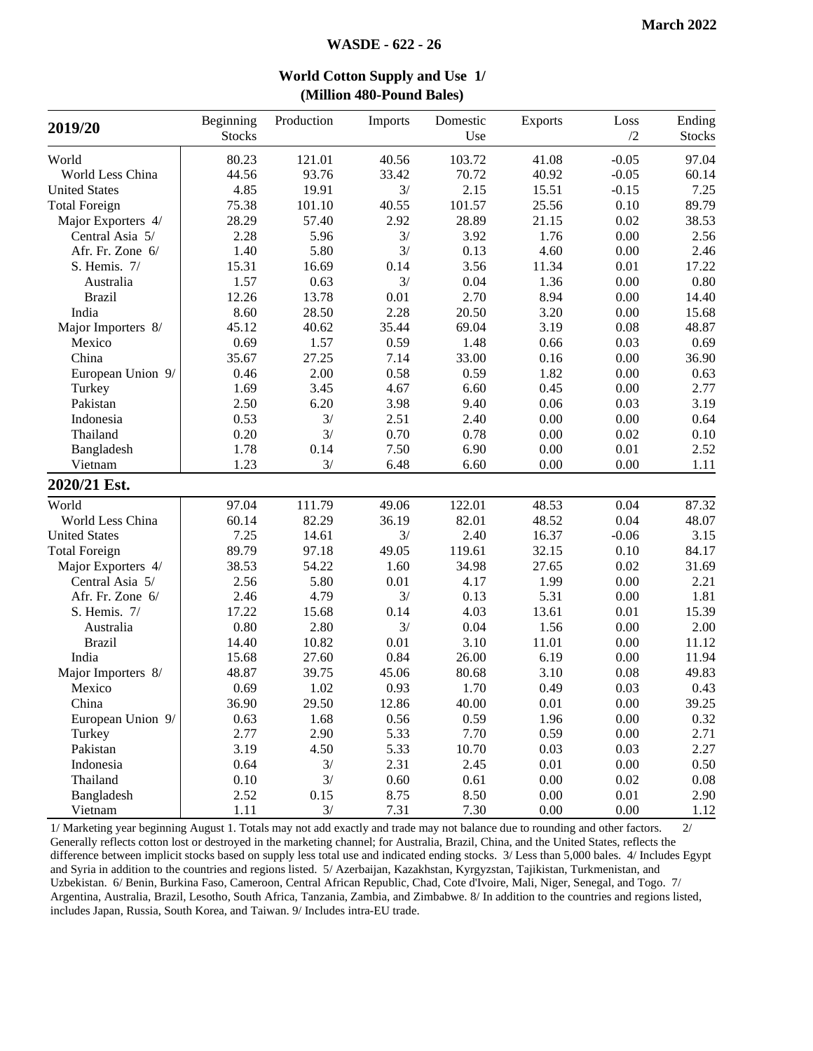**March 2022**

**WASDE - 622 - 26**

## World Cotton Supply and Use 1/
### (Million 480-Pound Bales)

| 2019/20 | Beginning Stocks | Production | Imports | Domestic Use | Exports | Loss /2 | Ending Stocks |
|---|---|---|---|---|---|---|---|
| World | 80.23 | 121.01 | 40.56 | 103.72 | 41.08 | -0.05 | 97.04 |
| World Less China | 44.56 | 93.76 | 33.42 | 70.72 | 40.92 | -0.05 | 60.14 |
| United States | 4.85 | 19.91 | 3/ | 2.15 | 15.51 | -0.15 | 7.25 |
| Total Foreign | 75.38 | 101.10 | 40.55 | 101.57 | 25.56 | 0.10 | 89.79 |
| Major Exporters 4/ | 28.29 | 57.40 | 2.92 | 28.89 | 21.15 | 0.02 | 38.53 |
| Central Asia 5/ | 2.28 | 5.96 | 3/ | 3.92 | 1.76 | 0.00 | 2.56 |
| Afr. Fr. Zone 6/ | 1.40 | 5.80 | 3/ | 0.13 | 4.60 | 0.00 | 2.46 |
| S. Hemis. 7/ | 15.31 | 16.69 | 0.14 | 3.56 | 11.34 | 0.01 | 17.22 |
| Australia | 1.57 | 0.63 | 3/ | 0.04 | 1.36 | 0.00 | 0.80 |
| Brazil | 12.26 | 13.78 | 0.01 | 2.70 | 8.94 | 0.00 | 14.40 |
| India | 8.60 | 28.50 | 2.28 | 20.50 | 3.20 | 0.00 | 15.68 |
| Major Importers 8/ | 45.12 | 40.62 | 35.44 | 69.04 | 3.19 | 0.08 | 48.87 |
| Mexico | 0.69 | 1.57 | 0.59 | 1.48 | 0.66 | 0.03 | 0.69 |
| China | 35.67 | 27.25 | 7.14 | 33.00 | 0.16 | 0.00 | 36.90 |
| European Union 9/ | 0.46 | 2.00 | 0.58 | 0.59 | 1.82 | 0.00 | 0.63 |
| Turkey | 1.69 | 3.45 | 4.67 | 6.60 | 0.45 | 0.00 | 2.77 |
| Pakistan | 2.50 | 6.20 | 3.98 | 9.40 | 0.06 | 0.03 | 3.19 |
| Indonesia | 0.53 | 3/ | 2.51 | 2.40 | 0.00 | 0.00 | 0.64 |
| Thailand | 0.20 | 3/ | 0.70 | 0.78 | 0.00 | 0.02 | 0.10 |
| Bangladesh | 1.78 | 0.14 | 7.50 | 6.90 | 0.00 | 0.01 | 2.52 |
| Vietnam | 1.23 | 3/ | 6.48 | 6.60 | 0.00 | 0.00 | 1.11 |
| **2020/21 Est.** | | | | | | | |
| World | 97.04 | 111.79 | 49.06 | 122.01 | 48.53 | 0.04 | 87.32 |
| World Less China | 60.14 | 82.29 | 36.19 | 82.01 | 48.52 | 0.04 | 48.07 |
| United States | 7.25 | 14.61 | 3/ | 2.40 | 16.37 | -0.06 | 3.15 |
| Total Foreign | 89.79 | 97.18 | 49.05 | 119.61 | 32.15 | 0.10 | 84.17 |
| Major Exporters 4/ | 38.53 | 54.22 | 1.60 | 34.98 | 27.65 | 0.02 | 31.69 |
| Central Asia 5/ | 2.56 | 5.80 | 0.01 | 4.17 | 1.99 | 0.00 | 2.21 |
| Afr. Fr. Zone 6/ | 2.46 | 4.79 | 3/ | 0.13 | 5.31 | 0.00 | 1.81 |
| S. Hemis. 7/ | 17.22 | 15.68 | 0.14 | 4.03 | 13.61 | 0.01 | 15.39 |
| Australia | 0.80 | 2.80 | 3/ | 0.04 | 1.56 | 0.00 | 2.00 |
| Brazil | 14.40 | 10.82 | 0.01 | 3.10 | 11.01 | 0.00 | 11.12 |
| India | 15.68 | 27.60 | 0.84 | 26.00 | 6.19 | 0.00 | 11.94 |
| Major Importers 8/ | 48.87 | 39.75 | 45.06 | 80.68 | 3.10 | 0.08 | 49.83 |
| Mexico | 0.69 | 1.02 | 0.93 | 1.70 | 0.49 | 0.03 | 0.43 |
| China | 36.90 | 29.50 | 12.86 | 40.00 | 0.01 | 0.00 | 39.25 |
| European Union 9/ | 0.63 | 1.68 | 0.56 | 0.59 | 1.96 | 0.00 | 0.32 |
| Turkey | 2.77 | 2.90 | 5.33 | 7.70 | 0.59 | 0.00 | 2.71 |
| Pakistan | 3.19 | 4.50 | 5.33 | 10.70 | 0.03 | 0.03 | 2.27 |
| Indonesia | 0.64 | 3/ | 2.31 | 2.45 | 0.01 | 0.00 | 0.50 |
| Thailand | 0.10 | 3/ | 0.60 | 0.61 | 0.00 | 0.02 | 0.08 |
| Bangladesh | 2.52 | 0.15 | 8.75 | 8.50 | 0.00 | 0.01 | 2.90 |
| Vietnam | 1.11 | 3/ | 7.31 | 7.30 | 0.00 | 0.00 | 1.12 |

1/ Marketing year beginning August 1. Totals may not add exactly and trade may not balance due to rounding and other factors. 2/ Generally reflects cotton lost or destroyed in the marketing channel; for Australia, Brazil, China, and the United States, reflects the difference between implicit stocks based on supply less total use and indicated ending stocks. 3/ Less than 5,000 bales. 4/ Includes Egypt and Syria in addition to the countries and regions listed. 5/ Azerbaijan, Kazakhstan, Kyrgyzstan, Tajikistan, Turkmenistan, and Uzbekistan. 6/ Benin, Burkina Faso, Cameroon, Central African Republic, Chad, Cote d'Ivoire, Mali, Niger, Senegal, and Togo. 7/ Argentina, Australia, Brazil, Lesotho, South Africa, Tanzania, Zambia, and Zimbabwe. 8/ In addition to the countries and regions listed, includes Japan, Russia, South Korea, and Taiwan. 9/ Includes intra-EU trade.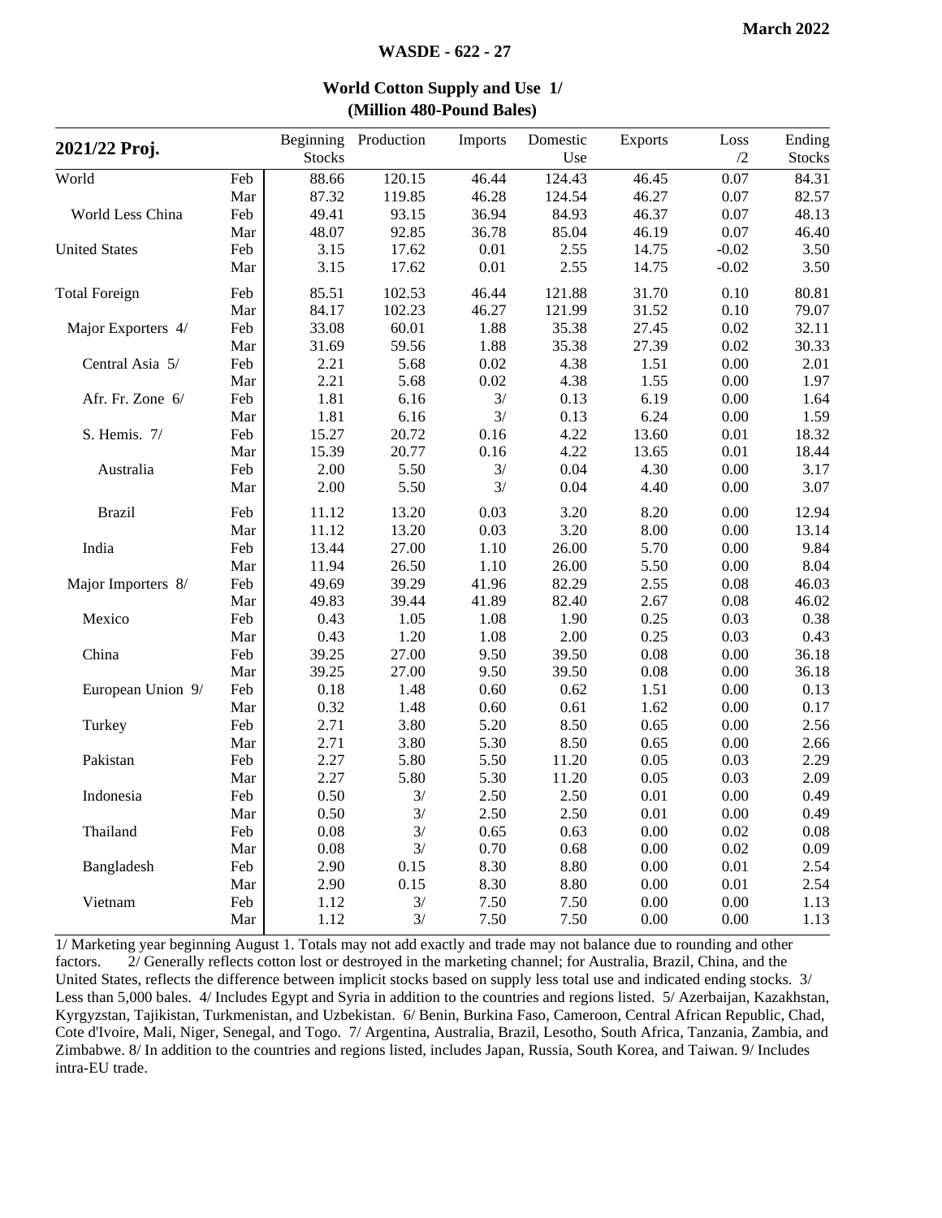## World Cotton Supply and Use 1/
### (Million 480-Pound Bales)

| 2021/22 Proj. | | Beginning Stocks | Production | Imports | Domestic Use | Exports | Loss /2 | Ending Stocks |
|---|---|---|---|---|---|---|---|---|
| World | Feb | 88.66 | 120.15 | 46.44 | 124.43 | 46.45 | 0.07 | 84.31 |
| | Mar | 87.32 | 119.85 | 46.28 | 124.54 | 46.27 | 0.07 | 82.57 |
| World Less China | Feb | 49.41 | 93.15 | 36.94 | 84.93 | 46.37 | 0.07 | 48.13 |
| | Mar | 48.07 | 92.85 | 36.78 | 85.04 | 46.19 | 0.07 | 46.40 |
| United States | Feb | 3.15 | 17.62 | 0.01 | 2.55 | 14.75 | -0.02 | 3.50 |
| | Mar | 3.15 | 17.62 | 0.01 | 2.55 | 14.75 | -0.02 | 3.50 |
| Total Foreign | Feb | 85.51 | 102.53 | 46.44 | 121.88 | 31.70 | 0.10 | 80.81 |
| | Mar | 84.17 | 102.23 | 46.27 | 121.99 | 31.52 | 0.10 | 79.07 |
| Major Exporters 4/ | Feb | 33.08 | 60.01 | 1.88 | 35.38 | 27.45 | 0.02 | 32.11 |
| | Mar | 31.69 | 59.56 | 1.88 | 35.38 | 27.39 | 0.02 | 30.33 |
| Central Asia 5/ | Feb | 2.21 | 5.68 | 0.02 | 4.38 | 1.51 | 0.00 | 2.01 |
| | Mar | 2.21 | 5.68 | 0.02 | 4.38 | 1.55 | 0.00 | 1.97 |
| Afr. Fr. Zone 6/ | Feb | 1.81 | 6.16 | 3/ | 0.13 | 6.19 | 0.00 | 1.64 |
| | Mar | 1.81 | 6.16 | 3/ | 0.13 | 6.24 | 0.00 | 1.59 |
| S. Hemis. 7/ | Feb | 15.27 | 20.72 | 0.16 | 4.22 | 13.60 | 0.01 | 18.32 |
| | Mar | 15.39 | 20.77 | 0.16 | 4.22 | 13.65 | 0.01 | 18.44 |
| Australia | Feb | 2.00 | 5.50 | 3/ | 0.04 | 4.30 | 0.00 | 3.17 |
| | Mar | 2.00 | 5.50 | 3/ | 0.04 | 4.40 | 0.00 | 3.07 |
| Brazil | Feb | 11.12 | 13.20 | 0.03 | 3.20 | 8.20 | 0.00 | 12.94 |
| | Mar | 11.12 | 13.20 | 0.03 | 3.20 | 8.00 | 0.00 | 13.14 |
| India | Feb | 13.44 | 27.00 | 1.10 | 26.00 | 5.70 | 0.00 | 9.84 |
| | Mar | 11.94 | 26.50 | 1.10 | 26.00 | 5.50 | 0.00 | 8.04 |
| Major Importers 8/ | Feb | 49.69 | 39.29 | 41.96 | 82.29 | 2.55 | 0.08 | 46.03 |
| | Mar | 49.83 | 39.44 | 41.89 | 82.40 | 2.67 | 0.08 | 46.02 |
| Mexico | Feb | 0.43 | 1.05 | 1.08 | 1.90 | 0.25 | 0.03 | 0.38 |
| | Mar | 0.43 | 1.20 | 1.08 | 2.00 | 0.25 | 0.03 | 0.43 |
| China | Feb | 39.25 | 27.00 | 9.50 | 39.50 | 0.08 | 0.00 | 36.18 |
| | Mar | 39.25 | 27.00 | 9.50 | 39.50 | 0.08 | 0.00 | 36.18 |
| European Union 9/ | Feb | 0.18 | 1.48 | 0.60 | 0.62 | 1.51 | 0.00 | 0.13 |
| | Mar | 0.32 | 1.48 | 0.60 | 0.61 | 1.62 | 0.00 | 0.17 |
| Turkey | Feb | 2.71 | 3.80 | 5.20 | 8.50 | 0.65 | 0.00 | 2.56 |
| | Mar | 2.71 | 3.80 | 5.30 | 8.50 | 0.65 | 0.00 | 2.66 |
| Pakistan | Feb | 2.27 | 5.80 | 5.50 | 11.20 | 0.05 | 0.03 | 2.29 |
| | Mar | 2.27 | 5.80 | 5.30 | 11.20 | 0.05 | 0.03 | 2.09 |
| Indonesia | Feb | 0.50 | 3/ | 2.50 | 2.50 | 0.01 | 0.00 | 0.49 |
| | Mar | 0.50 | 3/ | 2.50 | 2.50 | 0.01 | 0.00 | 0.49 |
| Thailand | Feb | 0.08 | 3/ | 0.65 | 0.63 | 0.00 | 0.02 | 0.08 |
| | Mar | 0.08 | 3/ | 0.70 | 0.68 | 0.00 | 0.02 | 0.09 |
| Bangladesh | Feb | 2.90 | 0.15 | 8.30 | 8.80 | 0.00 | 0.01 | 2.54 |
| | Mar | 2.90 | 0.15 | 8.30 | 8.80 | 0.00 | 0.01 | 2.54 |
| Vietnam | Feb | 1.12 | 3/ | 7.50 | 7.50 | 0.00 | 0.00 | 1.13 |
| | Mar | 1.12 | 3/ | 7.50 | 7.50 | 0.00 | 0.00 | 1.13 |

1/ Marketing year beginning August 1. Totals may not add exactly and trade may not balance due to rounding and other factors. 2/ Generally reflects cotton lost or destroyed in the marketing channel; for Australia, Brazil, China, and the United States, reflects the difference between implicit stocks based on supply less total use and indicated ending stocks. 3/ Less than 5,000 bales. 4/ Includes Egypt and Syria in addition to the countries and regions listed. 5/ Azerbaijan, Kazakhstan, Kyrgyzstan, Tajikistan, Turkmenistan, and Uzbekistan. 6/ Benin, Burkina Faso, Cameroon, Central African Republic, Chad, Cote d'Ivoire, Mali, Niger, Senegal, and Togo. 7/ Argentina, Australia, Brazil, Lesotho, South Africa, Tanzania, Zambia, and Zimbabwe. 8/ In addition to the countries and regions listed, includes Japan, Russia, South Korea, and Taiwan. 9/ Includes intra-EU trade.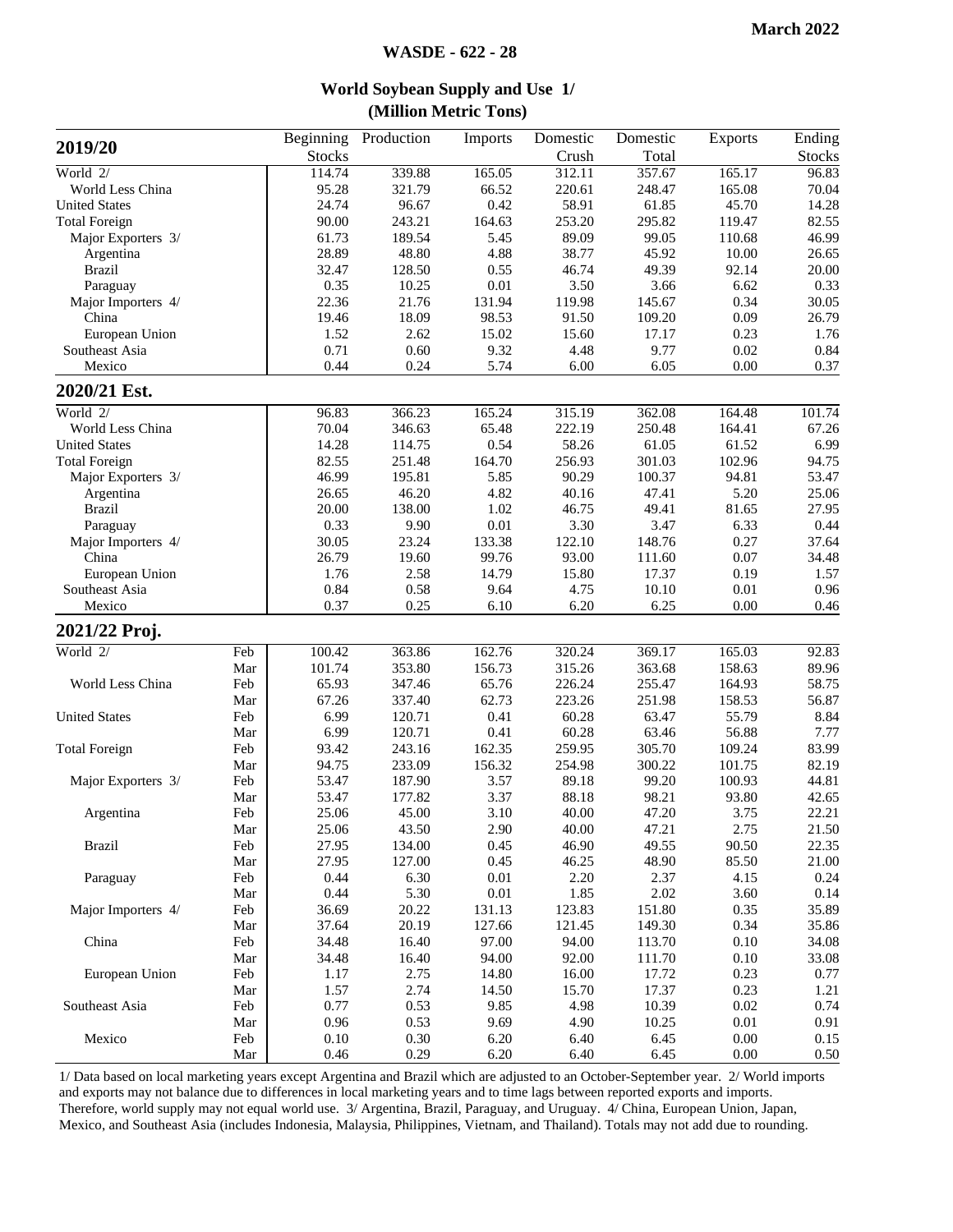**March 2022**

# World Soybean Supply and Use 1/
## (Million Metric Tons)

| 2019/20 | | Beginning Stocks | Production | Imports | Domestic Crush | Domestic Total | Exports | Ending Stocks |
|---|---|---|---|---|---|---|---|---|
| World 2/ | | 114.74 | 339.88 | 165.05 | 312.11 | 357.67 | 165.17 | 96.83 |
| World Less China | | 95.28 | 321.79 | 66.52 | 220.61 | 248.47 | 165.08 | 70.04 |
| United States | | 24.74 | 96.67 | 0.42 | 58.91 | 61.85 | 45.70 | 14.28 |
| Total Foreign | | 90.00 | 243.21 | 164.63 | 253.20 | 295.82 | 119.47 | 82.55 |
| Major Exporters 3/ | | 61.73 | 189.54 | 5.45 | 89.09 | 99.05 | 110.68 | 46.99 |
| Argentina | | 28.89 | 48.80 | 4.88 | 38.77 | 45.92 | 10.00 | 26.65 |
| Brazil | | 32.47 | 128.50 | 0.55 | 46.74 | 49.39 | 92.14 | 20.00 |
| Paraguay | | 0.35 | 10.25 | 0.01 | 3.50 | 3.66 | 6.62 | 0.33 |
| Major Importers 4/ | | 22.36 | 21.76 | 131.94 | 119.98 | 145.67 | 0.34 | 30.05 |
| China | | 19.46 | 18.09 | 98.53 | 91.50 | 109.20 | 0.09 | 26.79 |
| European Union | | 1.52 | 2.62 | 15.02 | 15.60 | 17.17 | 0.23 | 1.76 |
| Southeast Asia | | 0.71 | 0.60 | 9.32 | 4.48 | 9.77 | 0.02 | 0.84 |
| Mexico | | 0.44 | 0.24 | 5.74 | 6.00 | 6.05 | 0.00 | 0.37 |
| **2020/21 Est.** | | | | | | | | |
| World 2/ | | 96.83 | 366.23 | 165.24 | 315.19 | 362.08 | 164.48 | 101.74 |
| World Less China | | 70.04 | 346.63 | 65.48 | 222.19 | 250.48 | 164.41 | 67.26 |
| United States | | 14.28 | 114.75 | 0.54 | 58.26 | 61.05 | 61.52 | 6.99 |
| Total Foreign | | 82.55 | 251.48 | 164.70 | 256.93 | 301.03 | 102.96 | 94.75 |
| Major Exporters 3/ | | 46.99 | 195.81 | 5.85 | 90.29 | 100.37 | 94.81 | 53.47 |
| Argentina | | 26.65 | 46.20 | 4.82 | 40.16 | 47.41 | 5.20 | 25.06 |
| Brazil | | 20.00 | 138.00 | 1.02 | 46.75 | 49.41 | 81.65 | 27.95 |
| Paraguay | | 0.33 | 9.90 | 0.01 | 3.30 | 3.47 | 6.33 | 0.44 |
| Major Importers 4/ | | 30.05 | 23.24 | 133.38 | 122.10 | 148.76 | 0.27 | 37.64 |
| China | | 26.79 | 19.60 | 99.76 | 93.00 | 111.60 | 0.07 | 34.48 |
| European Union | | 1.76 | 2.58 | 14.79 | 15.80 | 17.37 | 0.19 | 1.57 |
| Southeast Asia | | 0.84 | 0.58 | 9.64 | 4.75 | 10.10 | 0.01 | 0.96 |
| Mexico | | 0.37 | 0.25 | 6.10 | 6.20 | 6.25 | 0.00 | 0.46 |
| **2021/22 Proj.** | | | | | | | | |
| World 2/ | Feb | 100.42 | 363.86 | 162.76 | 320.24 | 369.17 | 165.03 | 92.83 |
| | Mar | 101.74 | 353.80 | 156.73 | 315.26 | 363.68 | 158.63 | 89.96 |
| World Less China | Feb | 65.93 | 347.46 | 65.76 | 226.24 | 255.47 | 164.93 | 58.75 |
| | Mar | 67.26 | 337.40 | 62.73 | 223.26 | 251.98 | 158.53 | 56.87 |
| United States | Feb | 6.99 | 120.71 | 0.41 | 60.28 | 63.47 | 55.79 | 8.84 |
| | Mar | 6.99 | 120.71 | 0.41 | 60.28 | 63.46 | 56.88 | 7.77 |
| Total Foreign | Feb | 93.42 | 243.16 | 162.35 | 259.95 | 305.70 | 109.24 | 83.99 |
| | Mar | 94.75 | 233.09 | 156.32 | 254.98 | 300.22 | 101.75 | 82.19 |
| Major Exporters 3/ | Feb | 53.47 | 187.90 | 3.57 | 89.18 | 99.20 | 100.93 | 44.81 |
| | Mar | 53.47 | 177.82 | 3.37 | 88.18 | 98.21 | 93.80 | 42.65 |
| Argentina | Feb | 25.06 | 45.00 | 3.10 | 40.00 | 47.20 | 3.75 | 22.21 |
| | Mar | 25.06 | 43.50 | 2.90 | 40.00 | 47.21 | 2.75 | 21.50 |
| Brazil | Feb | 27.95 | 134.00 | 0.45 | 46.90 | 49.55 | 90.50 | 22.35 |
| | Mar | 27.95 | 127.00 | 0.45 | 46.25 | 48.90 | 85.50 | 21.00 |
| Paraguay | Feb | 0.44 | 6.30 | 0.01 | 2.20 | 2.37 | 4.15 | 0.24 |
| | Mar | 0.44 | 5.30 | 0.01 | 1.85 | 2.02 | 3.60 | 0.14 |
| Major Importers 4/ | Feb | 36.69 | 20.22 | 131.13 | 123.83 | 151.80 | 0.35 | 35.89 |
| | Mar | 37.64 | 20.19 | 127.66 | 121.45 | 149.30 | 0.34 | 35.86 |
| China | Feb | 34.48 | 16.40 | 97.00 | 94.00 | 113.70 | 0.10 | 34.08 |
| | Mar | 34.48 | 16.40 | 94.00 | 92.00 | 111.70 | 0.10 | 33.08 |
| European Union | Feb | 1.17 | 2.75 | 14.80 | 16.00 | 17.72 | 0.23 | 0.77 |
| | Mar | 1.57 | 2.74 | 14.50 | 15.70 | 17.37 | 0.23 | 1.21 |
| Southeast Asia | Feb | 0.77 | 0.53 | 9.85 | 4.98 | 10.39 | 0.02 | 0.74 |
| | Mar | 0.96 | 0.53 | 9.69 | 4.90 | 10.25 | 0.01 | 0.91 |
| Mexico | Feb | 0.10 | 0.30 | 6.20 | 6.40 | 6.45 | 0.00 | 0.15 |
| | Mar | 0.46 | 0.29 | 6.20 | 6.40 | 6.45 | 0.00 | 0.50 |

1/ Data based on local marketing years except Argentina and Brazil which are adjusted to an October-September year. 2/ World imports and exports may not balance due to differences in local marketing years and to time lags between reported exports and imports. Therefore, world supply may not equal world use. 3/ Argentina, Brazil, Paraguay, and Uruguay. 4/ China, European Union, Japan, Mexico, and Southeast Asia (includes Indonesia, Malaysia, Philippines, Vietnam, and Thailand). Totals may not add due to rounding.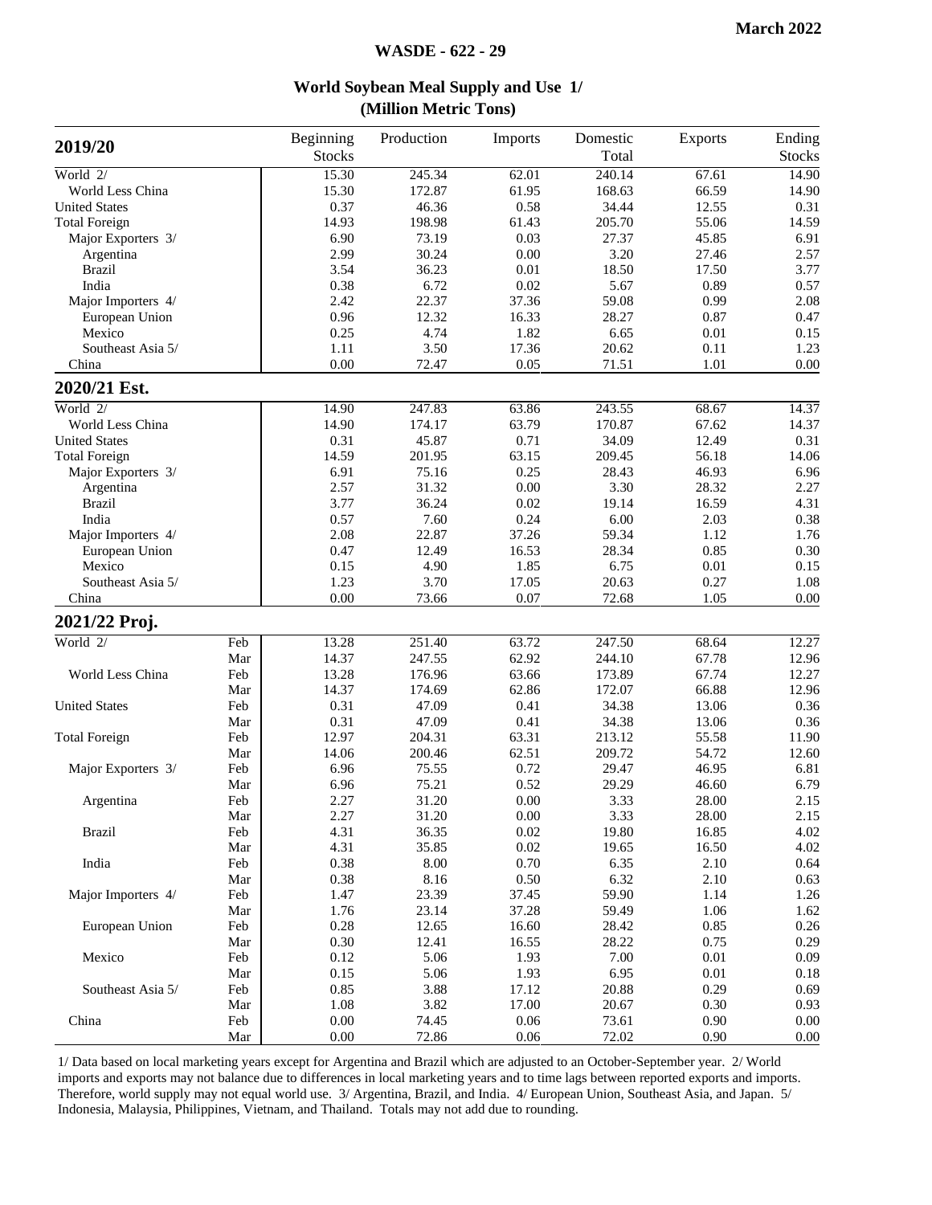# World Soybean Meal Supply and Use 1/

## (Million Metric Tons)

| 2019/20 | | Beginning Stocks | Production | Imports | Domestic Total | Exports | Ending Stocks |
|---|---|---|---|---|---|---|---|
| World 2/ | | 15.30 | 245.34 | 62.01 | 240.14 | 67.61 | 14.90 |
| World Less China | | 15.30 | 172.87 | 61.95 | 168.63 | 66.59 | 14.90 |
| United States | | 0.37 | 46.36 | 0.58 | 34.44 | 12.55 | 0.31 |
| Total Foreign | | 14.93 | 198.98 | 61.43 | 205.70 | 55.06 | 14.59 |
| Major Exporters 3/ | | 6.90 | 73.19 | 0.03 | 27.37 | 45.85 | 6.91 |
| Argentina | | 2.99 | 30.24 | 0.00 | 3.20 | 27.46 | 2.57 |
| Brazil | | 3.54 | 36.23 | 0.01 | 18.50 | 17.50 | 3.77 |
| India | | 0.38 | 6.72 | 0.02 | 5.67 | 0.89 | 0.57 |
| Major Importers 4/ | | 2.42 | 22.37 | 37.36 | 59.08 | 0.99 | 2.08 |
| European Union | | 0.96 | 12.32 | 16.33 | 28.27 | 0.87 | 0.47 |
| Mexico | | 0.25 | 4.74 | 1.82 | 6.65 | 0.01 | 0.15 |
| Southeast Asia 5/ | | 1.11 | 3.50 | 17.36 | 20.62 | 0.11 | 1.23 |
| China | | 0.00 | 72.47 | 0.05 | 71.51 | 1.01 | 0.00 |
| **2020/21 Est.** | | | | | | | |
| World 2/ | | 14.90 | 247.83 | 63.86 | 243.55 | 68.67 | 14.37 |
| World Less China | | 14.90 | 174.17 | 63.79 | 170.87 | 67.62 | 14.37 |
| United States | | 0.31 | 45.87 | 0.71 | 34.09 | 12.49 | 0.31 |
| Total Foreign | | 14.59 | 201.95 | 63.15 | 209.45 | 56.18 | 14.06 |
| Major Exporters 3/ | | 6.91 | 75.16 | 0.25 | 28.43 | 46.93 | 6.96 |
| Argentina | | 2.57 | 31.32 | 0.00 | 3.30 | 28.32 | 2.27 |
| Brazil | | 3.77 | 36.24 | 0.02 | 19.14 | 16.59 | 4.31 |
| India | | 0.57 | 7.60 | 0.24 | 6.00 | 2.03 | 0.38 |
| Major Importers 4/ | | 2.08 | 22.87 | 37.26 | 59.34 | 1.12 | 1.76 |
| European Union | | 0.47 | 12.49 | 16.53 | 28.34 | 0.85 | 0.30 |
| Mexico | | 0.15 | 4.90 | 1.85 | 6.75 | 0.01 | 0.15 |
| Southeast Asia 5/ | | 1.23 | 3.70 | 17.05 | 20.63 | 0.27 | 1.08 |
| China | | 0.00 | 73.66 | 0.07 | 72.68 | 1.05 | 0.00 |
| **2021/22 Proj.** | | | | | | | |
| World 2/ | Feb | 13.28 | 251.40 | 63.72 | 247.50 | 68.64 | 12.27 |
| | Mar | 14.37 | 247.55 | 62.92 | 244.10 | 67.78 | 12.96 |
| World Less China | Feb | 13.28 | 176.96 | 63.66 | 173.89 | 67.74 | 12.27 |
| | Mar | 14.37 | 174.69 | 62.86 | 172.07 | 66.88 | 12.96 |
| United States | Feb | 0.31 | 47.09 | 0.41 | 34.38 | 13.06 | 0.36 |
| | Mar | 0.31 | 47.09 | 0.41 | 34.38 | 13.06 | 0.36 |
| Total Foreign | Feb | 12.97 | 204.31 | 63.31 | 213.12 | 55.58 | 11.90 |
| | Mar | 14.06 | 200.46 | 62.51 | 209.72 | 54.72 | 12.60 |
| Major Exporters 3/ | Feb | 6.96 | 75.55 | 0.72 | 29.47 | 46.95 | 6.81 |
| | Mar | 6.96 | 75.21 | 0.52 | 29.29 | 46.60 | 6.79 |
| Argentina | Feb | 2.27 | 31.20 | 0.00 | 3.33 | 28.00 | 2.15 |
| | Mar | 2.27 | 31.20 | 0.00 | 3.33 | 28.00 | 2.15 |
| Brazil | Feb | 4.31 | 36.35 | 0.02 | 19.80 | 16.85 | 4.02 |
| | Mar | 4.31 | 35.85 | 0.02 | 19.65 | 16.50 | 4.02 |
| India | Feb | 0.38 | 8.00 | 0.70 | 6.35 | 2.10 | 0.64 |
| | Mar | 0.38 | 8.16 | 0.50 | 6.32 | 2.10 | 0.63 |
| Major Importers 4/ | Feb | 1.47 | 23.39 | 37.45 | 59.90 | 1.14 | 1.26 |
| | Mar | 1.76 | 23.14 | 37.28 | 59.49 | 1.06 | 1.62 |
| European Union | Feb | 0.28 | 12.65 | 16.60 | 28.42 | 0.85 | 0.26 |
| | Mar | 0.30 | 12.41 | 16.55 | 28.22 | 0.75 | 0.29 |
| Mexico | Feb | 0.12 | 5.06 | 1.93 | 7.00 | 0.01 | 0.09 |
| | Mar | 0.15 | 5.06 | 1.93 | 6.95 | 0.01 | 0.18 |
| Southeast Asia 5/ | Feb | 0.85 | 3.88 | 17.12 | 20.88 | 0.29 | 0.69 |
| | Mar | 1.08 | 3.82 | 17.00 | 20.67 | 0.30 | 0.93 |
| China | Feb | 0.00 | 74.45 | 0.06 | 73.61 | 0.90 | 0.00 |
| | Mar | 0.00 | 72.86 | 0.06 | 72.02 | 0.90 | 0.00 |

1/ Data based on local marketing years except for Argentina and Brazil which are adjusted to an October-September year. 2/ World imports and exports may not balance due to differences in local marketing years and to time lags between reported exports and imports. Therefore, world supply may not equal world use. 3/ Argentina, Brazil, and India. 4/ European Union, Southeast Asia, and Japan. 5/ Indonesia, Malaysia, Philippines, Vietnam, and Thailand. Totals may not add due to rounding.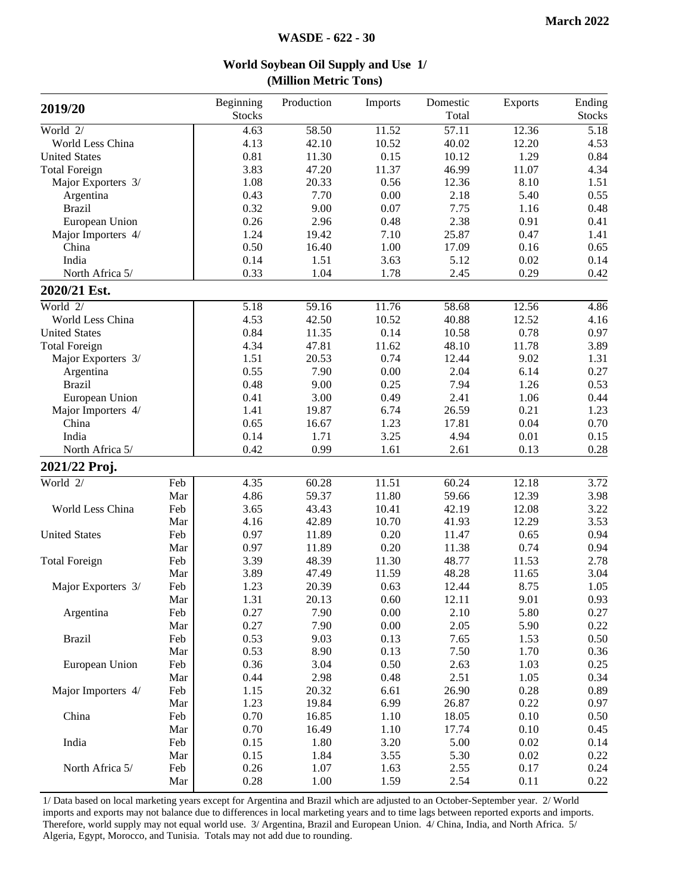March 2022

WASDE - 622 - 30

## World Soybean Oil Supply and Use 1/
### (Million Metric Tons)

| 2019/20 | | Beginning Stocks | Production | Imports | Domestic Total | Exports | Ending Stocks |
|---|---|---|---|---|---|---|---|
| World 2/ | | 4.63 | 58.50 | 11.52 | 57.11 | 12.36 | 5.18 |
| World Less China | | 4.13 | 42.10 | 10.52 | 40.02 | 12.20 | 4.53 |
| United States | | 0.81 | 11.30 | 0.15 | 10.12 | 1.29 | 0.84 |
| Total Foreign | | 3.83 | 47.20 | 11.37 | 46.99 | 11.07 | 4.34 |
| Major Exporters 3/ | | 1.08 | 20.33 | 0.56 | 12.36 | 8.10 | 1.51 |
| Argentina | | 0.43 | 7.70 | 0.00 | 2.18 | 5.40 | 0.55 |
| Brazil | | 0.32 | 9.00 | 0.07 | 7.75 | 1.16 | 0.48 |
| European Union | | 0.26 | 2.96 | 0.48 | 2.38 | 0.91 | 0.41 |
| Major Importers 4/ | | 1.24 | 19.42 | 7.10 | 25.87 | 0.47 | 1.41 |
| China | | 0.50 | 16.40 | 1.00 | 17.09 | 0.16 | 0.65 |
| India | | 0.14 | 1.51 | 3.63 | 5.12 | 0.02 | 0.14 |
| North Africa 5/ | | 0.33 | 1.04 | 1.78 | 2.45 | 0.29 | 0.42 |
| **2020/21 Est.** | | | | | | | |
| World 2/ | | 5.18 | 59.16 | 11.76 | 58.68 | 12.56 | 4.86 |
| World Less China | | 4.53 | 42.50 | 10.52 | 40.88 | 12.52 | 4.16 |
| United States | | 0.84 | 11.35 | 0.14 | 10.58 | 0.78 | 0.97 |
| Total Foreign | | 4.34 | 47.81 | 11.62 | 48.10 | 11.78 | 3.89 |
| Major Exporters 3/ | | 1.51 | 20.53 | 0.74 | 12.44 | 9.02 | 1.31 |
| Argentina | | 0.55 | 7.90 | 0.00 | 2.04 | 6.14 | 0.27 |
| Brazil | | 0.48 | 9.00 | 0.25 | 7.94 | 1.26 | 0.53 |
| European Union | | 0.41 | 3.00 | 0.49 | 2.41 | 1.06 | 0.44 |
| Major Importers 4/ | | 1.41 | 19.87 | 6.74 | 26.59 | 0.21 | 1.23 |
| China | | 0.65 | 16.67 | 1.23 | 17.81 | 0.04 | 0.70 |
| India | | 0.14 | 1.71 | 3.25 | 4.94 | 0.01 | 0.15 |
| North Africa 5/ | | 0.42 | 0.99 | 1.61 | 2.61 | 0.13 | 0.28 |
| **2021/22 Proj.** | | | | | | | |
| World 2/ | Feb | 4.35 | 60.28 | 11.51 | 60.24 | 12.18 | 3.72 |
| | Mar | 4.86 | 59.37 | 11.80 | 59.66 | 12.39 | 3.98 |
| World Less China | Feb | 3.65 | 43.43 | 10.41 | 42.19 | 12.08 | 3.22 |
| | Mar | 4.16 | 42.89 | 10.70 | 41.93 | 12.29 | 3.53 |
| United States | Feb | 0.97 | 11.89 | 0.20 | 11.47 | 0.65 | 0.94 |
| | Mar | 0.97 | 11.89 | 0.20 | 11.38 | 0.74 | 0.94 |
| Total Foreign | Feb | 3.39 | 48.39 | 11.30 | 48.77 | 11.53 | 2.78 |
| | Mar | 3.89 | 47.49 | 11.59 | 48.28 | 11.65 | 3.04 |
| Major Exporters 3/ | Feb | 1.23 | 20.39 | 0.63 | 12.44 | 8.75 | 1.05 |
| | Mar | 1.31 | 20.13 | 0.60 | 12.11 | 9.01 | 0.93 |
| Argentina | Feb | 0.27 | 7.90 | 0.00 | 2.10 | 5.80 | 0.27 |
| | Mar | 0.27 | 7.90 | 0.00 | 2.05 | 5.90 | 0.22 |
| Brazil | Feb | 0.53 | 9.03 | 0.13 | 7.65 | 1.53 | 0.50 |
| | Mar | 0.53 | 8.90 | 0.13 | 7.50 | 1.70 | 0.36 |
| European Union | Feb | 0.36 | 3.04 | 0.50 | 2.63 | 1.03 | 0.25 |
| | Mar | 0.44 | 2.98 | 0.48 | 2.51 | 1.05 | 0.34 |
| Major Importers 4/ | Feb | 1.15 | 20.32 | 6.61 | 26.90 | 0.28 | 0.89 |
| | Mar | 1.23 | 19.84 | 6.99 | 26.87 | 0.22 | 0.97 |
| China | Feb | 0.70 | 16.85 | 1.10 | 18.05 | 0.10 | 0.50 |
| | Mar | 0.70 | 16.49 | 1.10 | 17.74 | 0.10 | 0.45 |
| India | Feb | 0.15 | 1.80 | 3.20 | 5.00 | 0.02 | 0.14 |
| | Mar | 0.15 | 1.84 | 3.55 | 5.30 | 0.02 | 0.22 |
| North Africa 5/ | Feb | 0.26 | 1.07 | 1.63 | 2.55 | 0.17 | 0.24 |
| | Mar | 0.28 | 1.00 | 1.59 | 2.54 | 0.11 | 0.22 |

1/ Data based on local marketing years except for Argentina and Brazil which are adjusted to an October-September year. 2/ World imports and exports may not balance due to differences in local marketing years and to time lags between reported exports and imports. Therefore, world supply may not equal world use. 3/ Argentina, Brazil and European Union. 4/ China, India, and North Africa. 5/ Algeria, Egypt, Morocco, and Tunisia. Totals may not add due to rounding.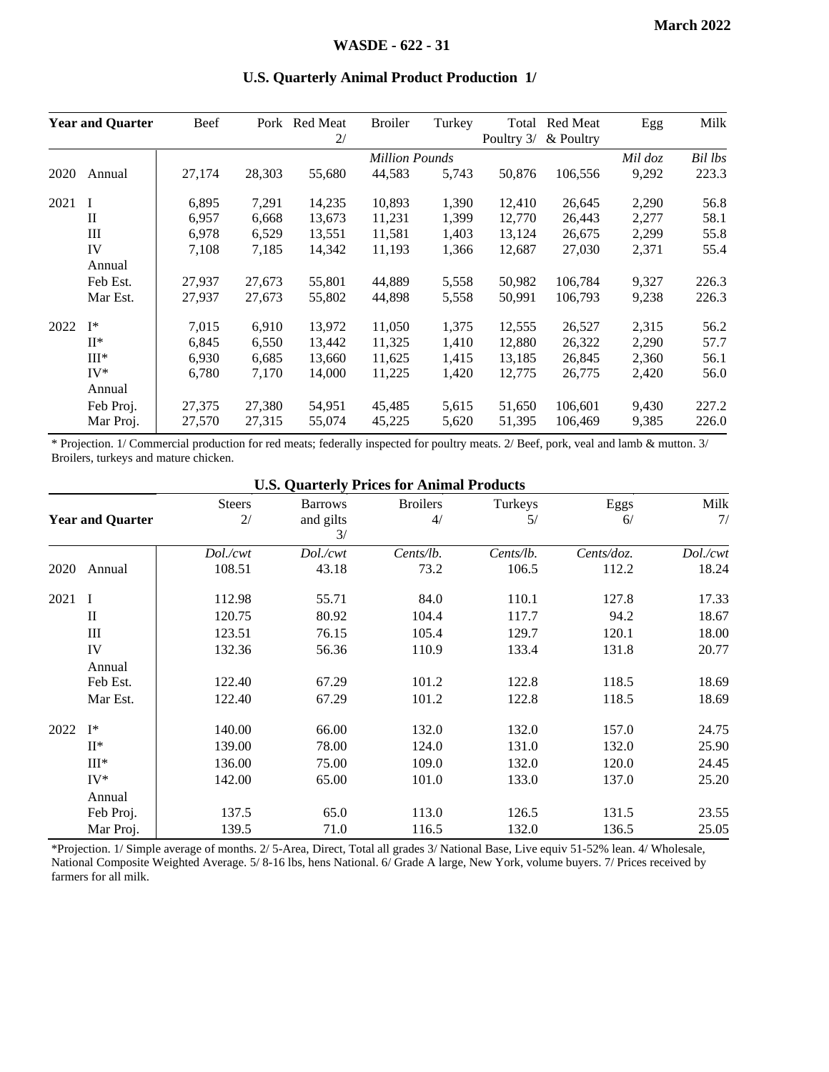## U.S. Quarterly Animal Product Production 1/

| Year and Quarter | | Beef | Pork | Red Meat 2/ | Broiler | Turkey | Total Poultry 3/ | Red Meat & Poultry | Egg | Milk |
|---|---|---|---|---|---|---|---|---|---|---|
| | | | | | *Million Pounds* | | | | *Mil doz* | *Bil lbs* |
| 2020 | Annual | 27,174 | 28,303 | 55,680 | 44,583 | 5,743 | 50,876 | 106,556 | 9,292 | 223.3 |
| 2021 | I | 6,895 | 7,291 | 14,235 | 10,893 | 1,390 | 12,410 | 26,645 | 2,290 | 56.8 |
| | II | 6,957 | 6,668 | 13,673 | 11,231 | 1,399 | 12,770 | 26,443 | 2,277 | 58.1 |
| | III | 6,978 | 6,529 | 13,551 | 11,581 | 1,403 | 13,124 | 26,675 | 2,299 | 55.8 |
| | IV | 7,108 | 7,185 | 14,342 | 11,193 | 1,366 | 12,687 | 27,030 | 2,371 | 55.4 |
| | Annual | | | | | | | | | |
| | Feb Est. | 27,937 | 27,673 | 55,801 | 44,889 | 5,558 | 50,982 | 106,784 | 9,327 | 226.3 |
| | Mar Est. | 27,937 | 27,673 | 55,802 | 44,898 | 5,558 | 50,991 | 106,793 | 9,238 | 226.3 |
| 2022 | I* | 7,015 | 6,910 | 13,972 | 11,050 | 1,375 | 12,555 | 26,527 | 2,315 | 56.2 |
| | II* | 6,845 | 6,550 | 13,442 | 11,325 | 1,410 | 12,880 | 26,322 | 2,290 | 57.7 |
| | III* | 6,930 | 6,685 | 13,660 | 11,625 | 1,415 | 13,185 | 26,845 | 2,360 | 56.1 |
| | IV* | 6,780 | 7,170 | 14,000 | 11,225 | 1,420 | 12,775 | 26,775 | 2,420 | 56.0 |
| | Annual | | | | | | | | | |
| | Feb Proj. | 27,375 | 27,380 | 54,951 | 45,485 | 5,615 | 51,650 | 106,601 | 9,430 | 227.2 |
| | Mar Proj. | 27,570 | 27,315 | 55,074 | 45,225 | 5,620 | 51,395 | 106,469 | 9,385 | 226.0 |

\* Projection. 1/ Commercial production for red meats; federally inspected for poultry meats. 2/ Beef, pork, veal and lamb & mutton. 3/ Broilers, turkeys and mature chicken.

## U.S. Quarterly Prices for Animal Products

| Year and Quarter | | Steers 2/ | Barrows and gilts 3/ | Broilers 4/ | Turkeys 5/ | Eggs 6/ | Milk 7/ |
|---|---|---|---|---|---|---|---|
| | | *Dol./cwt* | *Dol./cwt* | *Cents/lb.* | *Cents/lb.* | *Cents/doz.* | *Dol./cwt* |
| 2020 | Annual | 108.51 | 43.18 | 73.2 | 106.5 | 112.2 | 18.24 |
| 2021 | I | 112.98 | 55.71 | 84.0 | 110.1 | 127.8 | 17.33 |
| | II | 120.75 | 80.92 | 104.4 | 117.7 | 94.2 | 18.67 |
| | III | 123.51 | 76.15 | 105.4 | 129.7 | 120.1 | 18.00 |
| | IV | 132.36 | 56.36 | 110.9 | 133.4 | 131.8 | 20.77 |
| | Annual | | | | | | |
| | Feb Est. | 122.40 | 67.29 | 101.2 | 122.8 | 118.5 | 18.69 |
| | Mar Est. | 122.40 | 67.29 | 101.2 | 122.8 | 118.5 | 18.69 |
| 2022 | I* | 140.00 | 66.00 | 132.0 | 132.0 | 157.0 | 24.75 |
| | II* | 139.00 | 78.00 | 124.0 | 131.0 | 132.0 | 25.90 |
| | III* | 136.00 | 75.00 | 109.0 | 132.0 | 120.0 | 24.45 |
| | IV* | 142.00 | 65.00 | 101.0 | 133.0 | 137.0 | 25.20 |
| | Annual | | | | | | |
| | Feb Proj. | 137.5 | 65.0 | 113.0 | 126.5 | 131.5 | 23.55 |
| | Mar Proj. | 139.5 | 71.0 | 116.5 | 132.0 | 136.5 | 25.05 |

*Projection. 1/ Simple average of months. 2/ 5-Area, Direct, Total all grades 3/ National Base, Live equiv 51-52% lean. 4/ Wholesale, National Composite Weighted Average. 5/ 8-16 lbs, hens National. 6/ Grade A large, New York, volume buyers. 7/ Prices received by farmers for all milk.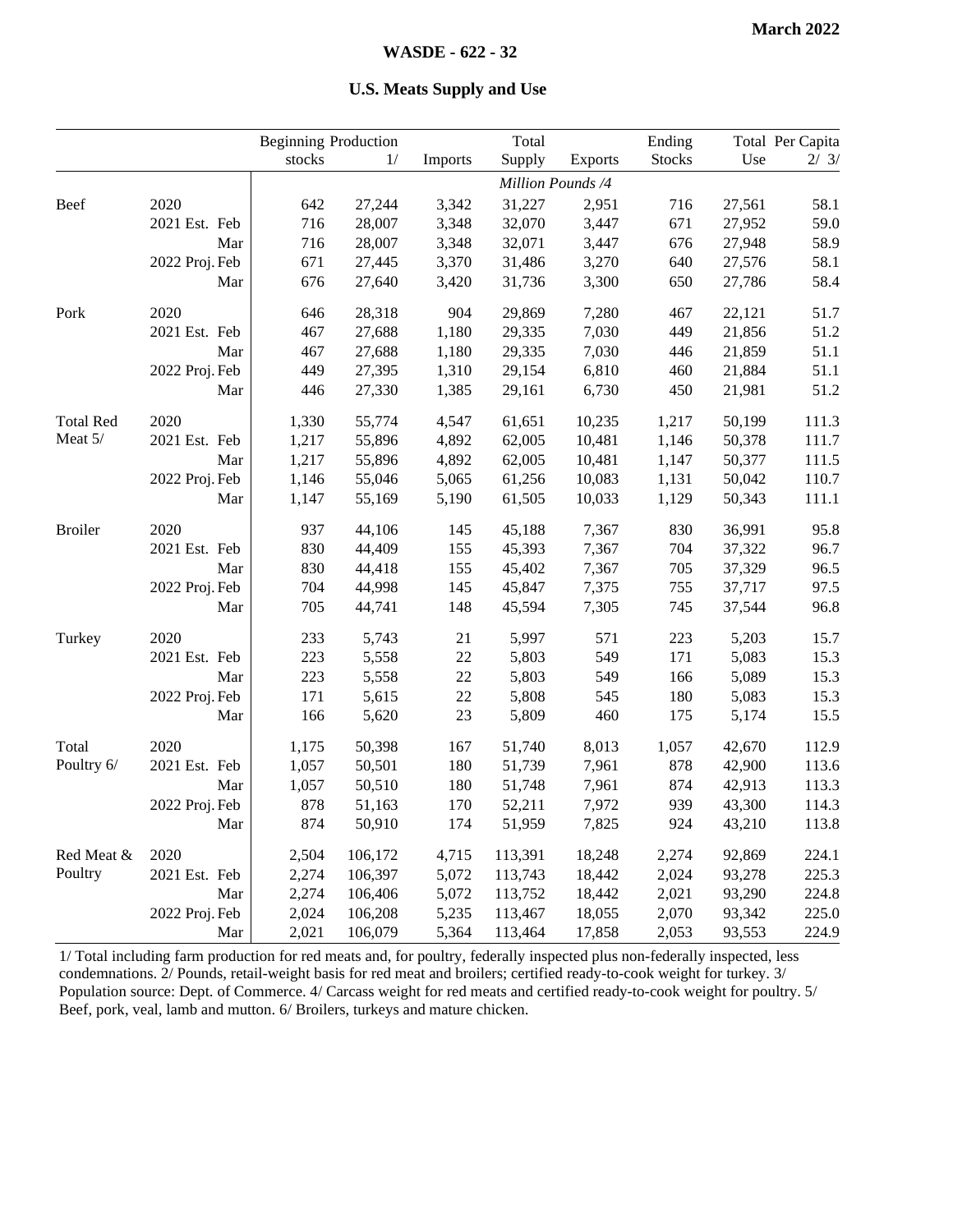## U.S. Meats Supply and Use

| | | Beginning stocks | Production 1/ | Imports | Total Supply | Exports | Ending Stocks | Total Use | Per Capita 2/ 3/ |
|---|---|---|---|---|---|---|---|---|---|
| | | | | | *Million Pounds /4* | | | | |
| Beef | 2020 | 642 | 27,244 | 3,342 | 31,227 | 2,951 | 716 | 27,561 | 58.1 |
| | 2021 Est. Feb | 716 | 28,007 | 3,348 | 32,070 | 3,447 | 671 | 27,952 | 59.0 |
| | Mar | 716 | 28,007 | 3,348 | 32,071 | 3,447 | 676 | 27,948 | 58.9 |
| | 2022 Proj. Feb | 671 | 27,445 | 3,370 | 31,486 | 3,270 | 640 | 27,576 | 58.1 |
| | Mar | 676 | 27,640 | 3,420 | 31,736 | 3,300 | 650 | 27,786 | 58.4 |
| Pork | 2020 | 646 | 28,318 | 904 | 29,869 | 7,280 | 467 | 22,121 | 51.7 |
| | 2021 Est. Feb | 467 | 27,688 | 1,180 | 29,335 | 7,030 | 449 | 21,856 | 51.2 |
| | Mar | 467 | 27,688 | 1,180 | 29,335 | 7,030 | 446 | 21,859 | 51.1 |
| | 2022 Proj. Feb | 449 | 27,395 | 1,310 | 29,154 | 6,810 | 460 | 21,884 | 51.1 |
| | Mar | 446 | 27,330 | 1,385 | 29,161 | 6,730 | 450 | 21,981 | 51.2 |
| Total Red Meat 5/ | 2020 | 1,330 | 55,774 | 4,547 | 61,651 | 10,235 | 1,217 | 50,199 | 111.3 |
| | 2021 Est. Feb | 1,217 | 55,896 | 4,892 | 62,005 | 10,481 | 1,146 | 50,378 | 111.7 |
| | Mar | 1,217 | 55,896 | 4,892 | 62,005 | 10,481 | 1,147 | 50,377 | 111.5 |
| | 2022 Proj. Feb | 1,146 | 55,046 | 5,065 | 61,256 | 10,083 | 1,131 | 50,042 | 110.7 |
| | Mar | 1,147 | 55,169 | 5,190 | 61,505 | 10,033 | 1,129 | 50,343 | 111.1 |
| Broiler | 2020 | 937 | 44,106 | 145 | 45,188 | 7,367 | 830 | 36,991 | 95.8 |
| | 2021 Est. Feb | 830 | 44,409 | 155 | 45,393 | 7,367 | 704 | 37,322 | 96.7 |
| | Mar | 830 | 44,418 | 155 | 45,402 | 7,367 | 705 | 37,329 | 96.5 |
| | 2022 Proj. Feb | 704 | 44,998 | 145 | 45,847 | 7,375 | 755 | 37,717 | 97.5 |
| | Mar | 705 | 44,741 | 148 | 45,594 | 7,305 | 745 | 37,544 | 96.8 |
| Turkey | 2020 | 233 | 5,743 | 21 | 5,997 | 571 | 223 | 5,203 | 15.7 |
| | 2021 Est. Feb | 223 | 5,558 | 22 | 5,803 | 549 | 171 | 5,083 | 15.3 |
| | Mar | 223 | 5,558 | 22 | 5,803 | 549 | 166 | 5,089 | 15.3 |
| | 2022 Proj. Feb | 171 | 5,615 | 22 | 5,808 | 545 | 180 | 5,083 | 15.3 |
| | Mar | 166 | 5,620 | 23 | 5,809 | 460 | 175 | 5,174 | 15.5 |
| Total Poultry 6/ | 2020 | 1,175 | 50,398 | 167 | 51,740 | 8,013 | 1,057 | 42,670 | 112.9 |
| | 2021 Est. Feb | 1,057 | 50,501 | 180 | 51,739 | 7,961 | 878 | 42,900 | 113.6 |
| | Mar | 1,057 | 50,510 | 180 | 51,748 | 7,961 | 874 | 42,913 | 113.3 |
| | 2022 Proj. Feb | 878 | 51,163 | 170 | 52,211 | 7,972 | 939 | 43,300 | 114.3 |
| | Mar | 874 | 50,910 | 174 | 51,959 | 7,825 | 924 | 43,210 | 113.8 |
| Red Meat & Poultry | 2020 | 2,504 | 106,172 | 4,715 | 113,391 | 18,248 | 2,274 | 92,869 | 224.1 |
| | 2021 Est. Feb | 2,274 | 106,397 | 5,072 | 113,743 | 18,442 | 2,024 | 93,278 | 225.3 |
| | Mar | 2,274 | 106,406 | 5,072 | 113,752 | 18,442 | 2,021 | 93,290 | 224.8 |
| | 2022 Proj. Feb | 2,024 | 106,208 | 5,235 | 113,467 | 18,055 | 2,070 | 93,342 | 225.0 |
| | Mar | 2,021 | 106,079 | 5,364 | 113,464 | 17,858 | 2,053 | 93,553 | 224.9 |

1/ Total including farm production for red meats and, for poultry, federally inspected plus non-federally inspected, less condemnations. 2/ Pounds, retail-weight basis for red meat and broilers; certified ready-to-cook weight for turkey. 3/ Population source: Dept. of Commerce. 4/ Carcass weight for red meats and certified ready-to-cook weight for poultry. 5/ Beef, pork, veal, lamb and mutton. 6/ Broilers, turkeys and mature chicken.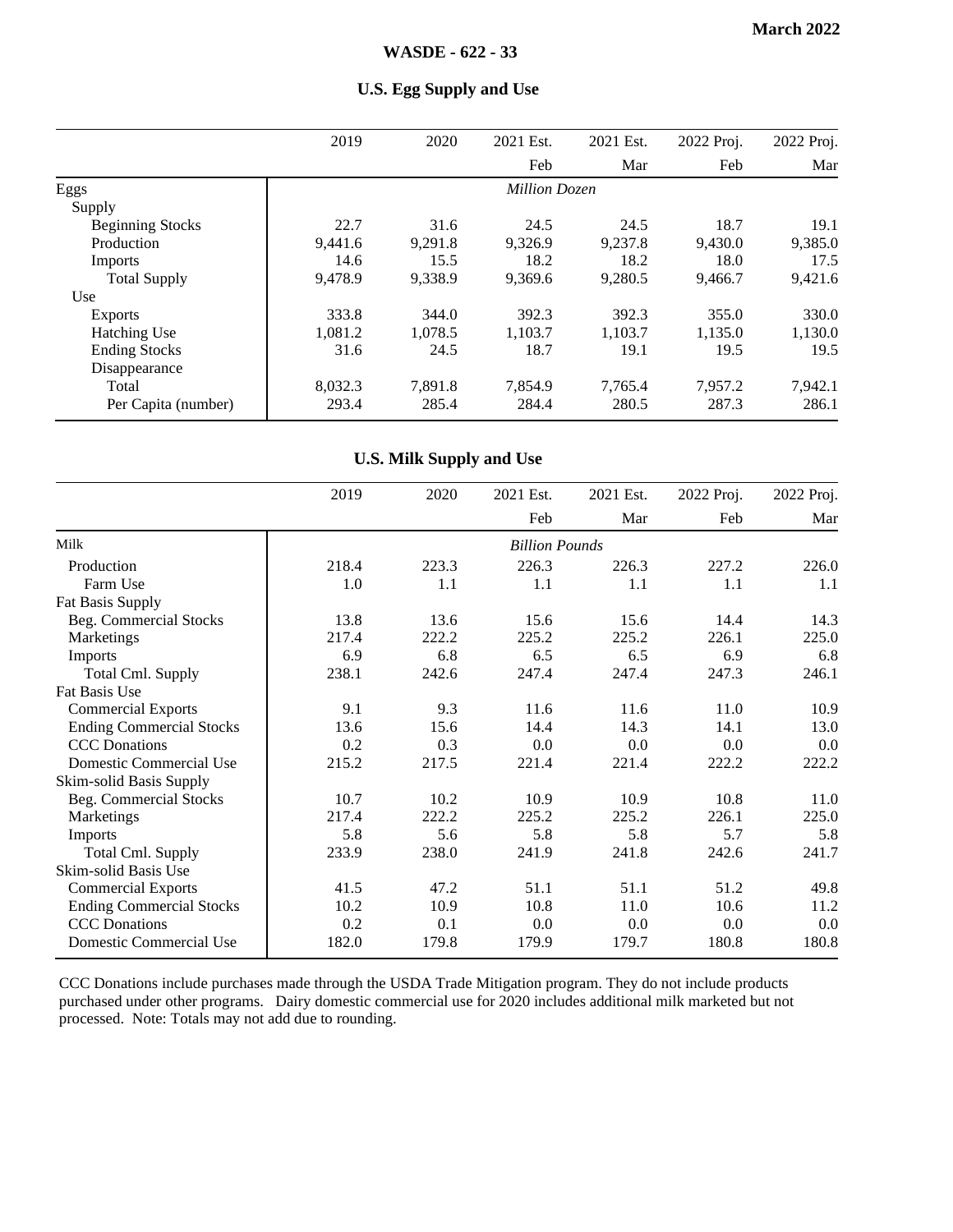March 2022

WASDE - 622 - 33

## U.S. Egg Supply and Use

| | 2019 | 2020 | 2021 Est. Feb | 2021 Est. Mar | 2022 Proj. Feb | 2022 Proj. Mar |
|---|---|---|---|---|---|---|
| Eggs | | | *Million Dozen* | | | |
| Supply | | | | | | |
| Beginning Stocks | 22.7 | 31.6 | 24.5 | 24.5 | 18.7 | 19.1 |
| Production | 9,441.6 | 9,291.8 | 9,326.9 | 9,237.8 | 9,430.0 | 9,385.0 |
| Imports | 14.6 | 15.5 | 18.2 | 18.2 | 18.0 | 17.5 |
| Total Supply | 9,478.9 | 9,338.9 | 9,369.6 | 9,280.5 | 9,466.7 | 9,421.6 |
| Use | | | | | | |
| Exports | 333.8 | 344.0 | 392.3 | 392.3 | 355.0 | 330.0 |
| Hatching Use | 1,081.2 | 1,078.5 | 1,103.7 | 1,103.7 | 1,135.0 | 1,130.0 |
| Ending Stocks | 31.6 | 24.5 | 18.7 | 19.1 | 19.5 | 19.5 |
| Disappearance | | | | | | |
| Total | 8,032.3 | 7,891.8 | 7,854.9 | 7,765.4 | 7,957.2 | 7,942.1 |
| Per Capita (number) | 293.4 | 285.4 | 284.4 | 280.5 | 287.3 | 286.1 |

## U.S. Milk Supply and Use

| | 2019 | 2020 | 2021 Est. Feb | 2021 Est. Mar | 2022 Proj. Feb | 2022 Proj. Mar |
|---|---|---|---|---|---|---|
| Milk | | | *Billion Pounds* | | | |
| Production | 218.4 | 223.3 | 226.3 | 226.3 | 227.2 | 226.0 |
| Farm Use | 1.0 | 1.1 | 1.1 | 1.1 | 1.1 | 1.1 |
| Fat Basis Supply | | | | | | |
| Beg. Commercial Stocks | 13.8 | 13.6 | 15.6 | 15.6 | 14.4 | 14.3 |
| Marketings | 217.4 | 222.2 | 225.2 | 225.2 | 226.1 | 225.0 |
| Imports | 6.9 | 6.8 | 6.5 | 6.5 | 6.9 | 6.8 |
| Total Cml. Supply | 238.1 | 242.6 | 247.4 | 247.4 | 247.3 | 246.1 |
| Fat Basis Use | | | | | | |
| Commercial Exports | 9.1 | 9.3 | 11.6 | 11.6 | 11.0 | 10.9 |
| Ending Commercial Stocks | 13.6 | 15.6 | 14.4 | 14.3 | 14.1 | 13.0 |
| CCC Donations | 0.2 | 0.3 | 0.0 | 0.0 | 0.0 | 0.0 |
| Domestic Commercial Use | 215.2 | 217.5 | 221.4 | 221.4 | 222.2 | 222.2 |
| Skim-solid Basis Supply | | | | | | |
| Beg. Commercial Stocks | 10.7 | 10.2 | 10.9 | 10.9 | 10.8 | 11.0 |
| Marketings | 217.4 | 222.2 | 225.2 | 225.2 | 226.1 | 225.0 |
| Imports | 5.8 | 5.6 | 5.8 | 5.8 | 5.7 | 5.8 |
| Total Cml. Supply | 233.9 | 238.0 | 241.9 | 241.8 | 242.6 | 241.7 |
| Skim-solid Basis Use | | | | | | |
| Commercial Exports | 41.5 | 47.2 | 51.1 | 51.1 | 51.2 | 49.8 |
| Ending Commercial Stocks | 10.2 | 10.9 | 10.8 | 11.0 | 10.6 | 11.2 |
| CCC Donations | 0.2 | 0.1 | 0.0 | 0.0 | 0.0 | 0.0 |
| Domestic Commercial Use | 182.0 | 179.8 | 179.9 | 179.7 | 180.8 | 180.8 |

CCC Donations include purchases made through the USDA Trade Mitigation program. They do not include products purchased under other programs. Dairy domestic commercial use for 2020 includes additional milk marketed but not processed. Note: Totals may not add due to rounding.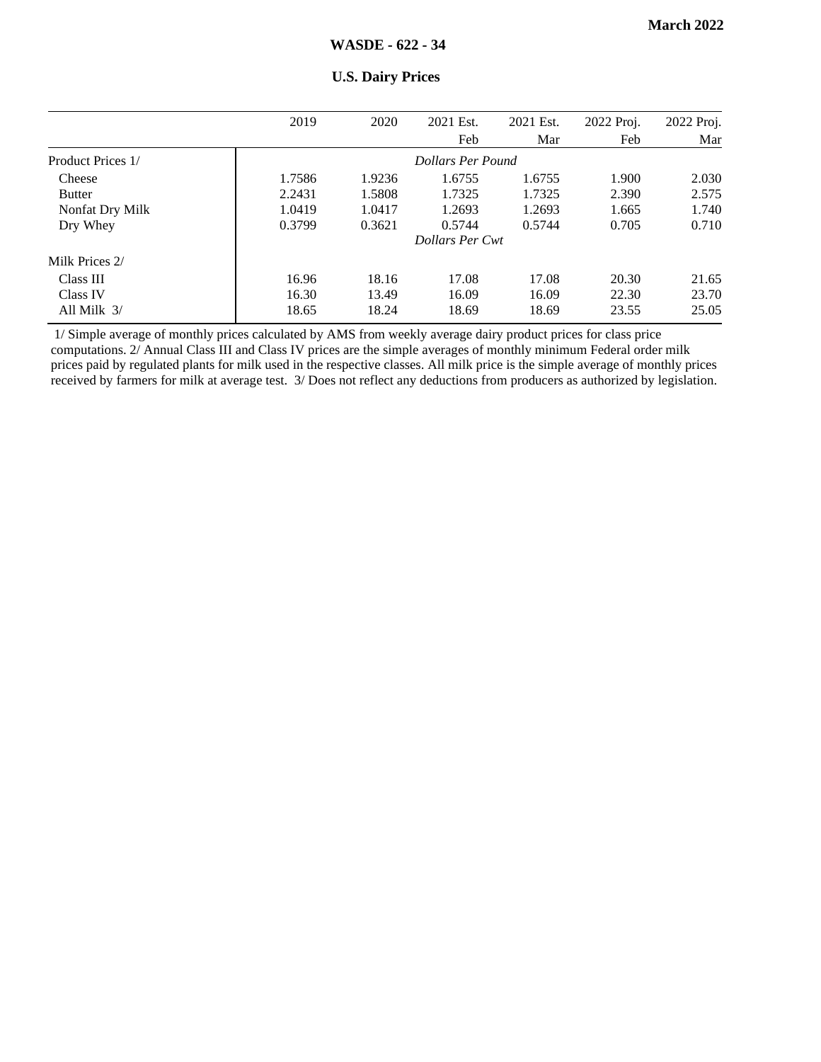## U.S. Dairy Prices

| | 2019 | 2020 | 2021 Est. Feb | 2021 Est. Mar | 2022 Proj. Feb | 2022 Proj. Mar |
|---|---|---|---|---|---|---|
| Product Prices 1/ | | | *Dollars Per Pound* | | | |
| Cheese | 1.7586 | 1.9236 | 1.6755 | 1.6755 | 1.900 | 2.030 |
| Butter | 2.2431 | 1.5808 | 1.7325 | 1.7325 | 2.390 | 2.575 |
| Nonfat Dry Milk | 1.0419 | 1.0417 | 1.2693 | 1.2693 | 1.665 | 1.740 |
| Dry Whey | 0.3799 | 0.3621 | 0.5744 | 0.5744 | 0.705 | 0.710 |
| | | | *Dollars Per Cwt* | | | |
| Milk Prices 2/ | | | | | | |
| Class III | 16.96 | 18.16 | 17.08 | 17.08 | 20.30 | 21.65 |
| Class IV | 16.30 | 13.49 | 16.09 | 16.09 | 22.30 | 23.70 |
| All Milk 3/ | 18.65 | 18.24 | 18.69 | 18.69 | 23.55 | 25.05 |

1/ Simple average of monthly prices calculated by AMS from weekly average dairy product prices for class price computations. 2/ Annual Class III and Class IV prices are the simple averages of monthly minimum Federal order milk prices paid by regulated plants for milk used in the respective classes. All milk price is the simple average of monthly prices received by farmers for milk at average test. 3/ Does not reflect any deductions from producers as authorized by legislation.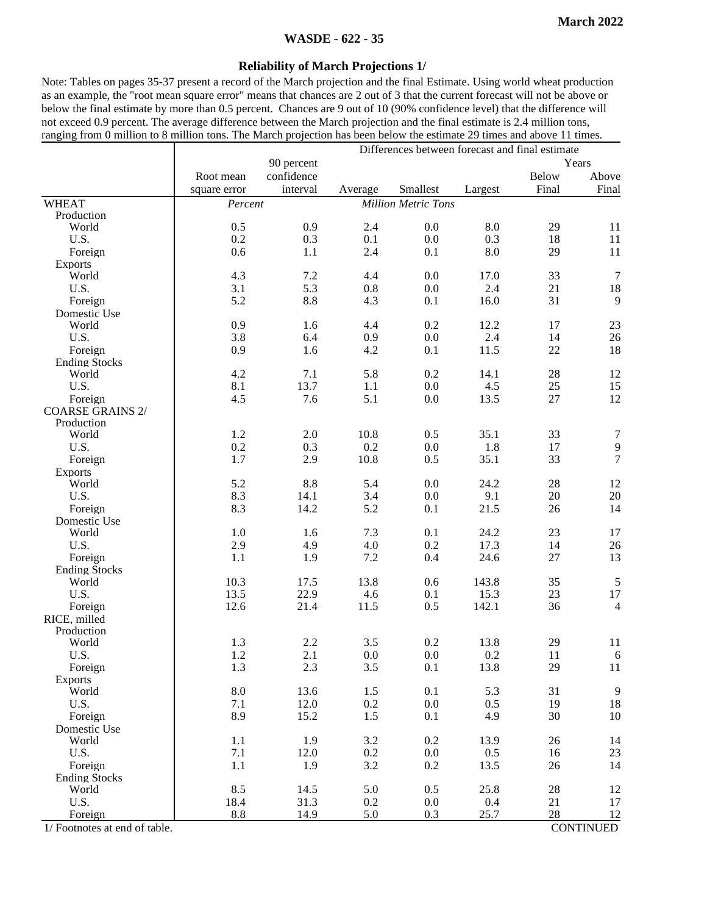**March 2022**

## WASDE - 622 - 35

### Reliability of March Projections 1/

Note: Tables on pages 35-37 present a record of the March projection and the final Estimate. Using world wheat production as an example, the "root mean square error" means that chances are 2 out of 3 that the current forecast will not be above or below the final estimate by more than 0.5 percent. Chances are 9 out of 10 (90% confidence level) that the difference will not exceed 0.9 percent. The average difference between the March projection and the final estimate is 2.4 million tons, ranging from 0 million to 8 million tons. The March projection has been below the estimate 29 times and above 11 times.

| | | | Differences between forecast and final estimate | | | | |
|---|---|---|---|---|---|---|---|
| | | 90 percent | | | | Years | |
| | Root mean | confidence | | | | Below | Above |
| | square error | interval | Average | Smallest | Largest | Final | Final |
| WHEAT | *Percent* | | | *Million Metric Tons* | | | |
| Production | | | | | | | |
| World | 0.5 | 0.9 | 2.4 | 0.0 | 8.0 | 29 | 11 |
| U.S. | 0.2 | 0.3 | 0.1 | 0.0 | 0.3 | 18 | 11 |
| Foreign | 0.6 | 1.1 | 2.4 | 0.1 | 8.0 | 29 | 11 |
| Exports | | | | | | | |
| World | 4.3 | 7.2 | 4.4 | 0.0 | 17.0 | 33 | 7 |
| U.S. | 3.1 | 5.3 | 0.8 | 0.0 | 2.4 | 21 | 18 |
| Foreign | 5.2 | 8.8 | 4.3 | 0.1 | 16.0 | 31 | 9 |
| Domestic Use | | | | | | | |
| World | 0.9 | 1.6 | 4.4 | 0.2 | 12.2 | 17 | 23 |
| U.S. | 3.8 | 6.4 | 0.9 | 0.0 | 2.4 | 14 | 26 |
| Foreign | 0.9 | 1.6 | 4.2 | 0.1 | 11.5 | 22 | 18 |
| Ending Stocks | | | | | | | |
| World | 4.2 | 7.1 | 5.8 | 0.2 | 14.1 | 28 | 12 |
| U.S. | 8.1 | 13.7 | 1.1 | 0.0 | 4.5 | 25 | 15 |
| Foreign | 4.5 | 7.6 | 5.1 | 0.0 | 13.5 | 27 | 12 |
| COARSE GRAINS 2/ | | | | | | | |
| Production | | | | | | | |
| World | 1.2 | 2.0 | 10.8 | 0.5 | 35.1 | 33 | 7 |
| U.S. | 0.2 | 0.3 | 0.2 | 0.0 | 1.8 | 17 | 9 |
| Foreign | 1.7 | 2.9 | 10.8 | 0.5 | 35.1 | 33 | 7 |
| Exports | | | | | | | |
| World | 5.2 | 8.8 | 5.4 | 0.0 | 24.2 | 28 | 12 |
| U.S. | 8.3 | 14.1 | 3.4 | 0.0 | 9.1 | 20 | 20 |
| Foreign | 8.3 | 14.2 | 5.2 | 0.1 | 21.5 | 26 | 14 |
| Domestic Use | | | | | | | |
| World | 1.0 | 1.6 | 7.3 | 0.1 | 24.2 | 23 | 17 |
| U.S. | 2.9 | 4.9 | 4.0 | 0.2 | 17.3 | 14 | 26 |
| Foreign | 1.1 | 1.9 | 7.2 | 0.4 | 24.6 | 27 | 13 |
| Ending Stocks | | | | | | | |
| World | 10.3 | 17.5 | 13.8 | 0.6 | 143.8 | 35 | 5 |
| U.S. | 13.5 | 22.9 | 4.6 | 0.1 | 15.3 | 23 | 17 |
| Foreign | 12.6 | 21.4 | 11.5 | 0.5 | 142.1 | 36 | 4 |
| RICE, milled | | | | | | | |
| Production | | | | | | | |
| World | 1.3 | 2.2 | 3.5 | 0.2 | 13.8 | 29 | 11 |
| U.S. | 1.2 | 2.1 | 0.0 | 0.0 | 0.2 | 11 | 6 |
| Foreign | 1.3 | 2.3 | 3.5 | 0.1 | 13.8 | 29 | 11 |
| Exports | | | | | | | |
| World | 8.0 | 13.6 | 1.5 | 0.1 | 5.3 | 31 | 9 |
| U.S. | 7.1 | 12.0 | 0.2 | 0.0 | 0.5 | 19 | 18 |
| Foreign | 8.9 | 15.2 | 1.5 | 0.1 | 4.9 | 30 | 10 |
| Domestic Use | | | | | | | |
| World | 1.1 | 1.9 | 3.2 | 0.2 | 13.9 | 26 | 14 |
| U.S. | 7.1 | 12.0 | 0.2 | 0.0 | 0.5 | 16 | 23 |
| Foreign | 1.1 | 1.9 | 3.2 | 0.2 | 13.5 | 26 | 14 |
| Ending Stocks | | | | | | | |
| World | 8.5 | 14.5 | 5.0 | 0.5 | 25.8 | 28 | 12 |
| U.S. | 18.4 | 31.3 | 0.2 | 0.0 | 0.4 | 21 | 17 |
| Foreign | 8.8 | 14.9 | 5.0 | 0.3 | 25.7 | 28 | 12 |

1/ Footnotes at end of table.

CONTINUED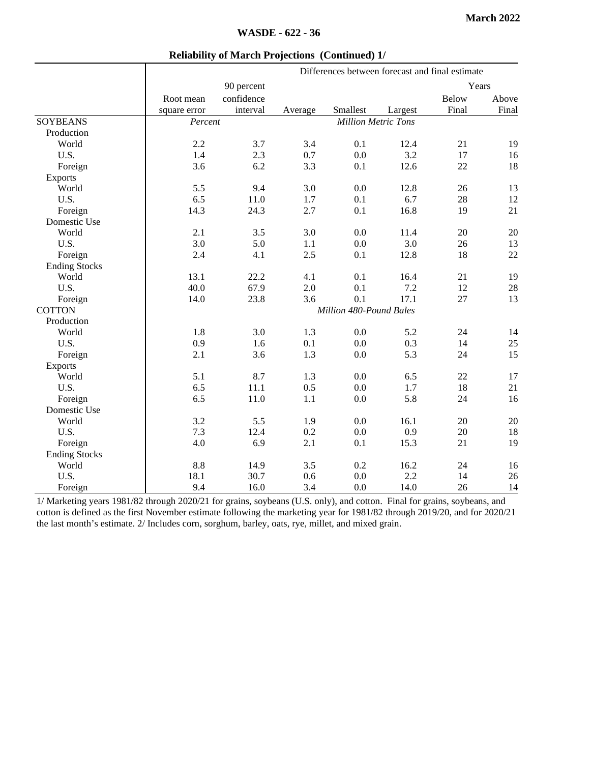## Reliability of March Projections (Continued) 1/

| | Differences between forecast and final estimate | | | | | | |
|---|---|---|---|---|---|---|---|
| | | 90 percent | | | | Years | |
| | Root mean | confidence | | | | Below | Above |
| | square error | interval | Average | Smallest | Largest | Final | Final |
| SOYBEANS | *Percent* | | | *Million Metric Tons* | | | |
| Production | | | | | | | |
| World | 2.2 | 3.7 | 3.4 | 0.1 | 12.4 | 21 | 19 |
| U.S. | 1.4 | 2.3 | 0.7 | 0.0 | 3.2 | 17 | 16 |
| Foreign | 3.6 | 6.2 | 3.3 | 0.1 | 12.6 | 22 | 18 |
| Exports | | | | | | | |
| World | 5.5 | 9.4 | 3.0 | 0.0 | 12.8 | 26 | 13 |
| U.S. | 6.5 | 11.0 | 1.7 | 0.1 | 6.7 | 28 | 12 |
| Foreign | 14.3 | 24.3 | 2.7 | 0.1 | 16.8 | 19 | 21 |
| Domestic Use | | | | | | | |
| World | 2.1 | 3.5 | 3.0 | 0.0 | 11.4 | 20 | 20 |
| U.S. | 3.0 | 5.0 | 1.1 | 0.0 | 3.0 | 26 | 13 |
| Foreign | 2.4 | 4.1 | 2.5 | 0.1 | 12.8 | 18 | 22 |
| Ending Stocks | | | | | | | |
| World | 13.1 | 22.2 | 4.1 | 0.1 | 16.4 | 21 | 19 |
| U.S. | 40.0 | 67.9 | 2.0 | 0.1 | 7.2 | 12 | 28 |
| Foreign | 14.0 | 23.8 | 3.6 | 0.1 | 17.1 | 27 | 13 |
| COTTON | | | | *Million 480-Pound Bales* | | | |
| Production | | | | | | | |
| World | 1.8 | 3.0 | 1.3 | 0.0 | 5.2 | 24 | 14 |
| U.S. | 0.9 | 1.6 | 0.1 | 0.0 | 0.3 | 14 | 25 |
| Foreign | 2.1 | 3.6 | 1.3 | 0.0 | 5.3 | 24 | 15 |
| Exports | | | | | | | |
| World | 5.1 | 8.7 | 1.3 | 0.0 | 6.5 | 22 | 17 |
| U.S. | 6.5 | 11.1 | 0.5 | 0.0 | 1.7 | 18 | 21 |
| Foreign | 6.5 | 11.0 | 1.1 | 0.0 | 5.8 | 24 | 16 |
| Domestic Use | | | | | | | |
| World | 3.2 | 5.5 | 1.9 | 0.0 | 16.1 | 20 | 20 |
| U.S. | 7.3 | 12.4 | 0.2 | 0.0 | 0.9 | 20 | 18 |
| Foreign | 4.0 | 6.9 | 2.1 | 0.1 | 15.3 | 21 | 19 |
| Ending Stocks | | | | | | | |
| World | 8.8 | 14.9 | 3.5 | 0.2 | 16.2 | 24 | 16 |
| U.S. | 18.1 | 30.7 | 0.6 | 0.0 | 2.2 | 14 | 26 |
| Foreign | 9.4 | 16.0 | 3.4 | 0.0 | 14.0 | 26 | 14 |

1/ Marketing years 1981/82 through 2020/21 for grains, soybeans (U.S. only), and cotton. Final for grains, soybeans, and cotton is defined as the first November estimate following the marketing year for 1981/82 through 2019/20, and for 2020/21 the last month's estimate. 2/ Includes corn, sorghum, barley, oats, rye, millet, and mixed grain.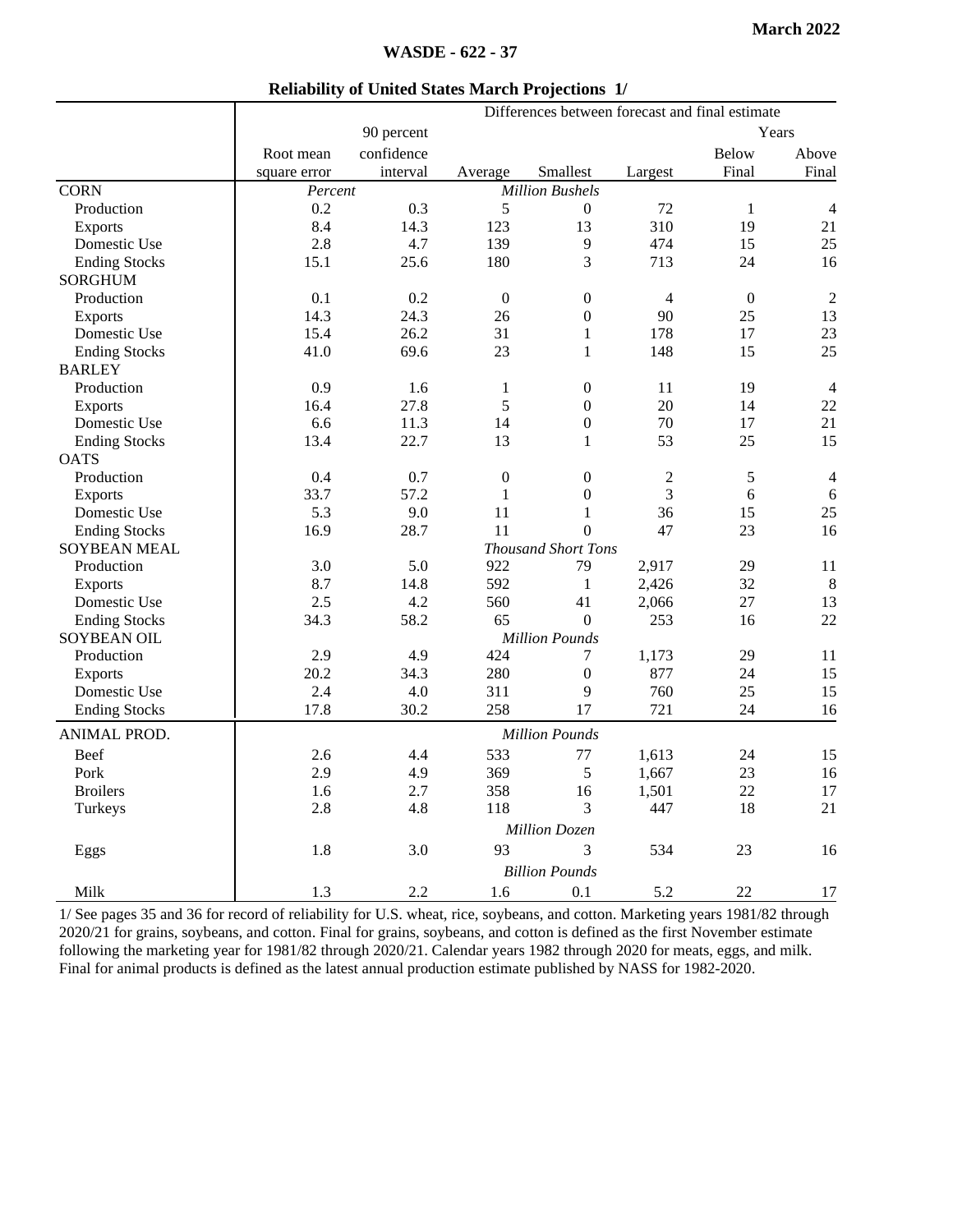## Reliability of United States March Projections 1/

| | Differences between forecast and final estimate | | | | | | |
|---|---|---|---|---|---|---|---|
| | | 90 percent | | | | Years | |
| | Root mean | confidence | | | | Below | Above |
| | square error | interval | Average | Smallest | Largest | Final | Final |
| CORN | *Percent* | | | *Million Bushels* | | | |
| Production | 0.2 | 0.3 | 5 | 0 | 72 | 1 | 4 |
| Exports | 8.4 | 14.3 | 123 | 13 | 310 | 19 | 21 |
| Domestic Use | 2.8 | 4.7 | 139 | 9 | 474 | 15 | 25 |
| Ending Stocks | 15.1 | 25.6 | 180 | 3 | 713 | 24 | 16 |
| SORGHUM | | | | | | | |
| Production | 0.1 | 0.2 | 0 | 0 | 4 | 0 | 2 |
| Exports | 14.3 | 24.3 | 26 | 0 | 90 | 25 | 13 |
| Domestic Use | 15.4 | 26.2 | 31 | 1 | 178 | 17 | 23 |
| Ending Stocks | 41.0 | 69.6 | 23 | 1 | 148 | 15 | 25 |
| BARLEY | | | | | | | |
| Production | 0.9 | 1.6 | 1 | 0 | 11 | 19 | 4 |
| Exports | 16.4 | 27.8 | 5 | 0 | 20 | 14 | 22 |
| Domestic Use | 6.6 | 11.3 | 14 | 0 | 70 | 17 | 21 |
| Ending Stocks | 13.4 | 22.7 | 13 | 1 | 53 | 25 | 15 |
| OATS | | | | | | | |
| Production | 0.4 | 0.7 | 0 | 0 | 2 | 5 | 4 |
| Exports | 33.7 | 57.2 | 1 | 0 | 3 | 6 | 6 |
| Domestic Use | 5.3 | 9.0 | 11 | 1 | 36 | 15 | 25 |
| Ending Stocks | 16.9 | 28.7 | 11 | 0 | 47 | 23 | 16 |
| SOYBEAN MEAL | | | | *Thousand Short Tons* | | | |
| Production | 3.0 | 5.0 | 922 | 79 | 2,917 | 29 | 11 |
| Exports | 8.7 | 14.8 | 592 | 1 | 2,426 | 32 | 8 |
| Domestic Use | 2.5 | 4.2 | 560 | 41 | 2,066 | 27 | 13 |
| Ending Stocks | 34.3 | 58.2 | 65 | 0 | 253 | 16 | 22 |
| SOYBEAN OIL | | | | *Million Pounds* | | | |
| Production | 2.9 | 4.9 | 424 | 7 | 1,173 | 29 | 11 |
| Exports | 20.2 | 34.3 | 280 | 0 | 877 | 24 | 15 |
| Domestic Use | 2.4 | 4.0 | 311 | 9 | 760 | 25 | 15 |
| Ending Stocks | 17.8 | 30.2 | 258 | 17 | 721 | 24 | 16 |
| ANIMAL PROD. | | | | *Million Pounds* | | | |
| Beef | 2.6 | 4.4 | 533 | 77 | 1,613 | 24 | 15 |
| Pork | 2.9 | 4.9 | 369 | 5 | 1,667 | 23 | 16 |
| Broilers | 1.6 | 2.7 | 358 | 16 | 1,501 | 22 | 17 |
| Turkeys | 2.8 | 4.8 | 118 | 3 | 447 | 18 | 21 |
| | | | | *Million Dozen* | | | |
| Eggs | 1.8 | 3.0 | 93 | 3 | 534 | 23 | 16 |
| | | | | *Billion Pounds* | | | |
| Milk | 1.3 | 2.2 | 1.6 | 0.1 | 5.2 | 22 | 17 |

1/ See pages 35 and 36 for record of reliability for U.S. wheat, rice, soybeans, and cotton. Marketing years 1981/82 through 2020/21 for grains, soybeans, and cotton. Final for grains, soybeans, and cotton is defined as the first November estimate following the marketing year for 1981/82 through 2020/21. Calendar years 1982 through 2020 for meats, eggs, and milk. Final for animal products is defined as the latest annual production estimate published by NASS for 1982-2020.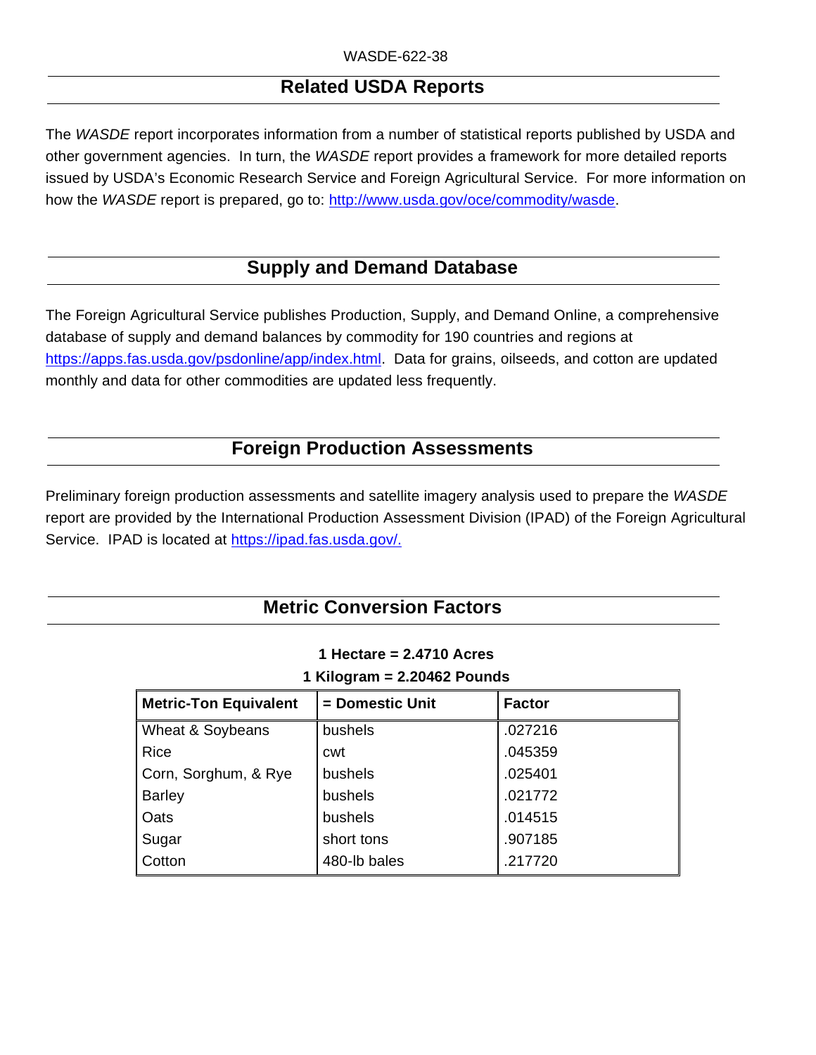## Related USDA Reports

The *WASDE* report incorporates information from a number of statistical reports published by USDA and other government agencies. In turn, the *WASDE* report provides a framework for more detailed reports issued by USDA's Economic Research Service and Foreign Agricultural Service. For more information on how the *WASDE* report is prepared, go to: [http://www.usda.gov/oce/commodity/wasde](http://www.usda.gov/oce/commodity/wasde).

## Supply and Demand Database

The Foreign Agricultural Service publishes Production, Supply, and Demand Online, a comprehensive database of supply and demand balances by commodity for 190 countries and regions at [https://apps.fas.usda.gov/psdonline/app/index.html](https://apps.fas.usda.gov/psdonline/app/index.html). Data for grains, oilseeds, and cotton are updated monthly and data for other commodities are updated less frequently.

## Foreign Production Assessments

Preliminary foreign production assessments and satellite imagery analysis used to prepare the *WASDE* report are provided by the International Production Assessment Division (IPAD) of the Foreign Agricultural Service. IPAD is located at [https://ipad.fas.usda.gov/.](https://ipad.fas.usda.gov/)

## Metric Conversion Factors

**1 Hectare = 2.4710 Acres**

**1 Kilogram = 2.20462 Pounds**

| Metric-Ton Equivalent | = Domestic Unit | Factor |
|---|---|---|
| Wheat & Soybeans | bushels | .027216 |
| Rice | cwt | .045359 |
| Corn, Sorghum, & Rye | bushels | .025401 |
| Barley | bushels | .021772 |
| Oats | bushels | .014515 |
| Sugar | short tons | .907185 |
| Cotton | 480-lb bales | .217720 |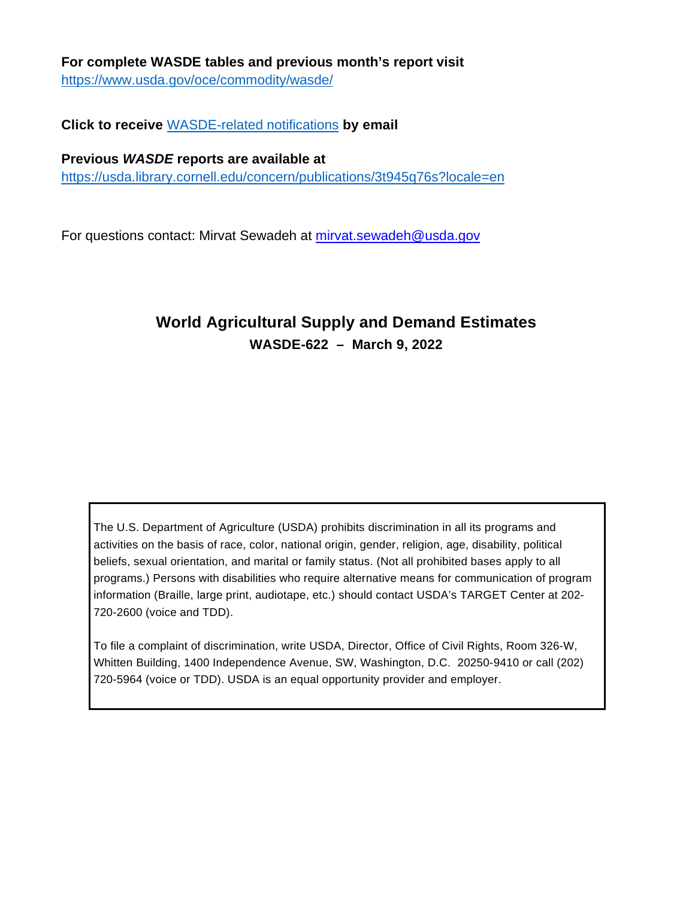**For complete WASDE tables and previous month's report visit**
[https://www.usda.gov/oce/commodity/wasde/](https://www.usda.gov/oce/commodity/wasde/)

**Click to receive** WASDE-related notifications **by email**

**Previous *WASDE* reports are available at**
[https://usda.library.cornell.edu/concern/publications/3t945q76s?locale=en](https://usda.library.cornell.edu/concern/publications/3t945q76s?locale=en)

For questions contact: Mirvat Sewadeh at [mirvat.sewadeh@usda.gov](mailto:mirvat.sewadeh@usda.gov)

# World Agricultural Supply and Demand Estimates

## WASDE-622 – March 9, 2022

The U.S. Department of Agriculture (USDA) prohibits discrimination in all its programs and activities on the basis of race, color, national origin, gender, religion, age, disability, political beliefs, sexual orientation, and marital or family status. (Not all prohibited bases apply to all programs.) Persons with disabilities who require alternative means for communication of program information (Braille, large print, audiotape, etc.) should contact USDA's TARGET Center at 202-720-2600 (voice and TDD).

To file a complaint of discrimination, write USDA, Director, Office of Civil Rights, Room 326-W, Whitten Building, 1400 Independence Avenue, SW, Washington, D.C. 20250-9410 or call (202) 720-5964 (voice or TDD). USDA is an equal opportunity provider and employer.